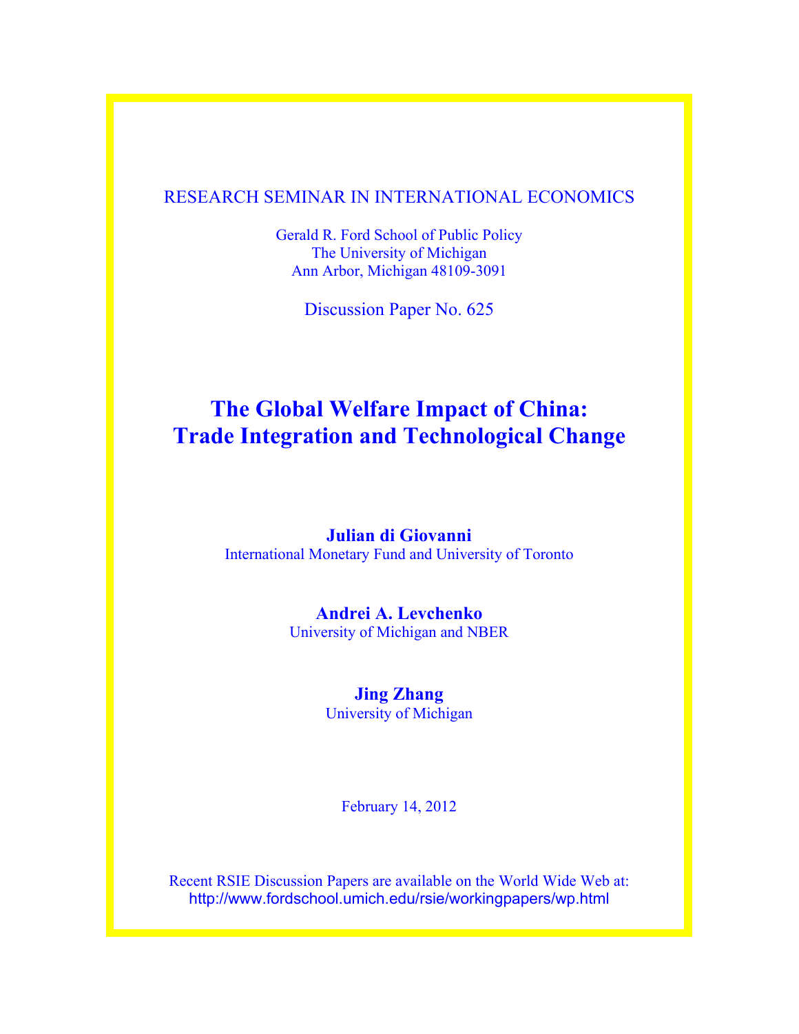RESEARCH SEMINAR IN INTERNATIONAL ECONOMICS

Gerald R. Ford School of Public Policy
The University of Michigan
Ann Arbor, Michigan 48109-3091

Discussion Paper No. 625

# The Global Welfare Impact of China: Trade Integration and Technological Change

**Julian di Giovanni**
International Monetary Fund and University of Toronto

**Andrei A. Levchenko**
University of Michigan and NBER

**Jing Zhang**
University of Michigan

February 14, 2012

Recent RSIE Discussion Papers are available on the World Wide Web at:
http://www.fordschool.umich.edu/rsie/workingpapers/wp.html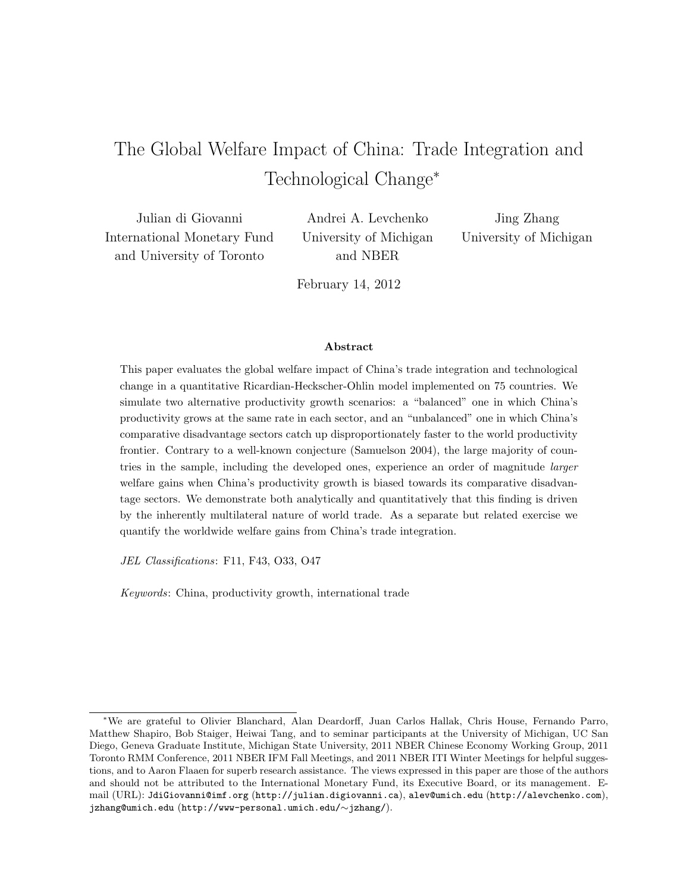# The Global Welfare Impact of China: Trade Integration and Technological Change*

Julian di Giovanni
International Monetary Fund
and University of Toronto

Andrei A. Levchenko
University of Michigan
and NBER

Jing Zhang
University of Michigan

February 14, 2012

### Abstract

This paper evaluates the global welfare impact of China's trade integration and technological change in a quantitative Ricardian-Heckscher-Ohlin model implemented on 75 countries. We simulate two alternative productivity growth scenarios: a "balanced" one in which China's productivity grows at the same rate in each sector, and an "unbalanced" one in which China's comparative disadvantage sectors catch up disproportionately faster to the world productivity frontier. Contrary to a well-known conjecture (Samuelson 2004), the large majority of countries in the sample, including the developed ones, experience an order of magnitude *larger* welfare gains when China's productivity growth is biased towards its comparative disadvantage sectors. We demonstrate both analytically and quantitatively that this finding is driven by the inherently multilateral nature of world trade. As a separate but related exercise we quantify the worldwide welfare gains from China's trade integration.

*JEL Classifications*: F11, F43, O33, O47

*Keywords*: China, productivity growth, international trade

---

*We are grateful to Olivier Blanchard, Alan Deardorff, Juan Carlos Hallak, Chris House, Fernando Parro, Matthew Shapiro, Bob Staiger, Heiwai Tang, and to seminar participants at the University of Michigan, UC San Diego, Geneva Graduate Institute, Michigan State University, 2011 NBER Chinese Economy Working Group, 2011 Toronto RMM Conference, 2011 NBER IFM Fall Meetings, and 2011 NBER ITI Winter Meetings for helpful suggestions, and to Aaron Flaaen for superb research assistance. The views expressed in this paper are those of the authors and should not be attributed to the International Monetary Fund, its Executive Board, or its management. E-mail (URL): JdiGiovanni@imf.org (http://julian.digiovanni.ca), alev@umich.edu (http://alevchenko.com), jzhang@umich.edu (http://www-personal.umich.edu/∼jzhang/).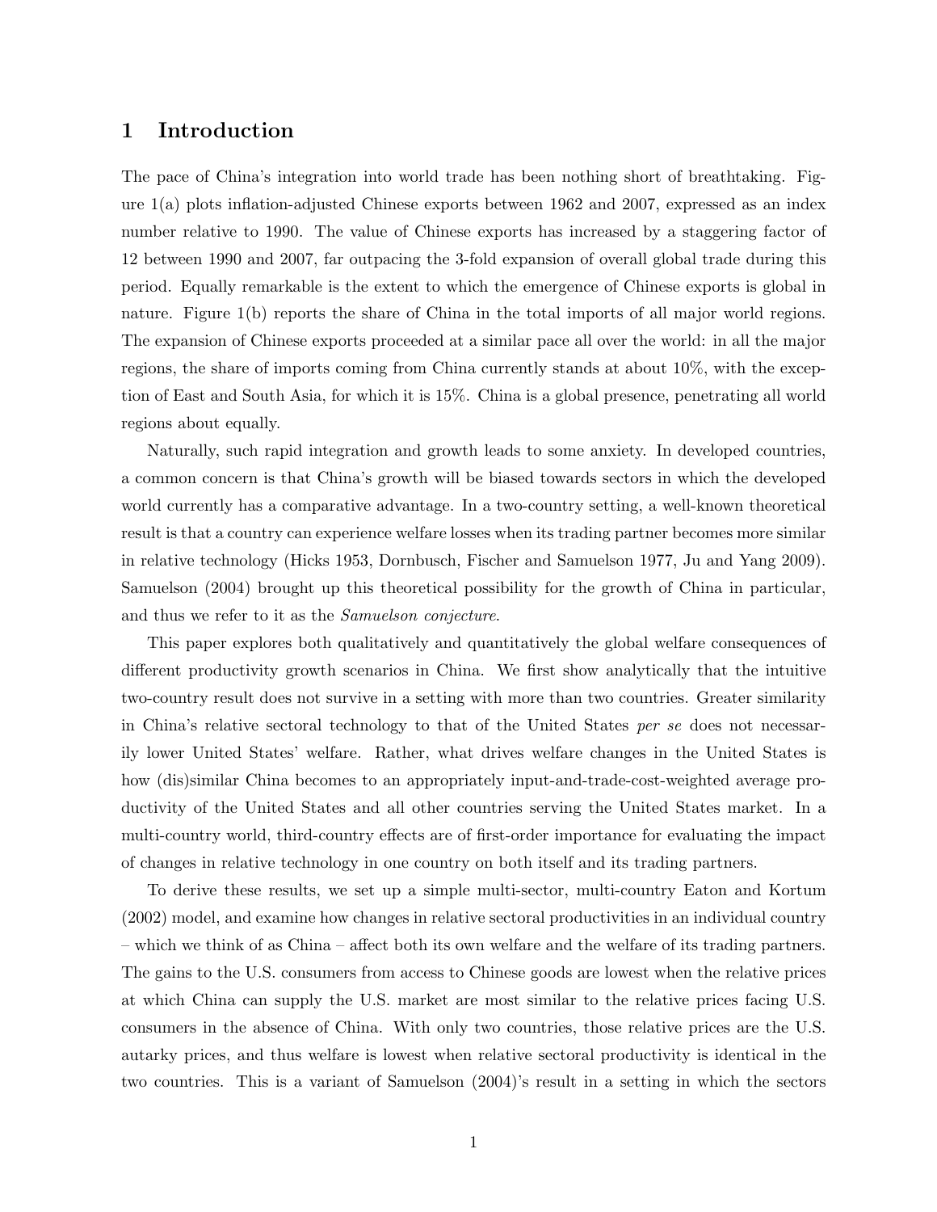# 1 Introduction

The pace of China's integration into world trade has been nothing short of breathtaking. Figure 1(a) plots inflation-adjusted Chinese exports between 1962 and 2007, expressed as an index number relative to 1990. The value of Chinese exports has increased by a staggering factor of 12 between 1990 and 2007, far outpacing the 3-fold expansion of overall global trade during this period. Equally remarkable is the extent to which the emergence of Chinese exports is global in nature. Figure 1(b) reports the share of China in the total imports of all major world regions. The expansion of Chinese exports proceeded at a similar pace all over the world: in all the major regions, the share of imports coming from China currently stands at about 10%, with the exception of East and South Asia, for which it is 15%. China is a global presence, penetrating all world regions about equally.

Naturally, such rapid integration and growth leads to some anxiety. In developed countries, a common concern is that China's growth will be biased towards sectors in which the developed world currently has a comparative advantage. In a two-country setting, a well-known theoretical result is that a country can experience welfare losses when its trading partner becomes more similar in relative technology (Hicks 1953, Dornbusch, Fischer and Samuelson 1977, Ju and Yang 2009). Samuelson (2004) brought up this theoretical possibility for the growth of China in particular, and thus we refer to it as the *Samuelson conjecture*.

This paper explores both qualitatively and quantitatively the global welfare consequences of different productivity growth scenarios in China. We first show analytically that the intuitive two-country result does not survive in a setting with more than two countries. Greater similarity in China's relative sectoral technology to that of the United States *per se* does not necessarily lower United States' welfare. Rather, what drives welfare changes in the United States is how (dis)similar China becomes to an appropriately input-and-trade-cost-weighted average productivity of the United States and all other countries serving the United States market. In a multi-country world, third-country effects are of first-order importance for evaluating the impact of changes in relative technology in one country on both itself and its trading partners.

To derive these results, we set up a simple multi-sector, multi-country Eaton and Kortum (2002) model, and examine how changes in relative sectoral productivities in an individual country – which we think of as China – affect both its own welfare and the welfare of its trading partners. The gains to the U.S. consumers from access to Chinese goods are lowest when the relative prices at which China can supply the U.S. market are most similar to the relative prices facing U.S. consumers in the absence of China. With only two countries, those relative prices are the U.S. autarky prices, and thus welfare is lowest when relative sectoral productivity is identical in the two countries. This is a variant of Samuelson (2004)'s result in a setting in which the sectors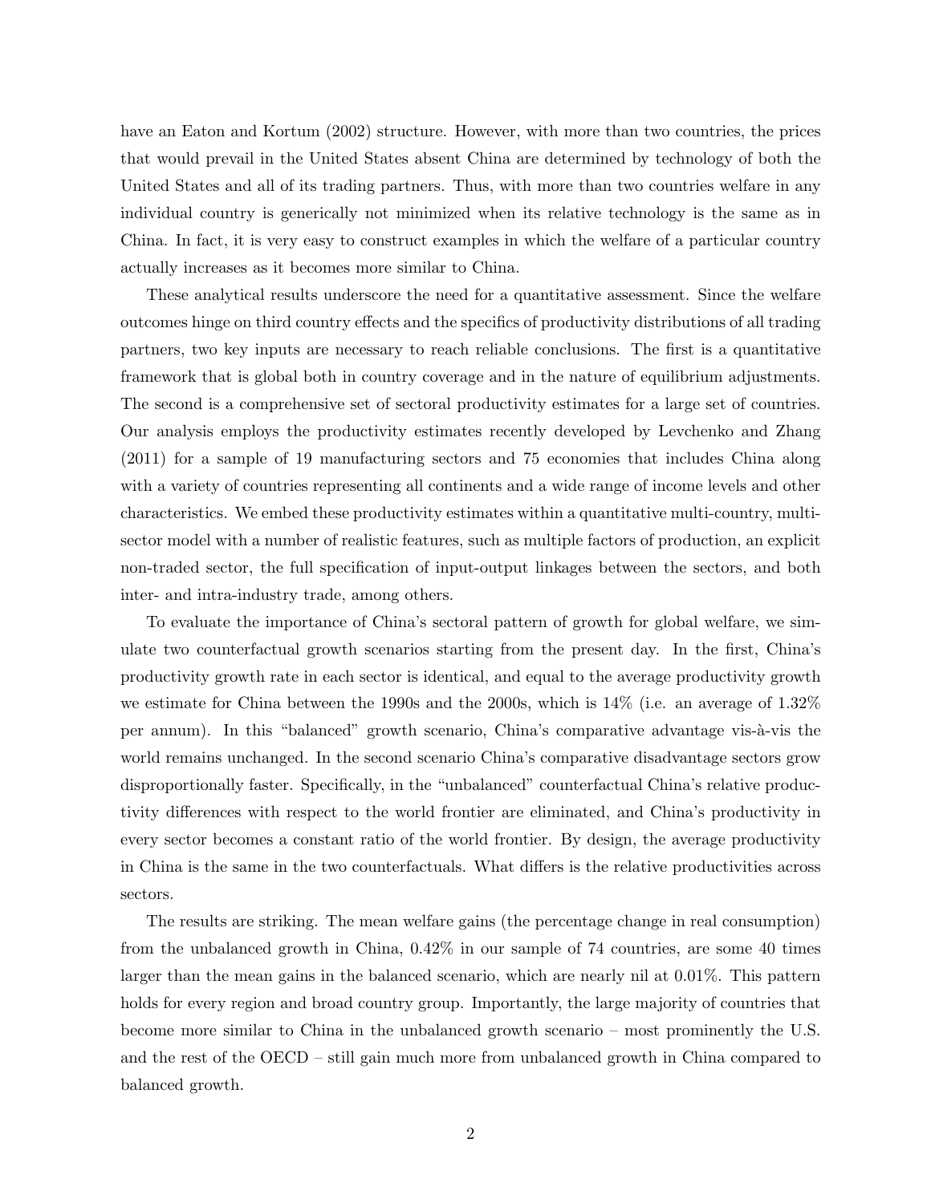have an Eaton and Kortum (2002) structure. However, with more than two countries, the prices that would prevail in the United States absent China are determined by technology of both the United States and all of its trading partners. Thus, with more than two countries welfare in any individual country is generically not minimized when its relative technology is the same as in China. In fact, it is very easy to construct examples in which the welfare of a particular country actually increases as it becomes more similar to China.

These analytical results underscore the need for a quantitative assessment. Since the welfare outcomes hinge on third country effects and the specifics of productivity distributions of all trading partners, two key inputs are necessary to reach reliable conclusions. The first is a quantitative framework that is global both in country coverage and in the nature of equilibrium adjustments. The second is a comprehensive set of sectoral productivity estimates for a large set of countries. Our analysis employs the productivity estimates recently developed by Levchenko and Zhang (2011) for a sample of 19 manufacturing sectors and 75 economies that includes China along with a variety of countries representing all continents and a wide range of income levels and other characteristics. We embed these productivity estimates within a quantitative multi-country, multi-sector model with a number of realistic features, such as multiple factors of production, an explicit non-traded sector, the full specification of input-output linkages between the sectors, and both inter- and intra-industry trade, among others.

To evaluate the importance of China's sectoral pattern of growth for global welfare, we simulate two counterfactual growth scenarios starting from the present day. In the first, China's productivity growth rate in each sector is identical, and equal to the average productivity growth we estimate for China between the 1990s and the 2000s, which is 14% (i.e. an average of 1.32% per annum). In this "balanced" growth scenario, China's comparative advantage vis-à-vis the world remains unchanged. In the second scenario China's comparative disadvantage sectors grow disproportionally faster. Specifically, in the "unbalanced" counterfactual China's relative productivity differences with respect to the world frontier are eliminated, and China's productivity in every sector becomes a constant ratio of the world frontier. By design, the average productivity in China is the same in the two counterfactuals. What differs is the relative productivities across sectors.

The results are striking. The mean welfare gains (the percentage change in real consumption) from the unbalanced growth in China, 0.42% in our sample of 74 countries, are some 40 times larger than the mean gains in the balanced scenario, which are nearly nil at 0.01%. This pattern holds for every region and broad country group. Importantly, the large majority of countries that become more similar to China in the unbalanced growth scenario – most prominently the U.S. and the rest of the OECD – still gain much more from unbalanced growth in China compared to balanced growth.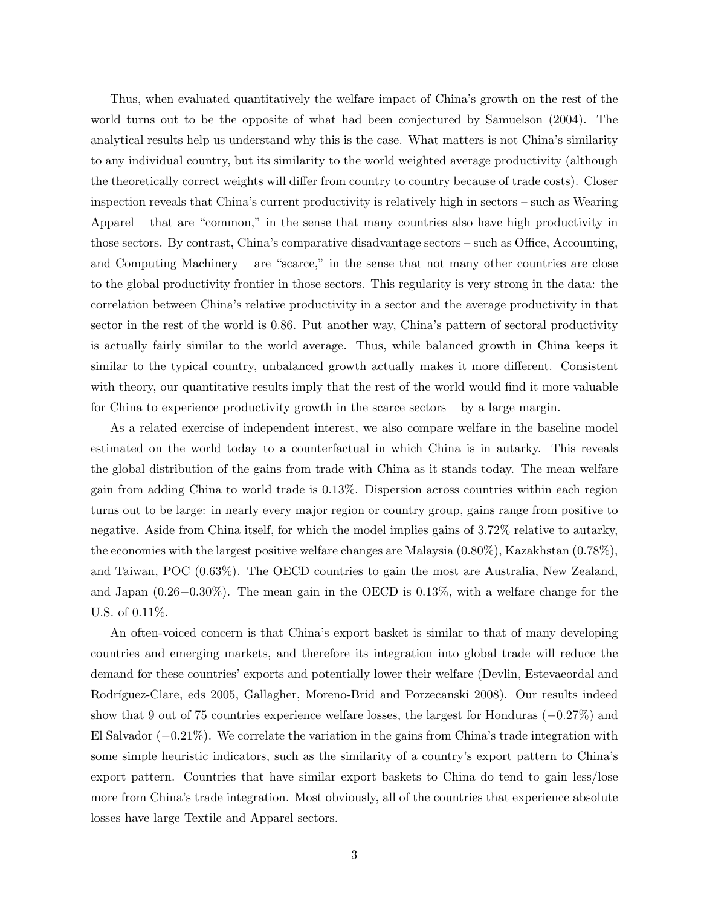Thus, when evaluated quantitatively the welfare impact of China's growth on the rest of the world turns out to be the opposite of what had been conjectured by Samuelson (2004). The analytical results help us understand why this is the case. What matters is not China's similarity to any individual country, but its similarity to the world weighted average productivity (although the theoretically correct weights will differ from country to country because of trade costs). Closer inspection reveals that China's current productivity is relatively high in sectors – such as Wearing Apparel – that are "common," in the sense that many countries also have high productivity in those sectors. By contrast, China's comparative disadvantage sectors – such as Office, Accounting, and Computing Machinery – are "scarce," in the sense that not many other countries are close to the global productivity frontier in those sectors. This regularity is very strong in the data: the correlation between China's relative productivity in a sector and the average productivity in that sector in the rest of the world is 0.86. Put another way, China's pattern of sectoral productivity is actually fairly similar to the world average. Thus, while balanced growth in China keeps it similar to the typical country, unbalanced growth actually makes it more different. Consistent with theory, our quantitative results imply that the rest of the world would find it more valuable for China to experience productivity growth in the scarce sectors – by a large margin.

As a related exercise of independent interest, we also compare welfare in the baseline model estimated on the world today to a counterfactual in which China is in autarky. This reveals the global distribution of the gains from trade with China as it stands today. The mean welfare gain from adding China to world trade is 0.13%. Dispersion across countries within each region turns out to be large: in nearly every major region or country group, gains range from positive to negative. Aside from China itself, for which the model implies gains of 3.72% relative to autarky, the economies with the largest positive welfare changes are Malaysia (0.80%), Kazakhstan (0.78%), and Taiwan, POC (0.63%). The OECD countries to gain the most are Australia, New Zealand, and Japan ($0.26-0.30$%). The mean gain in the OECD is 0.13%, with a welfare change for the U.S. of 0.11%.

An often-voiced concern is that China's export basket is similar to that of many developing countries and emerging markets, and therefore its integration into global trade will reduce the demand for these countries' exports and potentially lower their welfare (Devlin, Estevaeordal and Rodríguez-Clare, eds 2005, Gallagher, Moreno-Brid and Porzecanski 2008). Our results indeed show that 9 out of 75 countries experience welfare losses, the largest for Honduras ($-0.27$%) and El Salvador ($-0.21$%). We correlate the variation in the gains from China's trade integration with some simple heuristic indicators, such as the similarity of a country's export pattern to China's export pattern. Countries that have similar export baskets to China do tend to gain less/lose more from China's trade integration. Most obviously, all of the countries that experience absolute losses have large Textile and Apparel sectors.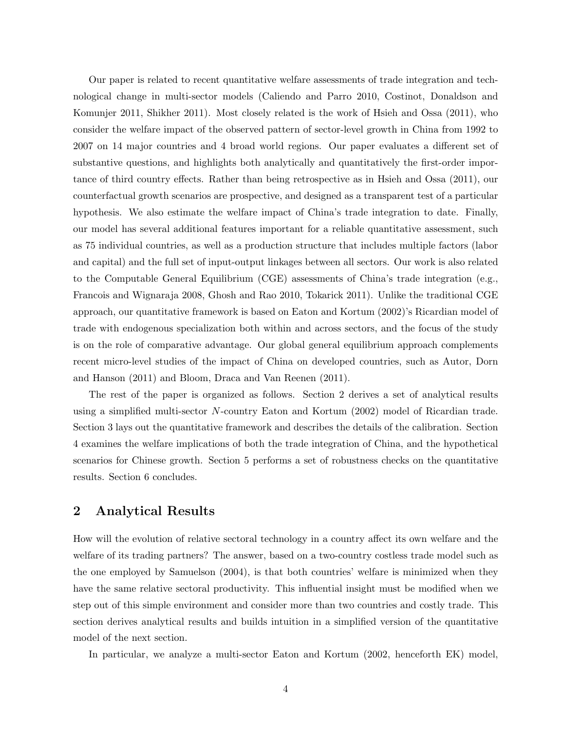Our paper is related to recent quantitative welfare assessments of trade integration and technological change in multi-sector models (Caliendo and Parro 2010, Costinot, Donaldson and Komunjer 2011, Shikher 2011). Most closely related is the work of Hsieh and Ossa (2011), who consider the welfare impact of the observed pattern of sector-level growth in China from 1992 to 2007 on 14 major countries and 4 broad world regions. Our paper evaluates a different set of substantive questions, and highlights both analytically and quantitatively the first-order importance of third country effects. Rather than being retrospective as in Hsieh and Ossa (2011), our counterfactual growth scenarios are prospective, and designed as a transparent test of a particular hypothesis. We also estimate the welfare impact of China's trade integration to date. Finally, our model has several additional features important for a reliable quantitative assessment, such as 75 individual countries, as well as a production structure that includes multiple factors (labor and capital) and the full set of input-output linkages between all sectors. Our work is also related to the Computable General Equilibrium (CGE) assessments of China's trade integration (e.g., Francois and Wignaraja 2008, Ghosh and Rao 2010, Tokarick 2011). Unlike the traditional CGE approach, our quantitative framework is based on Eaton and Kortum (2002)'s Ricardian model of trade with endogenous specialization both within and across sectors, and the focus of the study is on the role of comparative advantage. Our global general equilibrium approach complements recent micro-level studies of the impact of China on developed countries, such as Autor, Dorn and Hanson (2011) and Bloom, Draca and Van Reenen (2011).

The rest of the paper is organized as follows. Section 2 derives a set of analytical results using a simplified multi-sector $N$-country Eaton and Kortum (2002) model of Ricardian trade. Section 3 lays out the quantitative framework and describes the details of the calibration. Section 4 examines the welfare implications of both the trade integration of China, and the hypothetical scenarios for Chinese growth. Section 5 performs a set of robustness checks on the quantitative results. Section 6 concludes.

## 2 Analytical Results

How will the evolution of relative sectoral technology in a country affect its own welfare and the welfare of its trading partners? The answer, based on a two-country costless trade model such as the one employed by Samuelson (2004), is that both countries' welfare is minimized when they have the same relative sectoral productivity. This influential insight must be modified when we step out of this simple environment and consider more than two countries and costly trade. This section derives analytical results and builds intuition in a simplified version of the quantitative model of the next section.

In particular, we analyze a multi-sector Eaton and Kortum (2002, henceforth EK) model,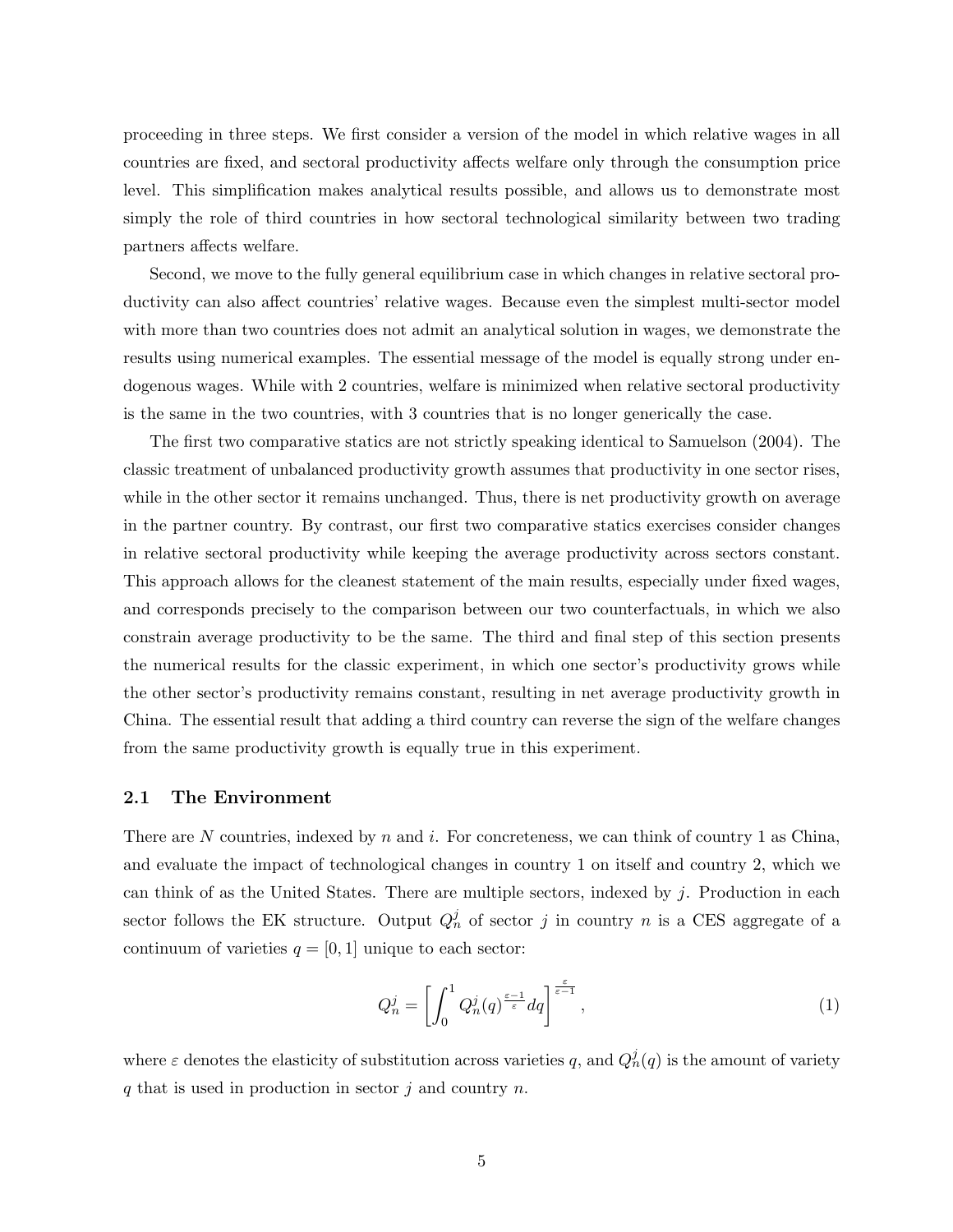proceeding in three steps. We first consider a version of the model in which relative wages in all countries are fixed, and sectoral productivity affects welfare only through the consumption price level. This simplification makes analytical results possible, and allows us to demonstrate most simply the role of third countries in how sectoral technological similarity between two trading partners affects welfare.

Second, we move to the fully general equilibrium case in which changes in relative sectoral productivity can also affect countries' relative wages. Because even the simplest multi-sector model with more than two countries does not admit an analytical solution in wages, we demonstrate the results using numerical examples. The essential message of the model is equally strong under endogenous wages. While with 2 countries, welfare is minimized when relative sectoral productivity is the same in the two countries, with 3 countries that is no longer generically the case.

The first two comparative statics are not strictly speaking identical to Samuelson (2004). The classic treatment of unbalanced productivity growth assumes that productivity in one sector rises, while in the other sector it remains unchanged. Thus, there is net productivity growth on average in the partner country. By contrast, our first two comparative statics exercises consider changes in relative sectoral productivity while keeping the average productivity across sectors constant. This approach allows for the cleanest statement of the main results, especially under fixed wages, and corresponds precisely to the comparison between our two counterfactuals, in which we also constrain average productivity to be the same. The third and final step of this section presents the numerical results for the classic experiment, in which one sector's productivity grows while the other sector's productivity remains constant, resulting in net average productivity growth in China. The essential result that adding a third country can reverse the sign of the welfare changes from the same productivity growth is equally true in this experiment.

## 2.1 The Environment

There are $N$ countries, indexed by $n$ and $i$. For concreteness, we can think of country 1 as China, and evaluate the impact of technological changes in country 1 on itself and country 2, which we can think of as the United States. There are multiple sectors, indexed by $j$. Production in each sector follows the EK structure. Output $Q_n^j$ of sector $j$ in country $n$ is a CES aggregate of a continuum of varieties $q = [0, 1]$ unique to each sector:

$$Q_n^j = \left[ \int_0^1 Q_n^j(q)^{\frac{\varepsilon-1}{\varepsilon}} dq \right]^{\frac{\varepsilon}{\varepsilon-1}}, \tag{1}$$

where $\varepsilon$ denotes the elasticity of substitution across varieties $q$, and $Q_n^j(q)$ is the amount of variety $q$ that is used in production in sector $j$ and country $n$.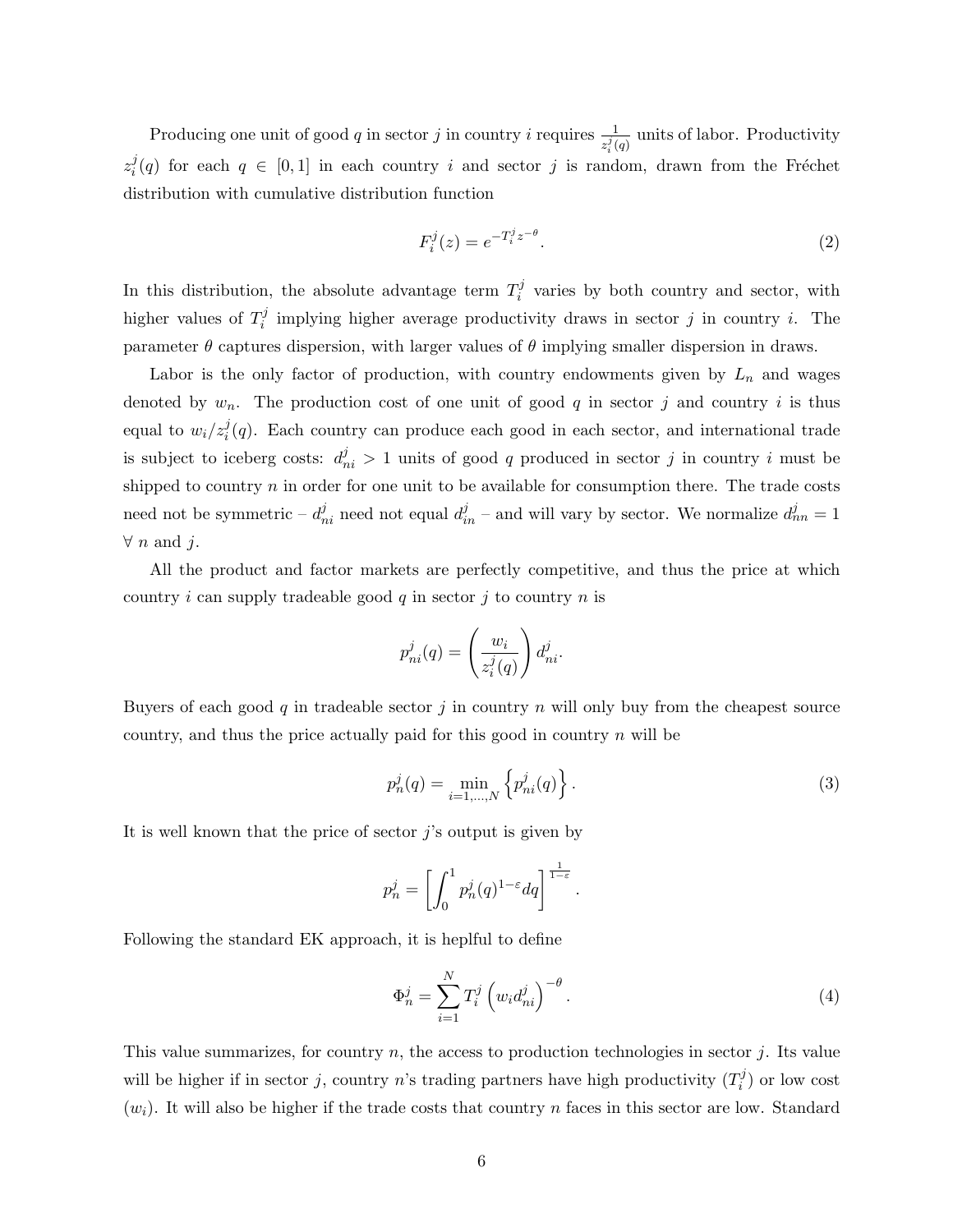Producing one unit of good $q$ in sector $j$ in country $i$ requires $\frac{1}{z_i^j(q)}$ units of labor. Productivity $z_i^j(q)$ for each $q \in [0,1]$ in each country $i$ and sector $j$ is random, drawn from the Fréchet distribution with cumulative distribution function

$$F_i^j(z) = e^{-T_i^j z^{-\theta}}. \tag{2}$$

In this distribution, the absolute advantage term $T_i^j$ varies by both country and sector, with higher values of $T_i^j$ implying higher average productivity draws in sector $j$ in country $i$. The parameter $\theta$ captures dispersion, with larger values of $\theta$ implying smaller dispersion in draws.

Labor is the only factor of production, with country endowments given by $L_n$ and wages denoted by $w_n$. The production cost of one unit of good $q$ in sector $j$ and country $i$ is thus equal to $w_i/z_i^j(q)$. Each country can produce each good in each sector, and international trade is subject to iceberg costs: $d_{ni}^j > 1$ units of good $q$ produced in sector $j$ in country $i$ must be shipped to country $n$ in order for one unit to be available for consumption there. The trade costs need not be symmetric – $d_{ni}^j$ need not equal $d_{in}^j$ – and will vary by sector. We normalize $d_{nn}^j = 1$ $\forall$ $n$ and $j$.

All the product and factor markets are perfectly competitive, and thus the price at which country $i$ can supply tradeable good $q$ in sector $j$ to country $n$ is

$$p_{ni}^j(q) = \left(\frac{w_i}{z_i^j(q)}\right) d_{ni}^j.$$

Buyers of each good $q$ in tradeable sector $j$ in country $n$ will only buy from the cheapest source country, and thus the price actually paid for this good in country $n$ will be

$$p_n^j(q) = \min_{i=1,\ldots,N}\left\{p_{ni}^j(q)\right\}. \tag{3}$$

It is well known that the price of sector $j$'s output is given by

$$p_n^j = \left[\int_0^1 p_n^j(q)^{1-\varepsilon}dq\right]^{\frac{1}{1-\varepsilon}}.$$

Following the standard EK approach, it is heplful to define

$$\Phi_n^j = \sum_{i=1}^N T_i^j\left(w_i d_{ni}^j\right)^{-\theta}. \tag{4}$$

This value summarizes, for country $n$, the access to production technologies in sector $j$. Its value will be higher if in sector $j$, country $n$'s trading partners have high productivity ($T_i^j$) or low cost ($w_i$). It will also be higher if the trade costs that country $n$ faces in this sector are low. Standard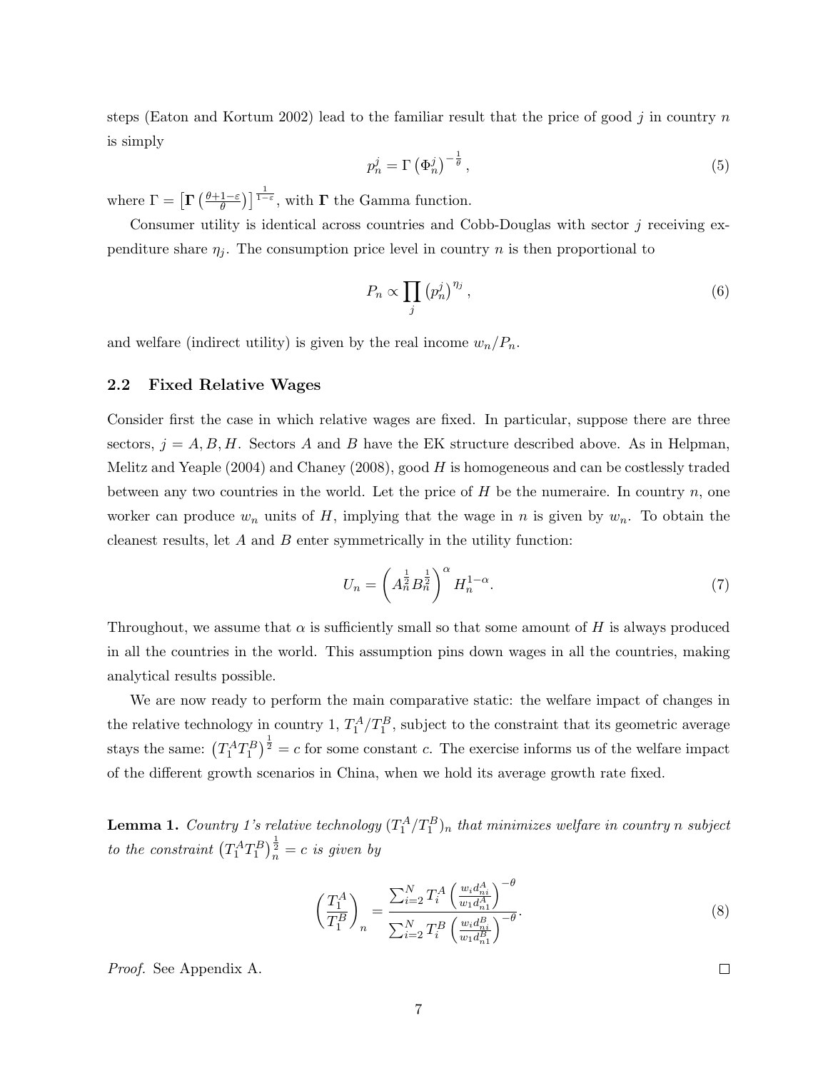steps (Eaton and Kortum 2002) lead to the familiar result that the price of good $j$ in country $n$ is simply

$$p_n^j = \Gamma \left(\Phi_n^j\right)^{-\frac{1}{\theta}}, \tag{5}$$

where $\Gamma = \left[\boldsymbol{\Gamma}\left(\frac{\theta+1-\varepsilon}{\theta}\right)\right]^{\frac{1}{1-\varepsilon}}$, with $\boldsymbol{\Gamma}$ the Gamma function.

Consumer utility is identical across countries and Cobb-Douglas with sector $j$ receiving expenditure share $\eta_j$. The consumption price level in country $n$ is then proportional to

$$P_n \propto \prod_j \left(p_n^j\right)^{\eta_j}, \tag{6}$$

and welfare (indirect utility) is given by the real income $w_n/P_n$.

## 2.2 Fixed Relative Wages

Consider first the case in which relative wages are fixed. In particular, suppose there are three sectors, $j = A, B, H$. Sectors $A$ and $B$ have the EK structure described above. As in Helpman, Melitz and Yeaple (2004) and Chaney (2008), good $H$ is homogeneous and can be costlessly traded between any two countries in the world. Let the price of $H$ be the numeraire. In country $n$, one worker can produce $w_n$ units of $H$, implying that the wage in $n$ is given by $w_n$. To obtain the cleanest results, let $A$ and $B$ enter symmetrically in the utility function:

$$U_n = \left(A_n^{\frac{1}{2}} B_n^{\frac{1}{2}}\right)^{\alpha} H_n^{1-\alpha}. \tag{7}$$

Throughout, we assume that $\alpha$ is sufficiently small so that some amount of $H$ is always produced in all the countries in the world. This assumption pins down wages in all the countries, making analytical results possible.

We are now ready to perform the main comparative static: the welfare impact of changes in the relative technology in country 1, $T_1^A/T_1^B$, subject to the constraint that its geometric average stays the same: $\left(T_1^A T_1^B\right)^{\frac{1}{2}} = c$ for some constant $c$. The exercise informs us of the welfare impact of the different growth scenarios in China, when we hold its average growth rate fixed.

**Lemma 1.** *Country 1's relative technology $(T_1^A/T_1^B)_n$ that minimizes welfare in country $n$ subject to the constraint $\left(T_1^A T_1^B\right)_n^{\frac{1}{2}} = c$ is given by*

$$\left(\frac{T_1^A}{T_1^B}\right)_n = \frac{\sum_{i=2}^N T_i^A \left(\frac{w_i d_{ni}^A}{w_1 d_{n1}^A}\right)^{-\theta}}{\sum_{i=2}^N T_i^B \left(\frac{w_i d_{ni}^B}{w_1 d_{n1}^B}\right)^{-\theta}}. \tag{8}$$

*Proof.* See Appendix A. □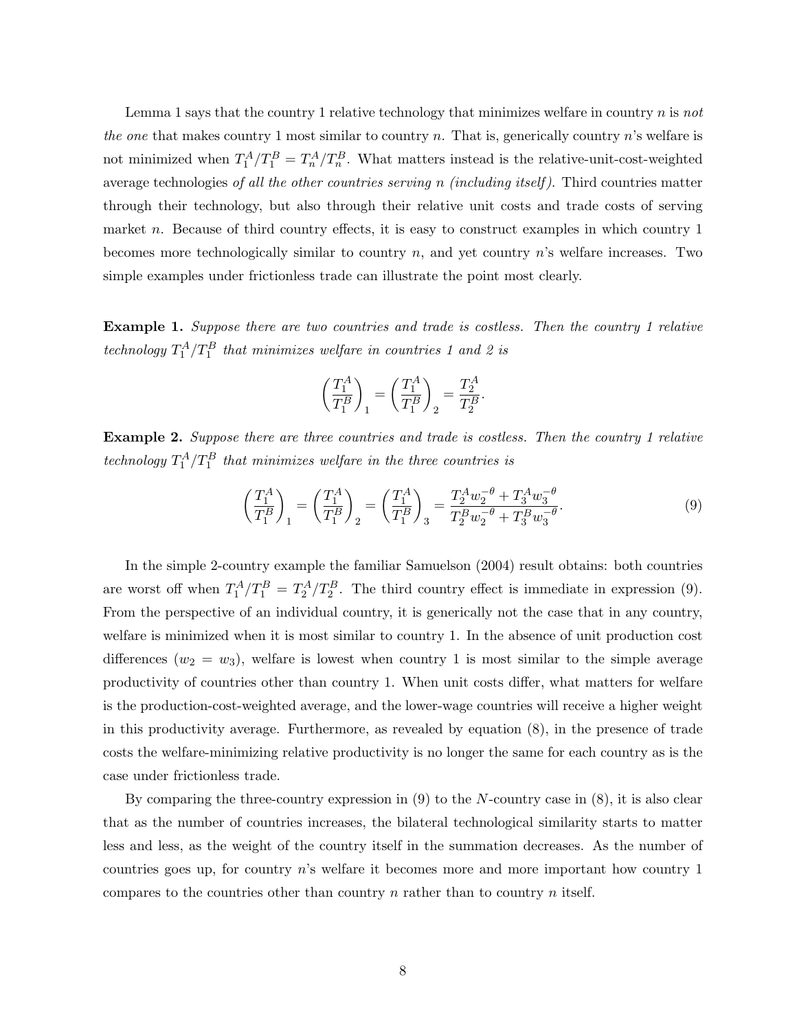Lemma 1 says that the country 1 relative technology that minimizes welfare in country $n$ is *not the one* that makes country 1 most similar to country $n$. That is, generically country $n$'s welfare is not minimized when $T_1^A/T_1^B = T_n^A/T_n^B$. What matters instead is the relative-unit-cost-weighted average technologies *of all the other countries serving n (including itself)*. Third countries matter through their technology, but also through their relative unit costs and trade costs of serving market $n$. Because of third country effects, it is easy to construct examples in which country 1 becomes more technologically similar to country $n$, and yet country $n$'s welfare increases. Two simple examples under frictionless trade can illustrate the point most clearly.

**Example 1.** *Suppose there are two countries and trade is costless. Then the country 1 relative technology* $T_1^A/T_1^B$ *that minimizes welfare in countries 1 and 2 is*

$$\left(\frac{T_1^A}{T_1^B}\right)_1 = \left(\frac{T_1^A}{T_1^B}\right)_2 = \frac{T_2^A}{T_2^B}.$$

**Example 2.** *Suppose there are three countries and trade is costless. Then the country 1 relative technology* $T_1^A/T_1^B$ *that minimizes welfare in the three countries is*

$$\left(\frac{T_1^A}{T_1^B}\right)_1 = \left(\frac{T_1^A}{T_1^B}\right)_2 = \left(\frac{T_1^A}{T_1^B}\right)_3 = \frac{T_2^A w_2^{-\theta} + T_3^A w_3^{-\theta}}{T_2^B w_2^{-\theta} + T_3^B w_3^{-\theta}}. \tag{9}$$

In the simple 2-country example the familiar Samuelson (2004) result obtains: both countries are worst off when $T_1^A/T_1^B = T_2^A/T_2^B$. The third country effect is immediate in expression (9). From the perspective of an individual country, it is generically not the case that in any country, welfare is minimized when it is most similar to country 1. In the absence of unit production cost differences ($w_2 = w_3$), welfare is lowest when country 1 is most similar to the simple average productivity of countries other than country 1. When unit costs differ, what matters for welfare is the production-cost-weighted average, and the lower-wage countries will receive a higher weight in this productivity average. Furthermore, as revealed by equation (8), in the presence of trade costs the welfare-minimizing relative productivity is no longer the same for each country as is the case under frictionless trade.

By comparing the three-country expression in (9) to the $N$-country case in (8), it is also clear that as the number of countries increases, the bilateral technological similarity starts to matter less and less, as the weight of the country itself in the summation decreases. As the number of countries goes up, for country $n$'s welfare it becomes more and more important how country 1 compares to the countries other than country $n$ rather than to country $n$ itself.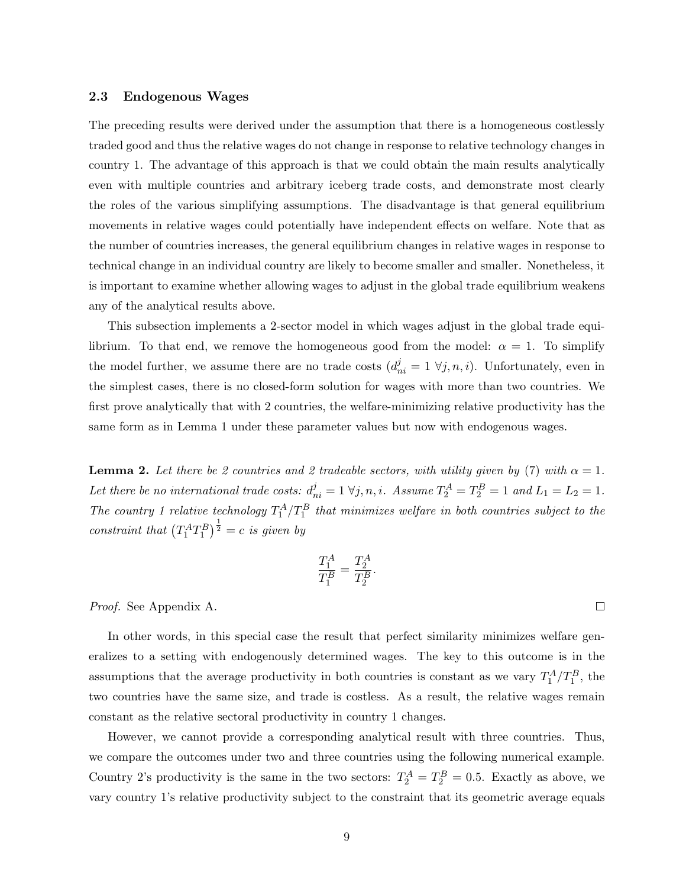### 2.3 Endogenous Wages

The preceding results were derived under the assumption that there is a homogeneous costlessly traded good and thus the relative wages do not change in response to relative technology changes in country 1. The advantage of this approach is that we could obtain the main results analytically even with multiple countries and arbitrary iceberg trade costs, and demonstrate most clearly the roles of the various simplifying assumptions. The disadvantage is that general equilibrium movements in relative wages could potentially have independent effects on welfare. Note that as the number of countries increases, the general equilibrium changes in relative wages in response to technical change in an individual country are likely to become smaller and smaller. Nonetheless, it is important to examine whether allowing wages to adjust in the global trade equilibrium weakens any of the analytical results above.

This subsection implements a 2-sector model in which wages adjust in the global trade equilibrium. To that end, we remove the homogeneous good from the model: $\alpha = 1$. To simplify the model further, we assume there are no trade costs ($d^j_{ni} = 1 \ \forall j, n, i$). Unfortunately, even in the simplest cases, there is no closed-form solution for wages with more than two countries. We first prove analytically that with 2 countries, the welfare-minimizing relative productivity has the same form as in Lemma 1 under these parameter values but now with endogenous wages.

**Lemma 2.** *Let there be 2 countries and 2 tradeable sectors, with utility given by (7) with $\alpha = 1$. Let there be no international trade costs: $d^j_{ni} = 1 \ \forall j, n, i$. Assume $T^A_2 = T^B_2 = 1$ and $L_1 = L_2 = 1$. The country 1 relative technology $T^A_1/T^B_1$ that minimizes welfare in both countries subject to the constraint that $\left(T^A_1 T^B_1\right)^{\frac{1}{2}} = c$ is given by*

$$\frac{T^A_1}{T^B_1} = \frac{T^A_2}{T^B_2}.$$

*Proof.* See Appendix A. ∎

In other words, in this special case the result that perfect similarity minimizes welfare generalizes to a setting with endogenously determined wages. The key to this outcome is in the assumptions that the average productivity in both countries is constant as we vary $T^A_1/T^B_1$, the two countries have the same size, and trade is costless. As a result, the relative wages remain constant as the relative sectoral productivity in country 1 changes.

However, we cannot provide a corresponding analytical result with three countries. Thus, we compare the outcomes under two and three countries using the following numerical example. Country 2's productivity is the same in the two sectors: $T^A_2 = T^B_2 = 0.5$. Exactly as above, we vary country 1's relative productivity subject to the constraint that its geometric average equals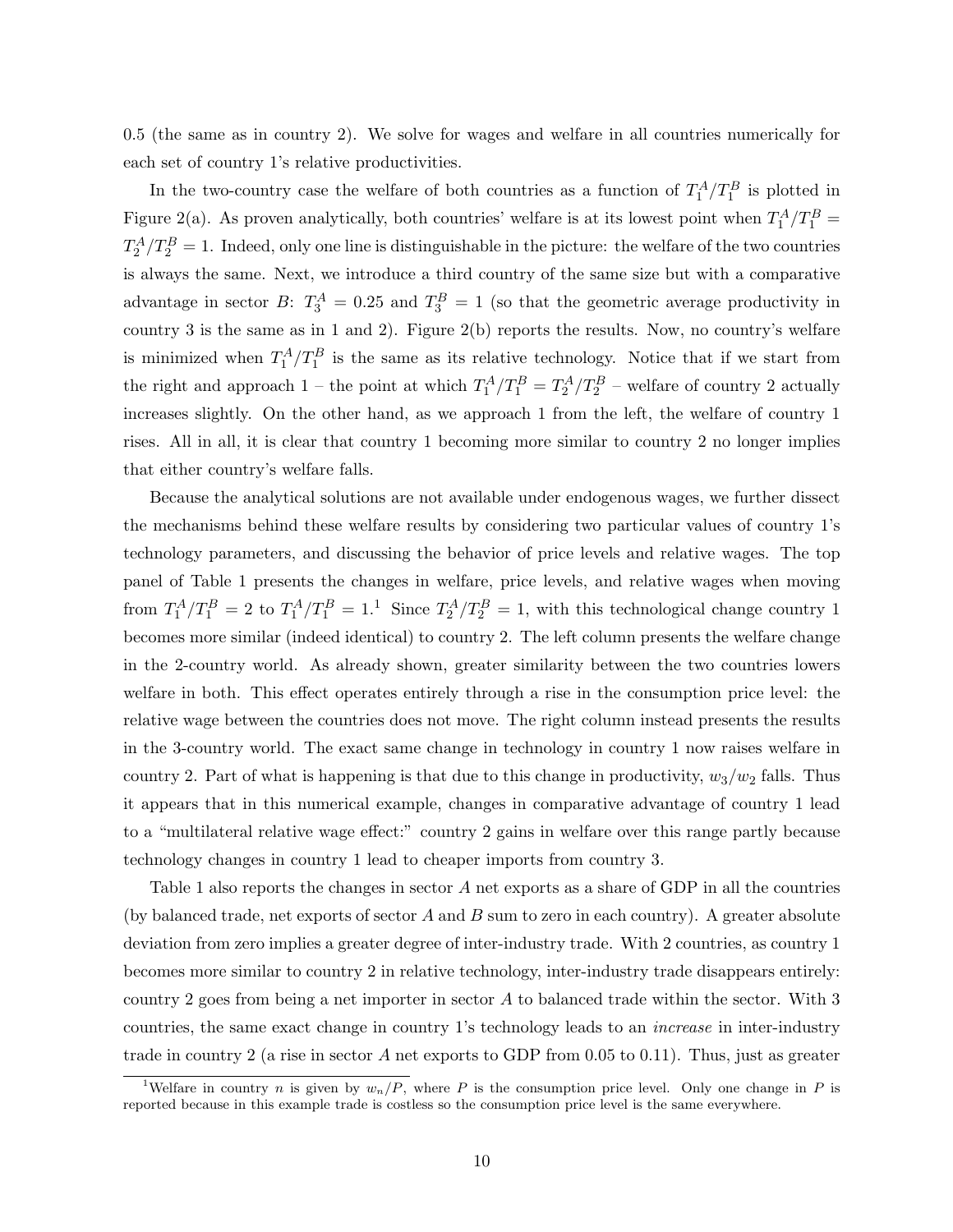0.5 (the same as in country 2). We solve for wages and welfare in all countries numerically for each set of country 1's relative productivities.

In the two-country case the welfare of both countries as a function of $T_1^A/T_1^B$ is plotted in Figure 2(a). As proven analytically, both countries' welfare is at its lowest point when $T_1^A/T_1^B = T_2^A/T_2^B = 1$. Indeed, only one line is distinguishable in the picture: the welfare of the two countries is always the same. Next, we introduce a third country of the same size but with a comparative advantage in sector $B$: $T_3^A = 0.25$ and $T_3^B = 1$ (so that the geometric average productivity in country 3 is the same as in 1 and 2). Figure 2(b) reports the results. Now, no country's welfare is minimized when $T_1^A/T_1^B$ is the same as its relative technology. Notice that if we start from the right and approach 1 – the point at which $T_1^A/T_1^B = T_2^A/T_2^B$ – welfare of country 2 actually increases slightly. On the other hand, as we approach 1 from the left, the welfare of country 1 rises. All in all, it is clear that country 1 becoming more similar to country 2 no longer implies that either country's welfare falls.

Because the analytical solutions are not available under endogenous wages, we further dissect the mechanisms behind these welfare results by considering two particular values of country 1's technology parameters, and discussing the behavior of price levels and relative wages. The top panel of Table 1 presents the changes in welfare, price levels, and relative wages when moving from $T_1^A/T_1^B = 2$ to $T_1^A/T_1^B = 1$.[1] Since $T_2^A/T_2^B = 1$, with this technological change country 1 becomes more similar (indeed identical) to country 2. The left column presents the welfare change in the 2-country world. As already shown, greater similarity between the two countries lowers welfare in both. This effect operates entirely through a rise in the consumption price level: the relative wage between the countries does not move. The right column instead presents the results in the 3-country world. The exact same change in technology in country 1 now raises welfare in country 2. Part of what is happening is that due to this change in productivity, $w_3/w_2$ falls. Thus it appears that in this numerical example, changes in comparative advantage of country 1 lead to a "multilateral relative wage effect:" country 2 gains in welfare over this range partly because technology changes in country 1 lead to cheaper imports from country 3.

Table 1 also reports the changes in sector $A$ net exports as a share of GDP in all the countries (by balanced trade, net exports of sector $A$ and $B$ sum to zero in each country). A greater absolute deviation from zero implies a greater degree of inter-industry trade. With 2 countries, as country 1 becomes more similar to country 2 in relative technology, inter-industry trade disappears entirely: country 2 goes from being a net importer in sector $A$ to balanced trade within the sector. With 3 countries, the same exact change in country 1's technology leads to an *increase* in inter-industry trade in country 2 (a rise in sector $A$ net exports to GDP from 0.05 to 0.11). Thus, just as greater

[1] Welfare in country $n$ is given by $w_n/P$, where $P$ is the consumption price level. Only one change in $P$ is reported because in this example trade is costless so the consumption price level is the same everywhere.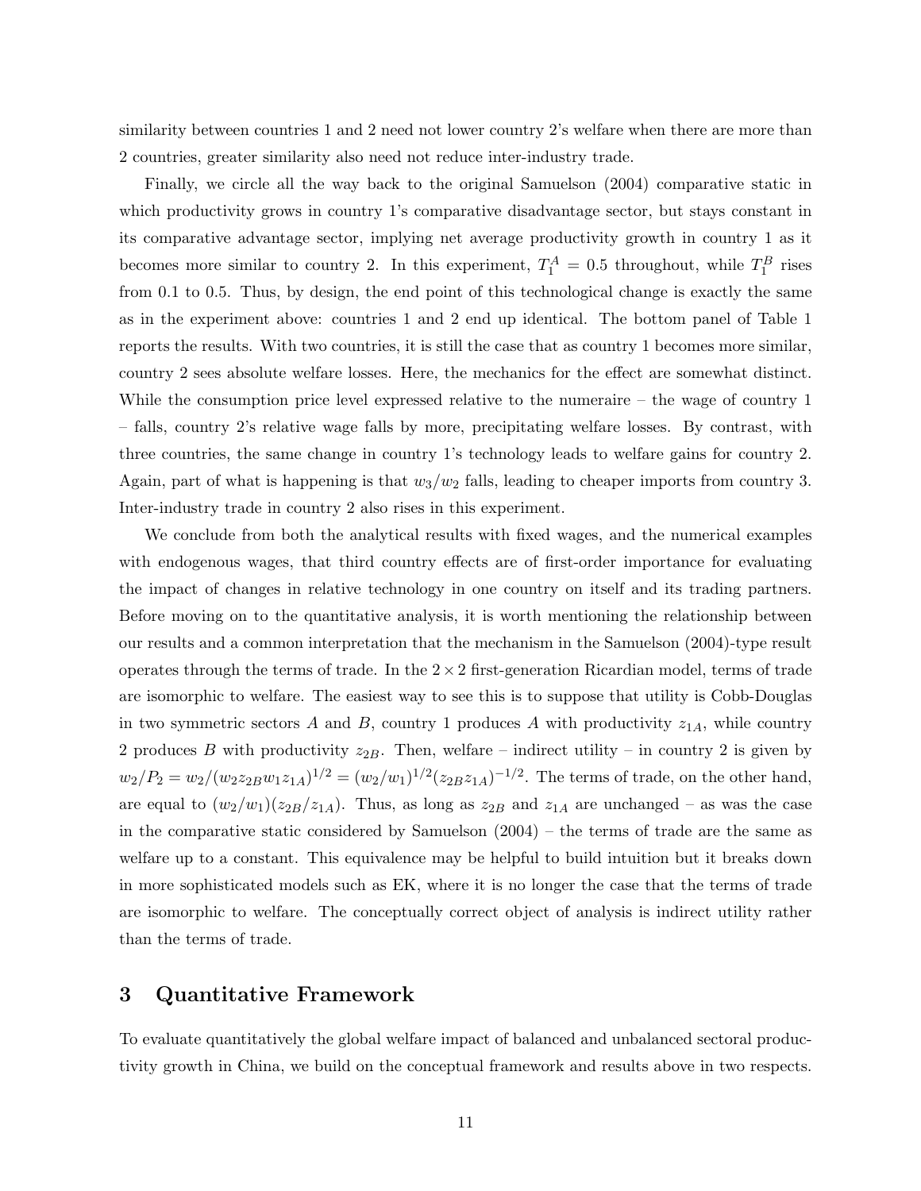similarity between countries 1 and 2 need not lower country 2's welfare when there are more than 2 countries, greater similarity also need not reduce inter-industry trade.

Finally, we circle all the way back to the original Samuelson (2004) comparative static in which productivity grows in country 1's comparative disadvantage sector, but stays constant in its comparative advantage sector, implying net average productivity growth in country 1 as it becomes more similar to country 2. In this experiment, $T_1^A = 0.5$ throughout, while $T_1^B$ rises from 0.1 to 0.5. Thus, by design, the end point of this technological change is exactly the same as in the experiment above: countries 1 and 2 end up identical. The bottom panel of Table 1 reports the results. With two countries, it is still the case that as country 1 becomes more similar, country 2 sees absolute welfare losses. Here, the mechanics for the effect are somewhat distinct. While the consumption price level expressed relative to the numeraire – the wage of country 1 – falls, country 2's relative wage falls by more, precipitating welfare losses. By contrast, with three countries, the same change in country 1's technology leads to welfare gains for country 2. Again, part of what is happening is that $w_3/w_2$ falls, leading to cheaper imports from country 3. Inter-industry trade in country 2 also rises in this experiment.

We conclude from both the analytical results with fixed wages, and the numerical examples with endogenous wages, that third country effects are of first-order importance for evaluating the impact of changes in relative technology in one country on itself and its trading partners. Before moving on to the quantitative analysis, it is worth mentioning the relationship between our results and a common interpretation that the mechanism in the Samuelson (2004)-type result operates through the terms of trade. In the $2 \times 2$ first-generation Ricardian model, terms of trade are isomorphic to welfare. The easiest way to see this is to suppose that utility is Cobb-Douglas in two symmetric sectors $A$ and $B$, country 1 produces $A$ with productivity $z_{1A}$, while country 2 produces $B$ with productivity $z_{2B}$. Then, welfare – indirect utility – in country 2 is given by $w_2/P_2 = w_2/(w_2 z_{2B} w_1 z_{1A})^{1/2} = (w_2/w_1)^{1/2}(z_{2B} z_{1A})^{-1/2}$. The terms of trade, on the other hand, are equal to $(w_2/w_1)(z_{2B}/z_{1A})$. Thus, as long as $z_{2B}$ and $z_{1A}$ are unchanged – as was the case in the comparative static considered by Samuelson (2004) – the terms of trade are the same as welfare up to a constant. This equivalence may be helpful to build intuition but it breaks down in more sophisticated models such as EK, where it is no longer the case that the terms of trade are isomorphic to welfare. The conceptually correct object of analysis is indirect utility rather than the terms of trade.

# 3 Quantitative Framework

To evaluate quantitatively the global welfare impact of balanced and unbalanced sectoral productivity growth in China, we build on the conceptual framework and results above in two respects.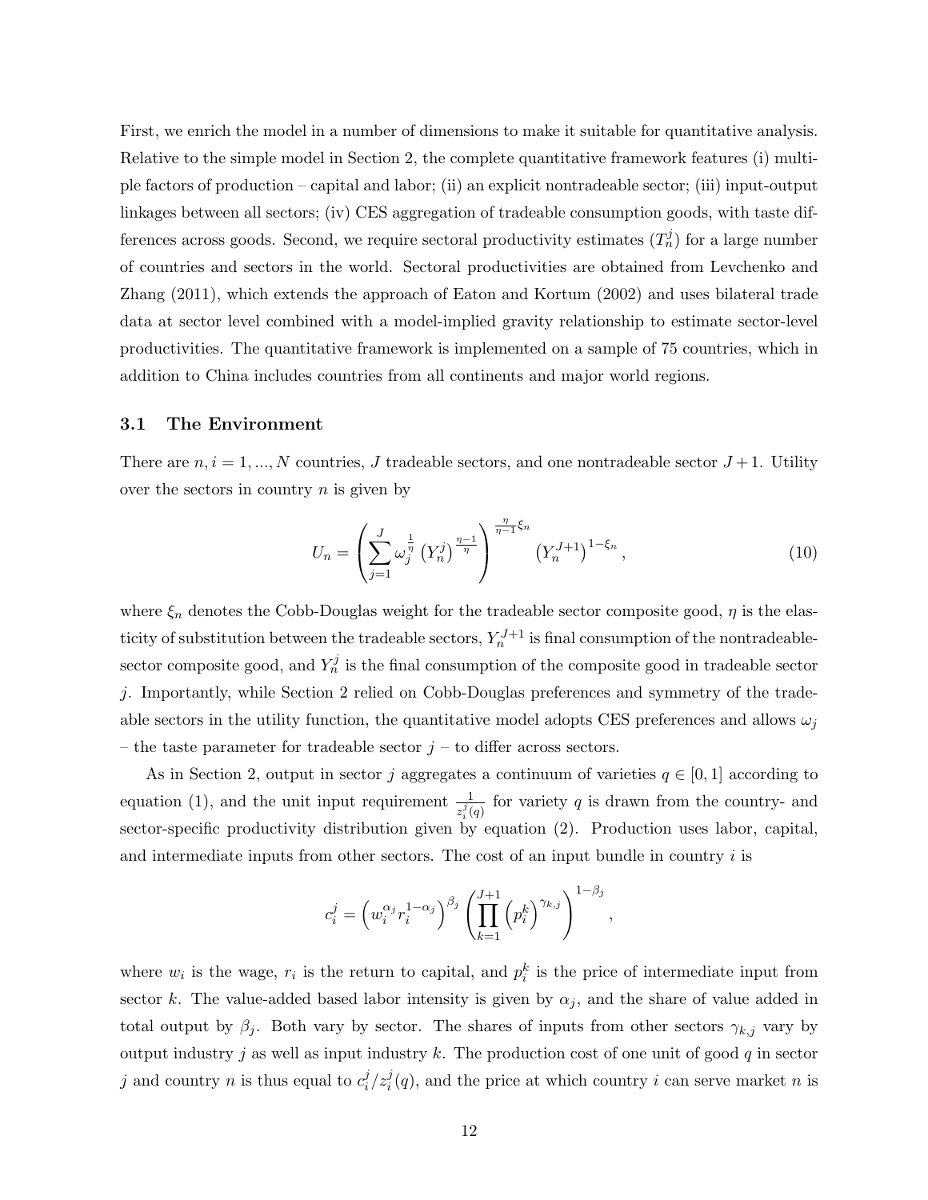First, we enrich the model in a number of dimensions to make it suitable for quantitative analysis. Relative to the simple model in Section 2, the complete quantitative framework features (i) multiple factors of production – capital and labor; (ii) an explicit nontradeable sector; (iii) input-output linkages between all sectors; (iv) CES aggregation of tradeable consumption goods, with taste differences across goods. Second, we require sectoral productivity estimates ($T_n^j$) for a large number of countries and sectors in the world. Sectoral productivities are obtained from Levchenko and Zhang (2011), which extends the approach of Eaton and Kortum (2002) and uses bilateral trade data at sector level combined with a model-implied gravity relationship to estimate sector-level productivities. The quantitative framework is implemented on a sample of 75 countries, which in addition to China includes countries from all continents and major world regions.

### 3.1 The Environment

There are $n, i = 1, ..., N$ countries, $J$ tradeable sectors, and one nontradeable sector $J+1$. Utility over the sectors in country $n$ is given by

$$U_n = \left( \sum_{j=1}^{J} \omega_j^{\frac{1}{\eta}} \left(Y_n^j\right)^{\frac{\eta-1}{\eta}} \right)^{\frac{\eta}{\eta-1}\xi_n} \left(Y_n^{J+1}\right)^{1-\xi_n}, \tag{10}$$

where $\xi_n$ denotes the Cobb-Douglas weight for the tradeable sector composite good, $\eta$ is the elasticity of substitution between the tradeable sectors, $Y_n^{J+1}$ is final consumption of the nontradeable-sector composite good, and $Y_n^j$ is the final consumption of the composite good in tradeable sector $j$. Importantly, while Section 2 relied on Cobb-Douglas preferences and symmetry of the tradeable sectors in the utility function, the quantitative model adopts CES preferences and allows $\omega_j$ – the taste parameter for tradeable sector $j$ – to differ across sectors.

As in Section 2, output in sector $j$ aggregates a continuum of varieties $q \in [0, 1]$ according to equation (1), and the unit input requirement $\frac{1}{z_i^j(q)}$ for variety $q$ is drawn from the country- and sector-specific productivity distribution given by equation (2). Production uses labor, capital, and intermediate inputs from other sectors. The cost of an input bundle in country $i$ is

$$c_i^j = \left(w_i^{\alpha_j} r_i^{1-\alpha_j}\right)^{\beta_j} \left( \prod_{k=1}^{J+1} \left(p_i^k\right)^{\gamma_{k,j}} \right)^{1-\beta_j},$$

where $w_i$ is the wage, $r_i$ is the return to capital, and $p_i^k$ is the price of intermediate input from sector $k$. The value-added based labor intensity is given by $\alpha_j$, and the share of value added in total output by $\beta_j$. Both vary by sector. The shares of inputs from other sectors $\gamma_{k,j}$ vary by output industry $j$ as well as input industry $k$. The production cost of one unit of good $q$ in sector $j$ and country $n$ is thus equal to $c_i^j / z_i^j(q)$, and the price at which country $i$ can serve market $n$ is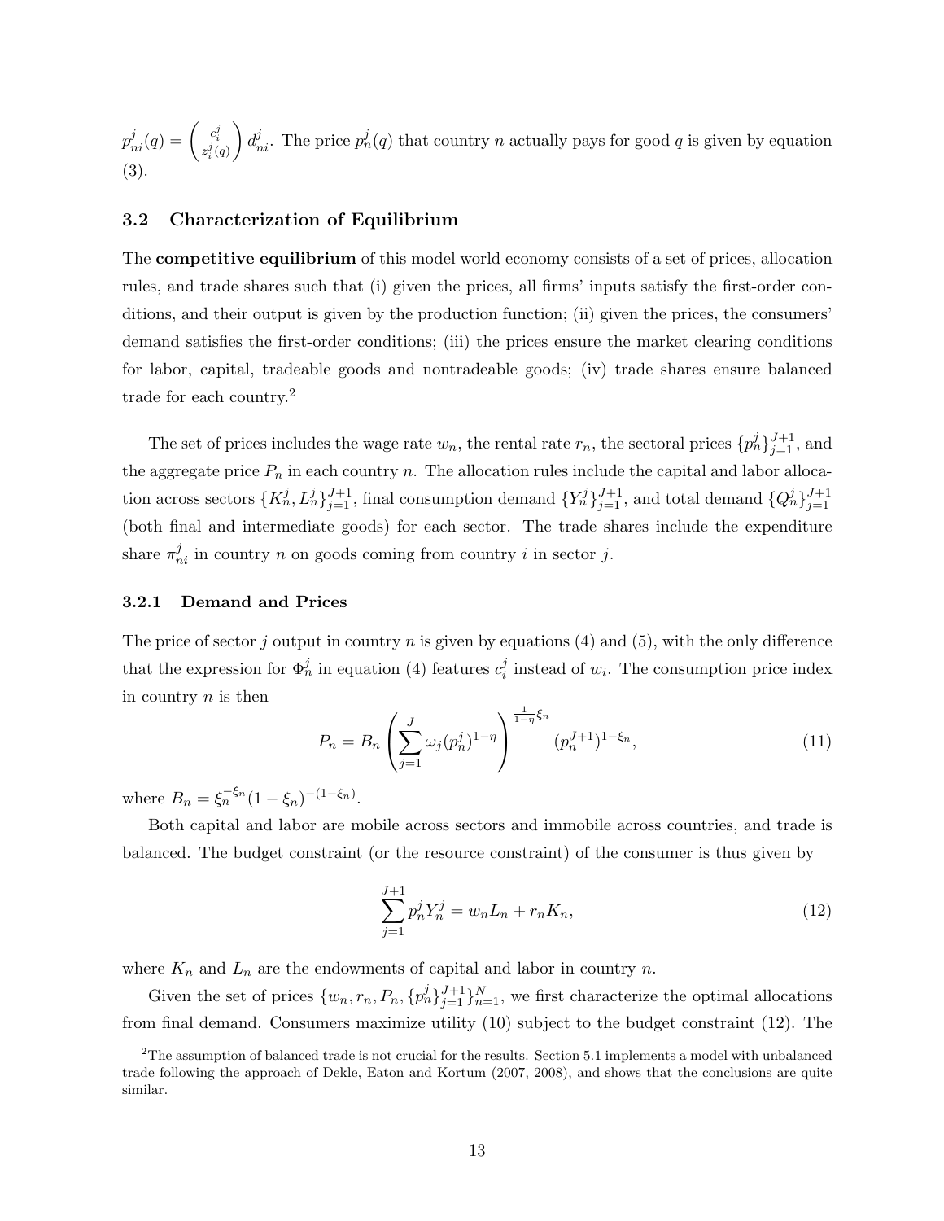$p^j_{ni}(q) = \left(\frac{c^j_i}{z^j_i(q)}\right) d^j_{ni}$. The price $p^j_n(q)$ that country $n$ actually pays for good $q$ is given by equation (3).

### 3.2 Characterization of Equilibrium

The **competitive equilibrium** of this model world economy consists of a set of prices, allocation rules, and trade shares such that (i) given the prices, all firms' inputs satisfy the first-order conditions, and their output is given by the production function; (ii) given the prices, the consumers' demand satisfies the first-order conditions; (iii) the prices ensure the market clearing conditions for labor, capital, tradeable goods and nontradeable goods; (iv) trade shares ensure balanced trade for each country.[2]

The set of prices includes the wage rate $w_n$, the rental rate $r_n$, the sectoral prices $\{p^j_n\}^{J+1}_{j=1}$, and the aggregate price $P_n$ in each country $n$. The allocation rules include the capital and labor allocation across sectors $\{K^j_n, L^j_n\}^{J+1}_{j=1}$, final consumption demand $\{Y^j_n\}^{J+1}_{j=1}$, and total demand $\{Q^j_n\}^{J+1}_{j=1}$ (both final and intermediate goods) for each sector. The trade shares include the expenditure share $\pi^j_{ni}$ in country $n$ on goods coming from country $i$ in sector $j$.

#### 3.2.1 Demand and Prices

The price of sector $j$ output in country $n$ is given by equations (4) and (5), with the only difference that the expression for $\Phi^j_n$ in equation (4) features $c^j_i$ instead of $w_i$. The consumption price index in country $n$ is then

$$P_n = B_n \left(\sum_{j=1}^{J} \omega_j (p^j_n)^{1-\eta}\right)^{\frac{1}{1-\eta}\xi_n} (p^{J+1}_n)^{1-\xi_n}, \tag{11}$$

where $B_n = \xi_n^{-\xi_n}(1-\xi_n)^{-(1-\xi_n)}$.

Both capital and labor are mobile across sectors and immobile across countries, and trade is balanced. The budget constraint (or the resource constraint) of the consumer is thus given by

$$\sum_{j=1}^{J+1} p^j_n Y^j_n = w_n L_n + r_n K_n, \tag{12}$$

where $K_n$ and $L_n$ are the endowments of capital and labor in country $n$.

Given the set of prices $\{w_n, r_n, P_n, \{p^j_n\}^{J+1}_{j=1}\}^N_{n=1}$, we first characterize the optimal allocations from final demand. Consumers maximize utility (10) subject to the budget constraint (12). The

[2] The assumption of balanced trade is not crucial for the results. Section 5.1 implements a model with unbalanced trade following the approach of Dekle, Eaton and Kortum (2007, 2008), and shows that the conclusions are quite similar.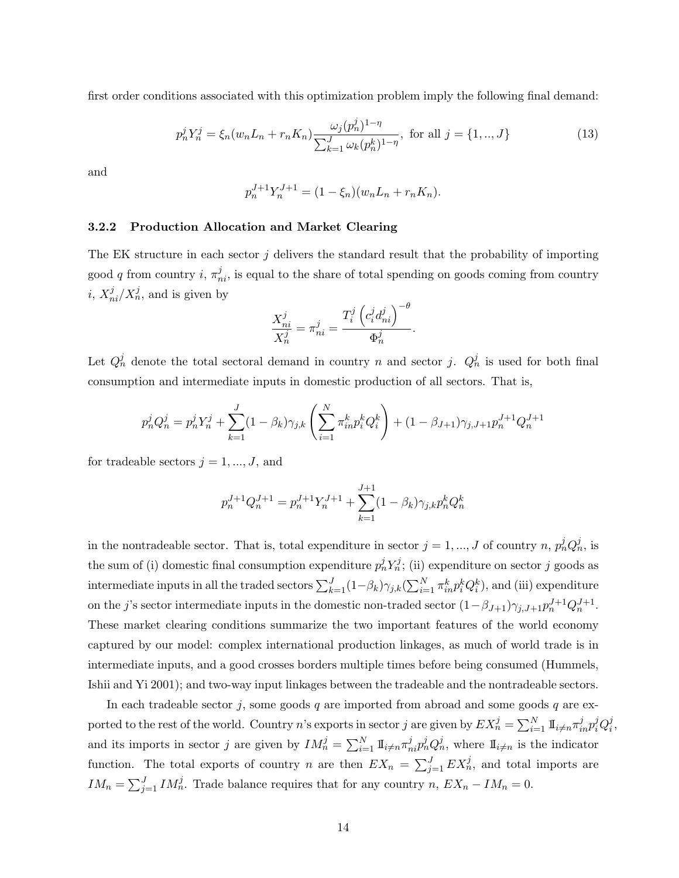first order conditions associated with this optimization problem imply the following final demand:

$$p_n^j Y_n^j = \xi_n (w_n L_n + r_n K_n) \frac{\omega_j (p_n^j)^{1-\eta}}{\sum_{k=1}^{J} \omega_k (p_n^k)^{1-\eta}}, \text{ for all } j = \{1, .., J\} \tag{13}$$

and

$$p_n^{J+1} Y_n^{J+1} = (1 - \xi_n)(w_n L_n + r_n K_n).$$

### 3.2.2 Production Allocation and Market Clearing

The EK structure in each sector $j$ delivers the standard result that the probability of importing good $q$ from country $i$, $\pi_{ni}^j$, is equal to the share of total spending on goods coming from country $i$, $X_{ni}^j / X_n^j$, and is given by

$$\frac{X_{ni}^j}{X_n^j} = \pi_{ni}^j = \frac{T_i^j \left( c_i^j d_{ni}^j \right)^{-\theta}}{\Phi_n^j}.$$

Let $Q_n^j$ denote the total sectoral demand in country $n$ and sector $j$. $Q_n^j$ is used for both final consumption and intermediate inputs in domestic production of all sectors. That is,

$$p_n^j Q_n^j = p_n^j Y_n^j + \sum_{k=1}^{J} (1 - \beta_k) \gamma_{j,k} \left( \sum_{i=1}^{N} \pi_{in}^k p_i^k Q_i^k \right) + (1 - \beta_{J+1}) \gamma_{j,J+1} p_n^{J+1} Q_n^{J+1}$$

for tradeable sectors $j = 1, ..., J$, and

$$p_n^{J+1} Q_n^{J+1} = p_n^{J+1} Y_n^{J+1} + \sum_{k=1}^{J+1} (1 - \beta_k) \gamma_{j,k} p_n^k Q_n^k$$

in the nontradeable sector. That is, total expenditure in sector $j = 1, ..., J$ of country $n$, $p_n^j Q_n^j$, is the sum of (i) domestic final consumption expenditure $p_n^j Y_n^j$; (ii) expenditure on sector $j$ goods as intermediate inputs in all the traded sectors $\sum_{k=1}^{J} (1 - \beta_k) \gamma_{j,k} (\sum_{i=1}^{N} \pi_{in}^k p_i^k Q_i^k)$, and (iii) expenditure on the $j$'s sector intermediate inputs in the domestic non-traded sector $(1 - \beta_{J+1}) \gamma_{j,J+1} p_n^{J+1} Q_n^{J+1}$. These market clearing conditions summarize the two important features of the world economy captured by our model: complex international production linkages, as much of world trade is in intermediate inputs, and a good crosses borders multiple times before being consumed (Hummels, Ishii and Yi 2001); and two-way input linkages between the tradeable and the nontradeable sectors.

In each tradeable sector $j$, some goods $q$ are imported from abroad and some goods $q$ are exported to the rest of the world. Country $n$'s exports in sector $j$ are given by $EX_n^j = \sum_{i=1}^{N} \mathbb{I}_{i \neq n} \pi_{in}^j p_i^j Q_i^j$, and its imports in sector $j$ are given by $IM_n^j = \sum_{i=1}^{N} \mathbb{I}_{i \neq n} \pi_{ni}^j p_n^j Q_n^j$, where $\mathbb{I}_{i \neq n}$ is the indicator function. The total exports of country $n$ are then $EX_n = \sum_{j=1}^{J} EX_n^j$, and total imports are $IM_n = \sum_{j=1}^{J} IM_n^j$. Trade balance requires that for any country $n$, $EX_n - IM_n = 0$.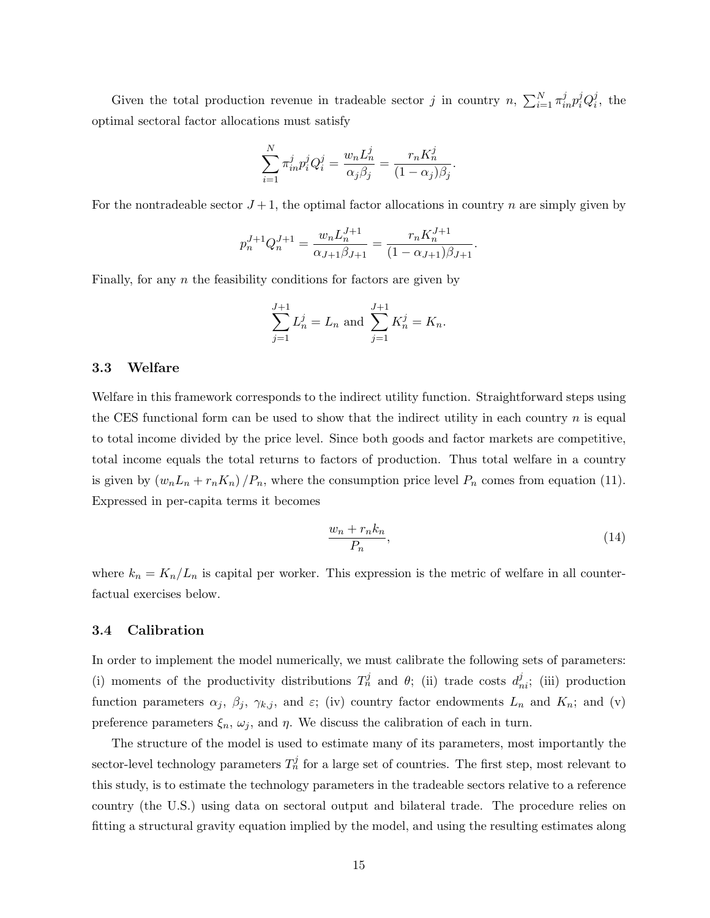Given the total production revenue in tradeable sector $j$ in country $n$, $\sum_{i=1}^{N} \pi_{in}^{j} p_i^j Q_i^j$, the optimal sectoral factor allocations must satisfy

$$\sum_{i=1}^{N} \pi_{in}^{j} p_i^j Q_i^j = \frac{w_n L_n^j}{\alpha_j \beta_j} = \frac{r_n K_n^j}{(1-\alpha_j)\beta_j}.$$

For the nontradeable sector $J+1$, the optimal factor allocations in country $n$ are simply given by

$$p_n^{J+1} Q_n^{J+1} = \frac{w_n L_n^{J+1}}{\alpha_{J+1}\beta_{J+1}} = \frac{r_n K_n^{J+1}}{(1-\alpha_{J+1})\beta_{J+1}}.$$

Finally, for any $n$ the feasibility conditions for factors are given by

$$\sum_{j=1}^{J+1} L_n^j = L_n \text{ and } \sum_{j=1}^{J+1} K_n^j = K_n.$$

### 3.3 Welfare

Welfare in this framework corresponds to the indirect utility function. Straightforward steps using the CES functional form can be used to show that the indirect utility in each country $n$ is equal to total income divided by the price level. Since both goods and factor markets are competitive, total income equals the total returns to factors of production. Thus total welfare in a country is given by $(w_n L_n + r_n K_n)/P_n$, where the consumption price level $P_n$ comes from equation (11). Expressed in per-capita terms it becomes

$$\frac{w_n + r_n k_n}{P_n}, \tag{14}$$

where $k_n = K_n/L_n$ is capital per worker. This expression is the metric of welfare in all counterfactual exercises below.

### 3.4 Calibration

In order to implement the model numerically, we must calibrate the following sets of parameters: (i) moments of the productivity distributions $T_n^j$ and $\theta$; (ii) trade costs $d_{ni}^j$; (iii) production function parameters $\alpha_j$, $\beta_j$, $\gamma_{k,j}$, and $\varepsilon$; (iv) country factor endowments $L_n$ and $K_n$; and (v) preference parameters $\xi_n$, $\omega_j$, and $\eta$. We discuss the calibration of each in turn.

The structure of the model is used to estimate many of its parameters, most importantly the sector-level technology parameters $T_n^j$ for a large set of countries. The first step, most relevant to this study, is to estimate the technology parameters in the tradeable sectors relative to a reference country (the U.S.) using data on sectoral output and bilateral trade. The procedure relies on fitting a structural gravity equation implied by the model, and using the resulting estimates along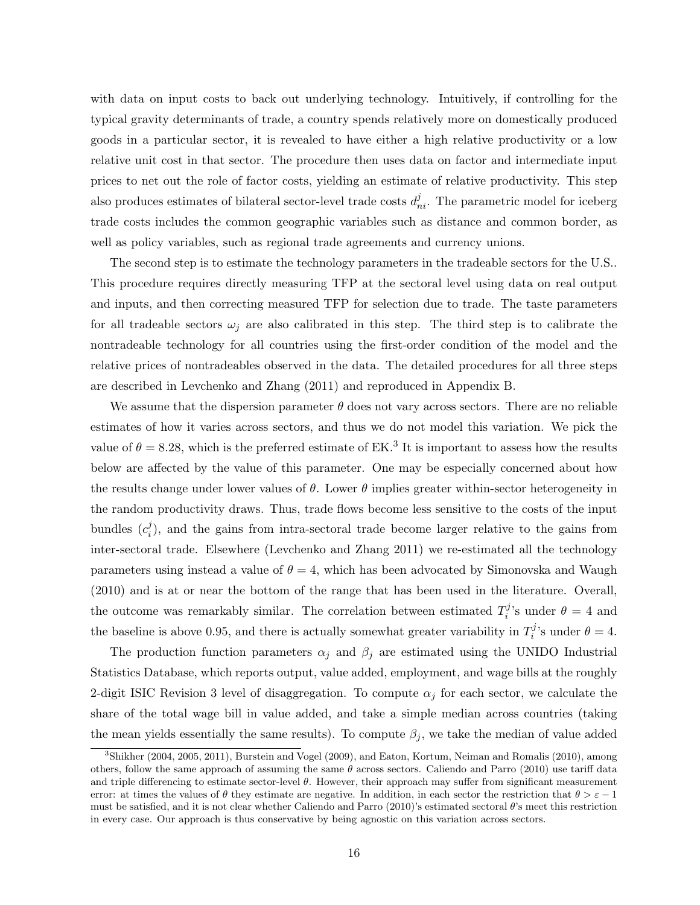with data on input costs to back out underlying technology. Intuitively, if controlling for the typical gravity determinants of trade, a country spends relatively more on domestically produced goods in a particular sector, it is revealed to have either a high relative productivity or a low relative unit cost in that sector. The procedure then uses data on factor and intermediate input prices to net out the role of factor costs, yielding an estimate of relative productivity. This step also produces estimates of bilateral sector-level trade costs $d_{ni}^{j}$. The parametric model for iceberg trade costs includes the common geographic variables such as distance and common border, as well as policy variables, such as regional trade agreements and currency unions.

The second step is to estimate the technology parameters in the tradeable sectors for the U.S.. This procedure requires directly measuring TFP at the sectoral level using data on real output and inputs, and then correcting measured TFP for selection due to trade. The taste parameters for all tradeable sectors $\omega_j$ are also calibrated in this step. The third step is to calibrate the nontradeable technology for all countries using the first-order condition of the model and the relative prices of nontradeables observed in the data. The detailed procedures for all three steps are described in Levchenko and Zhang (2011) and reproduced in Appendix B.

We assume that the dispersion parameter $\theta$ does not vary across sectors. There are no reliable estimates of how it varies across sectors, and thus we do not model this variation. We pick the value of $\theta = 8.28$, which is the preferred estimate of EK.[3] It is important to assess how the results below are affected by the value of this parameter. One may be especially concerned about how the results change under lower values of $\theta$. Lower $\theta$ implies greater within-sector heterogeneity in the random productivity draws. Thus, trade flows become less sensitive to the costs of the input bundles ($c_i^j$), and the gains from intra-sectoral trade become larger relative to the gains from inter-sectoral trade. Elsewhere (Levchenko and Zhang 2011) we re-estimated all the technology parameters using instead a value of $\theta = 4$, which has been advocated by Simonovska and Waugh (2010) and is at or near the bottom of the range that has been used in the literature. Overall, the outcome was remarkably similar. The correlation between estimated $T_i^j$'s under $\theta = 4$ and the baseline is above 0.95, and there is actually somewhat greater variability in $T_i^j$'s under $\theta = 4$.

The production function parameters $\alpha_j$ and $\beta_j$ are estimated using the UNIDO Industrial Statistics Database, which reports output, value added, employment, and wage bills at the roughly 2-digit ISIC Revision 3 level of disaggregation. To compute $\alpha_j$ for each sector, we calculate the share of the total wage bill in value added, and take a simple median across countries (taking the mean yields essentially the same results). To compute $\beta_j$, we take the median of value added

[3] Shikher (2004, 2005, 2011), Burstein and Vogel (2009), and Eaton, Kortum, Neiman and Romalis (2010), among others, follow the same approach of assuming the same $\theta$ across sectors. Caliendo and Parro (2010) use tariff data and triple differencing to estimate sector-level $\theta$. However, their approach may suffer from significant measurement error: at times the values of $\theta$ they estimate are negative. In addition, in each sector the restriction that $\theta > \varepsilon - 1$ must be satisfied, and it is not clear whether Caliendo and Parro (2010)'s estimated sectoral $\theta$'s meet this restriction in every case. Our approach is thus conservative by being agnostic on this variation across sectors.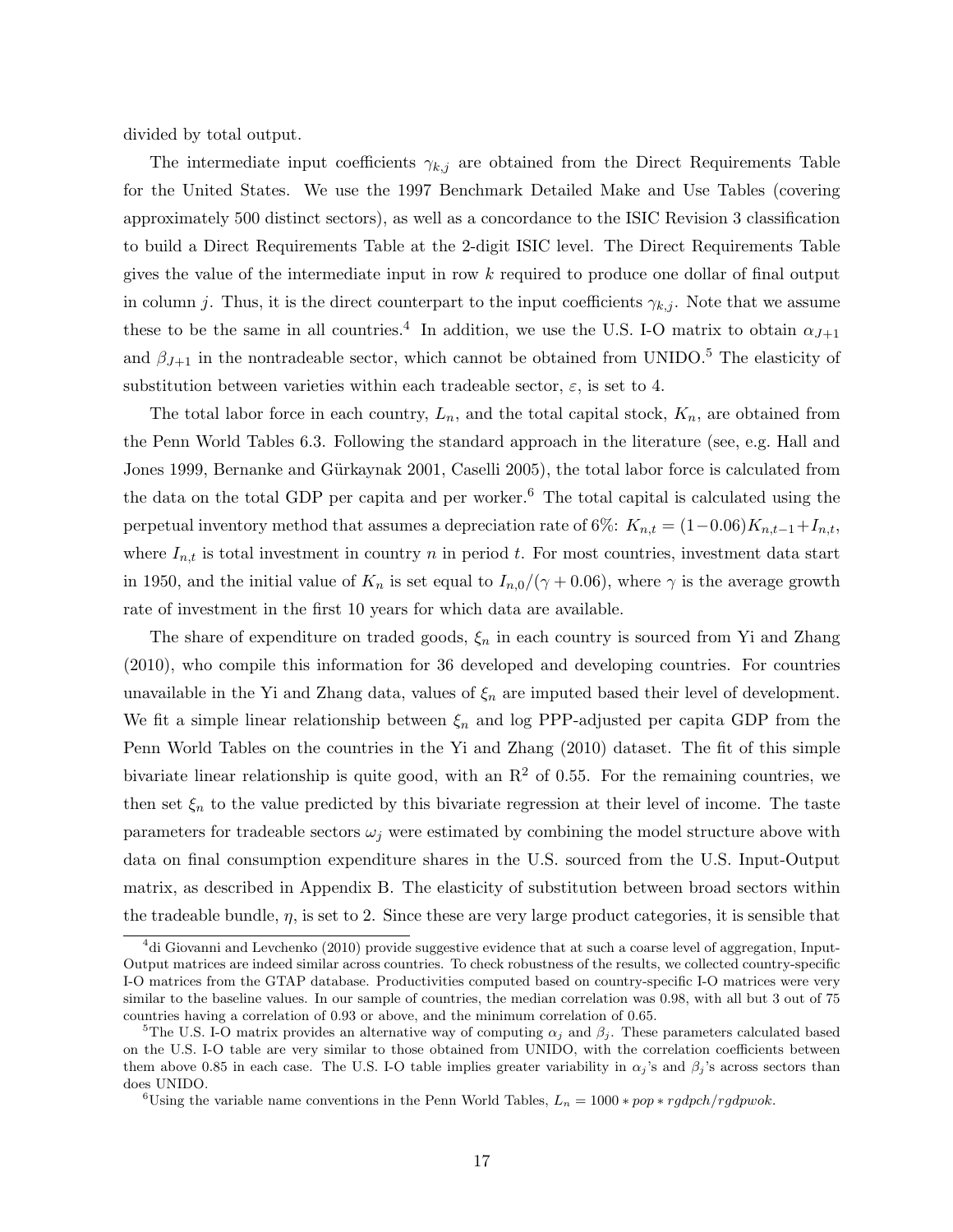divided by total output.

The intermediate input coefficients $\gamma_{k,j}$ are obtained from the Direct Requirements Table for the United States. We use the 1997 Benchmark Detailed Make and Use Tables (covering approximately 500 distinct sectors), as well as a concordance to the ISIC Revision 3 classification to build a Direct Requirements Table at the 2-digit ISIC level. The Direct Requirements Table gives the value of the intermediate input in row $k$ required to produce one dollar of final output in column $j$. Thus, it is the direct counterpart to the input coefficients $\gamma_{k,j}$. Note that we assume these to be the same in all countries.[4] In addition, we use the U.S. I-O matrix to obtain $\alpha_{J+1}$ and $\beta_{J+1}$ in the nontradeable sector, which cannot be obtained from UNIDO.[5] The elasticity of substitution between varieties within each tradeable sector, $\varepsilon$, is set to 4.

The total labor force in each country, $L_n$, and the total capital stock, $K_n$, are obtained from the Penn World Tables 6.3. Following the standard approach in the literature (see, e.g. Hall and Jones 1999, Bernanke and Gürkaynak 2001, Caselli 2005), the total labor force is calculated from the data on the total GDP per capita and per worker.[6] The total capital is calculated using the perpetual inventory method that assumes a depreciation rate of 6%: $K_{n,t} = (1-0.06)K_{n,t-1}+I_{n,t}$, where $I_{n,t}$ is total investment in country $n$ in period $t$. For most countries, investment data start in 1950, and the initial value of $K_n$ is set equal to $I_{n,0}/(\gamma + 0.06)$, where $\gamma$ is the average growth rate of investment in the first 10 years for which data are available.

The share of expenditure on traded goods, $\xi_n$ in each country is sourced from Yi and Zhang (2010), who compile this information for 36 developed and developing countries. For countries unavailable in the Yi and Zhang data, values of $\xi_n$ are imputed based their level of development. We fit a simple linear relationship between $\xi_n$ and log PPP-adjusted per capita GDP from the Penn World Tables on the countries in the Yi and Zhang (2010) dataset. The fit of this simple bivariate linear relationship is quite good, with an $R^2$ of 0.55. For the remaining countries, we then set $\xi_n$ to the value predicted by this bivariate regression at their level of income. The taste parameters for tradeable sectors $\omega_j$ were estimated by combining the model structure above with data on final consumption expenditure shares in the U.S. sourced from the U.S. Input-Output matrix, as described in Appendix B. The elasticity of substitution between broad sectors within the tradeable bundle, $\eta$, is set to 2. Since these are very large product categories, it is sensible that

---

[4] di Giovanni and Levchenko (2010) provide suggestive evidence that at such a coarse level of aggregation, Input-Output matrices are indeed similar across countries. To check robustness of the results, we collected country-specific I-O matrices from the GTAP database. Productivities computed based on country-specific I-O matrices were very similar to the baseline values. In our sample of countries, the median correlation was 0.98, with all but 3 out of 75 countries having a correlation of 0.93 or above, and the minimum correlation of 0.65.

[5] The U.S. I-O matrix provides an alternative way of computing $\alpha_j$ and $\beta_j$. These parameters calculated based on the U.S. I-O table are very similar to those obtained from UNIDO, with the correlation coefficients between them above 0.85 in each case. The U.S. I-O table implies greater variability in $\alpha_j$'s and $\beta_j$'s across sectors than does UNIDO.

[6] Using the variable name conventions in the Penn World Tables, $L_n = 1000 * pop * rgdpch/rgdpwok$.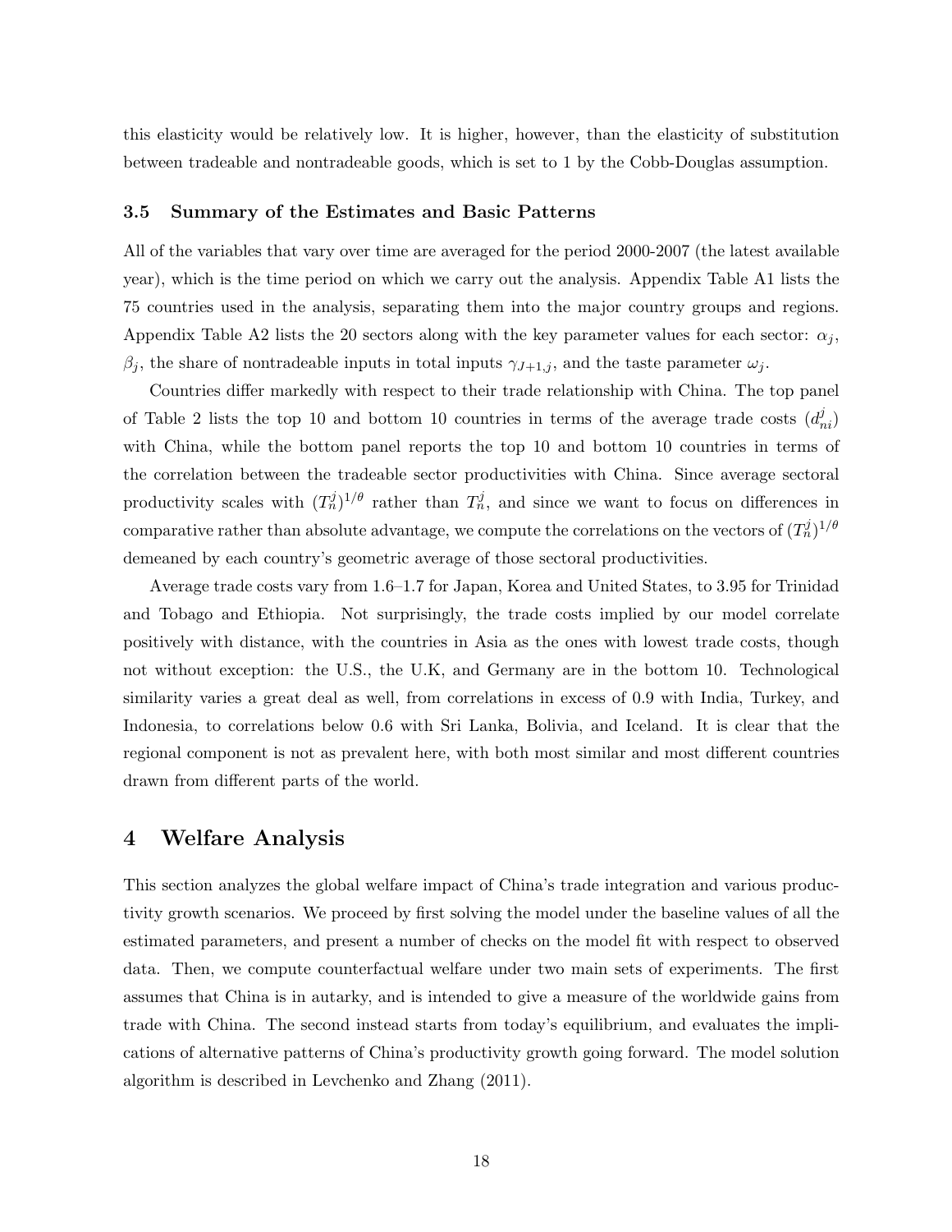this elasticity would be relatively low. It is higher, however, than the elasticity of substitution between tradeable and nontradeable goods, which is set to 1 by the Cobb-Douglas assumption.

### 3.5 Summary of the Estimates and Basic Patterns

All of the variables that vary over time are averaged for the period 2000-2007 (the latest available year), which is the time period on which we carry out the analysis. Appendix Table A1 lists the 75 countries used in the analysis, separating them into the major country groups and regions. Appendix Table A2 lists the 20 sectors along with the key parameter values for each sector: $\alpha_j$, $\beta_j$, the share of nontradeable inputs in total inputs $\gamma_{J+1,j}$, and the taste parameter $\omega_j$.

Countries differ markedly with respect to their trade relationship with China. The top panel of Table 2 lists the top 10 and bottom 10 countries in terms of the average trade costs ($d_{ni}^{j}$) with China, while the bottom panel reports the top 10 and bottom 10 countries in terms of the correlation between the tradeable sector productivities with China. Since average sectoral productivity scales with $(T_n^j)^{1/\theta}$ rather than $T_n^j$, and since we want to focus on differences in comparative rather than absolute advantage, we compute the correlations on the vectors of $(T_n^j)^{1/\theta}$ demeaned by each country's geometric average of those sectoral productivities.

Average trade costs vary from 1.6–1.7 for Japan, Korea and United States, to 3.95 for Trinidad and Tobago and Ethiopia. Not surprisingly, the trade costs implied by our model correlate positively with distance, with the countries in Asia as the ones with lowest trade costs, though not without exception: the U.S., the U.K, and Germany are in the bottom 10. Technological similarity varies a great deal as well, from correlations in excess of 0.9 with India, Turkey, and Indonesia, to correlations below 0.6 with Sri Lanka, Bolivia, and Iceland. It is clear that the regional component is not as prevalent here, with both most similar and most different countries drawn from different parts of the world.

## 4 Welfare Analysis

This section analyzes the global welfare impact of China's trade integration and various productivity growth scenarios. We proceed by first solving the model under the baseline values of all the estimated parameters, and present a number of checks on the model fit with respect to observed data. Then, we compute counterfactual welfare under two main sets of experiments. The first assumes that China is in autarky, and is intended to give a measure of the worldwide gains from trade with China. The second instead starts from today's equilibrium, and evaluates the implications of alternative patterns of China's productivity growth going forward. The model solution algorithm is described in Levchenko and Zhang (2011).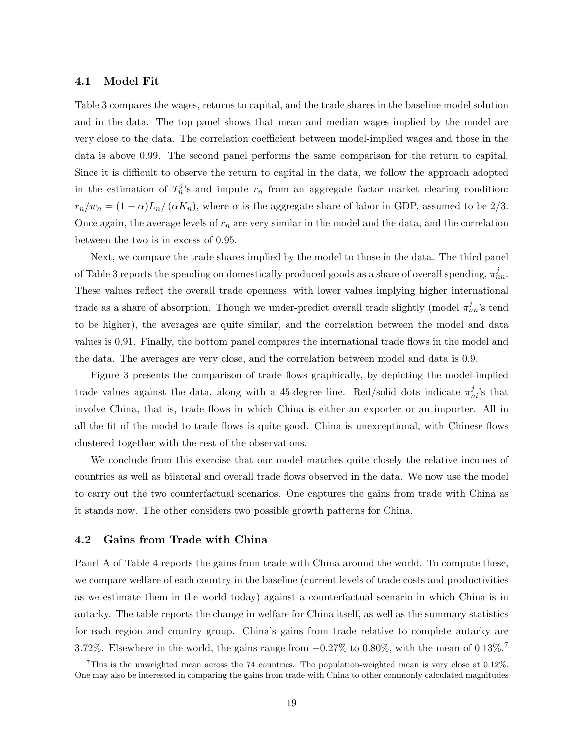### 4.1 Model Fit

Table 3 compares the wages, returns to capital, and the trade shares in the baseline model solution and in the data. The top panel shows that mean and median wages implied by the model are very close to the data. The correlation coefficient between model-implied wages and those in the data is above 0.99. The second panel performs the same comparison for the return to capital. Since it is difficult to observe the return to capital in the data, we follow the approach adopted in the estimation of $T_n^j$'s and impute $r_n$ from an aggregate factor market clearing condition: $r_n/w_n = (1-\alpha)L_n/(\alpha K_n)$, where $\alpha$ is the aggregate share of labor in GDP, assumed to be 2/3. Once again, the average levels of $r_n$ are very similar in the model and the data, and the correlation between the two is in excess of 0.95.

Next, we compare the trade shares implied by the model to those in the data. The third panel of Table 3 reports the spending on domestically produced goods as a share of overall spending, $\pi_{nn}^j$. These values reflect the overall trade openness, with lower values implying higher international trade as a share of absorption. Though we under-predict overall trade slightly (model $\pi_{nn}^j$'s tend to be higher), the averages are quite similar, and the correlation between the model and data values is 0.91. Finally, the bottom panel compares the international trade flows in the model and the data. The averages are very close, and the correlation between model and data is 0.9.

Figure 3 presents the comparison of trade flows graphically, by depicting the model-implied trade values against the data, along with a 45-degree line. Red/solid dots indicate $\pi_{ni}^j$'s that involve China, that is, trade flows in which China is either an exporter or an importer. All in all the fit of the model to trade flows is quite good. China is unexceptional, with Chinese flows clustered together with the rest of the observations.

We conclude from this exercise that our model matches quite closely the relative incomes of countries as well as bilateral and overall trade flows observed in the data. We now use the model to carry out the two counterfactual scenarios. One captures the gains from trade with China as it stands now. The other considers two possible growth patterns for China.

### 4.2 Gains from Trade with China

Panel A of Table 4 reports the gains from trade with China around the world. To compute these, we compare welfare of each country in the baseline (current levels of trade costs and productivities as we estimate them in the world today) against a counterfactual scenario in which China is in autarky. The table reports the change in welfare for China itself, as well as the summary statistics for each region and country group. China's gains from trade relative to complete autarky are 3.72%. Elsewhere in the world, the gains range from −0.27% to 0.80%, with the mean of 0.13%.[7]

[7] This is the unweighted mean across the 74 countries. The population-weighted mean is very close at 0.12%. One may also be interested in comparing the gains from trade with China to other commonly calculated magnitudes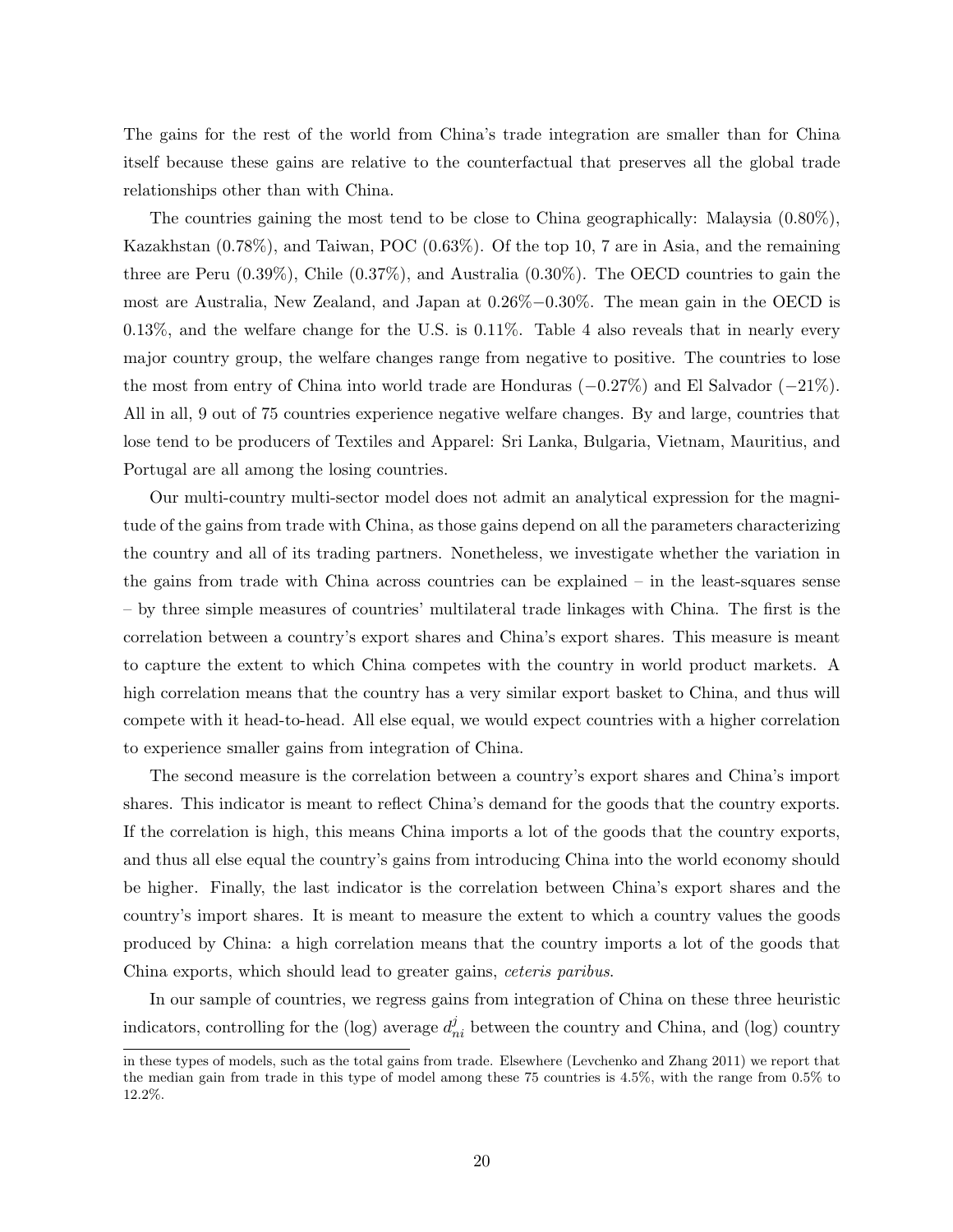The gains for the rest of the world from China's trade integration are smaller than for China itself because these gains are relative to the counterfactual that preserves all the global trade relationships other than with China.

The countries gaining the most tend to be close to China geographically: Malaysia (0.80%), Kazakhstan (0.78%), and Taiwan, POC (0.63%). Of the top 10, 7 are in Asia, and the remaining three are Peru (0.39%), Chile (0.37%), and Australia (0.30%). The OECD countries to gain the most are Australia, New Zealand, and Japan at 0.26%−0.30%. The mean gain in the OECD is 0.13%, and the welfare change for the U.S. is 0.11%. Table 4 also reveals that in nearly every major country group, the welfare changes range from negative to positive. The countries to lose the most from entry of China into world trade are Honduras (−0.27%) and El Salvador (−21%). All in all, 9 out of 75 countries experience negative welfare changes. By and large, countries that lose tend to be producers of Textiles and Apparel: Sri Lanka, Bulgaria, Vietnam, Mauritius, and Portugal are all among the losing countries.

Our multi-country multi-sector model does not admit an analytical expression for the magnitude of the gains from trade with China, as those gains depend on all the parameters characterizing the country and all of its trading partners. Nonetheless, we investigate whether the variation in the gains from trade with China across countries can be explained – in the least-squares sense – by three simple measures of countries' multilateral trade linkages with China. The first is the correlation between a country's export shares and China's export shares. This measure is meant to capture the extent to which China competes with the country in world product markets. A high correlation means that the country has a very similar export basket to China, and thus will compete with it head-to-head. All else equal, we would expect countries with a higher correlation to experience smaller gains from integration of China.

The second measure is the correlation between a country's export shares and China's import shares. This indicator is meant to reflect China's demand for the goods that the country exports. If the correlation is high, this means China imports a lot of the goods that the country exports, and thus all else equal the country's gains from introducing China into the world economy should be higher. Finally, the last indicator is the correlation between China's export shares and the country's import shares. It is meant to measure the extent to which a country values the goods produced by China: a high correlation means that the country imports a lot of the goods that China exports, which should lead to greater gains, *ceteris paribus*.

In our sample of countries, we regress gains from integration of China on these three heuristic indicators, controlling for the (log) average $d_{ni}^{j}$ between the country and China, and (log) country

in these types of models, such as the total gains from trade. Elsewhere (Levchenko and Zhang 2011) we report that the median gain from trade in this type of model among these 75 countries is 4.5%, with the range from 0.5% to 12.2%.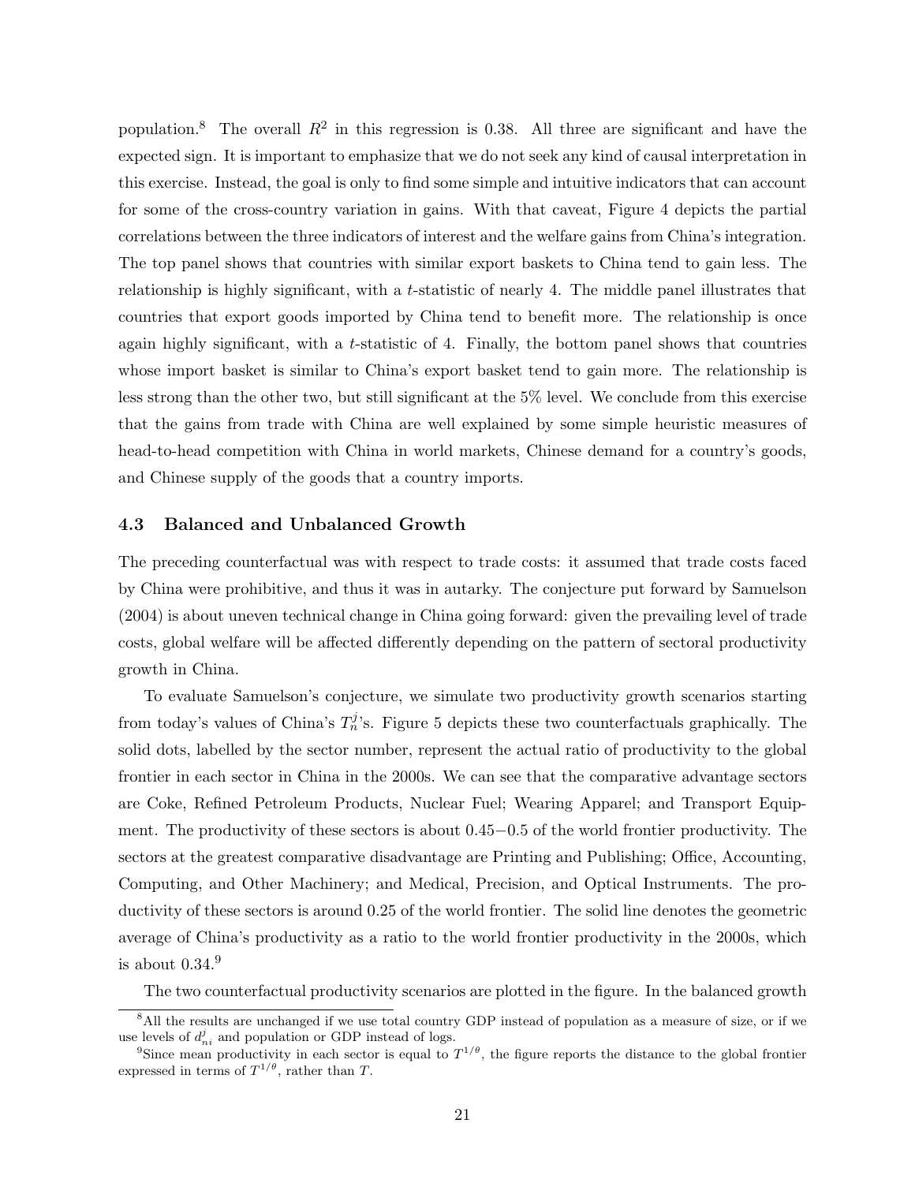population.[8] The overall $R^2$ in this regression is 0.38. All three are significant and have the expected sign. It is important to emphasize that we do not seek any kind of causal interpretation in this exercise. Instead, the goal is only to find some simple and intuitive indicators that can account for some of the cross-country variation in gains. With that caveat, Figure 4 depicts the partial correlations between the three indicators of interest and the welfare gains from China's integration. The top panel shows that countries with similar export baskets to China tend to gain less. The relationship is highly significant, with a $t$-statistic of nearly 4. The middle panel illustrates that countries that export goods imported by China tend to benefit more. The relationship is once again highly significant, with a $t$-statistic of 4. Finally, the bottom panel shows that countries whose import basket is similar to China's export basket tend to gain more. The relationship is less strong than the other two, but still significant at the 5% level. We conclude from this exercise that the gains from trade with China are well explained by some simple heuristic measures of head-to-head competition with China in world markets, Chinese demand for a country's goods, and Chinese supply of the goods that a country imports.

### 4.3 Balanced and Unbalanced Growth

The preceding counterfactual was with respect to trade costs: it assumed that trade costs faced by China were prohibitive, and thus it was in autarky. The conjecture put forward by Samuelson (2004) is about uneven technical change in China going forward: given the prevailing level of trade costs, global welfare will be affected differently depending on the pattern of sectoral productivity growth in China.

To evaluate Samuelson's conjecture, we simulate two productivity growth scenarios starting from today's values of China's $T_n^j$'s. Figure 5 depicts these two counterfactuals graphically. The solid dots, labelled by the sector number, represent the actual ratio of productivity to the global frontier in each sector in China in the 2000s. We can see that the comparative advantage sectors are Coke, Refined Petroleum Products, Nuclear Fuel; Wearing Apparel; and Transport Equipment. The productivity of these sectors is about $0.45-0.5$ of the world frontier productivity. The sectors at the greatest comparative disadvantage are Printing and Publishing; Office, Accounting, Computing, and Other Machinery; and Medical, Precision, and Optical Instruments. The productivity of these sectors is around 0.25 of the world frontier. The solid line denotes the geometric average of China's productivity as a ratio to the world frontier productivity in the 2000s, which is about 0.34.[9]

The two counterfactual productivity scenarios are plotted in the figure. In the balanced growth

[8] All the results are unchanged if we use total country GDP instead of population as a measure of size, or if we use levels of $d_{ni}^j$ and population or GDP instead of logs.

[9] Since mean productivity in each sector is equal to $T^{1/\theta}$, the figure reports the distance to the global frontier expressed in terms of $T^{1/\theta}$, rather than $T$.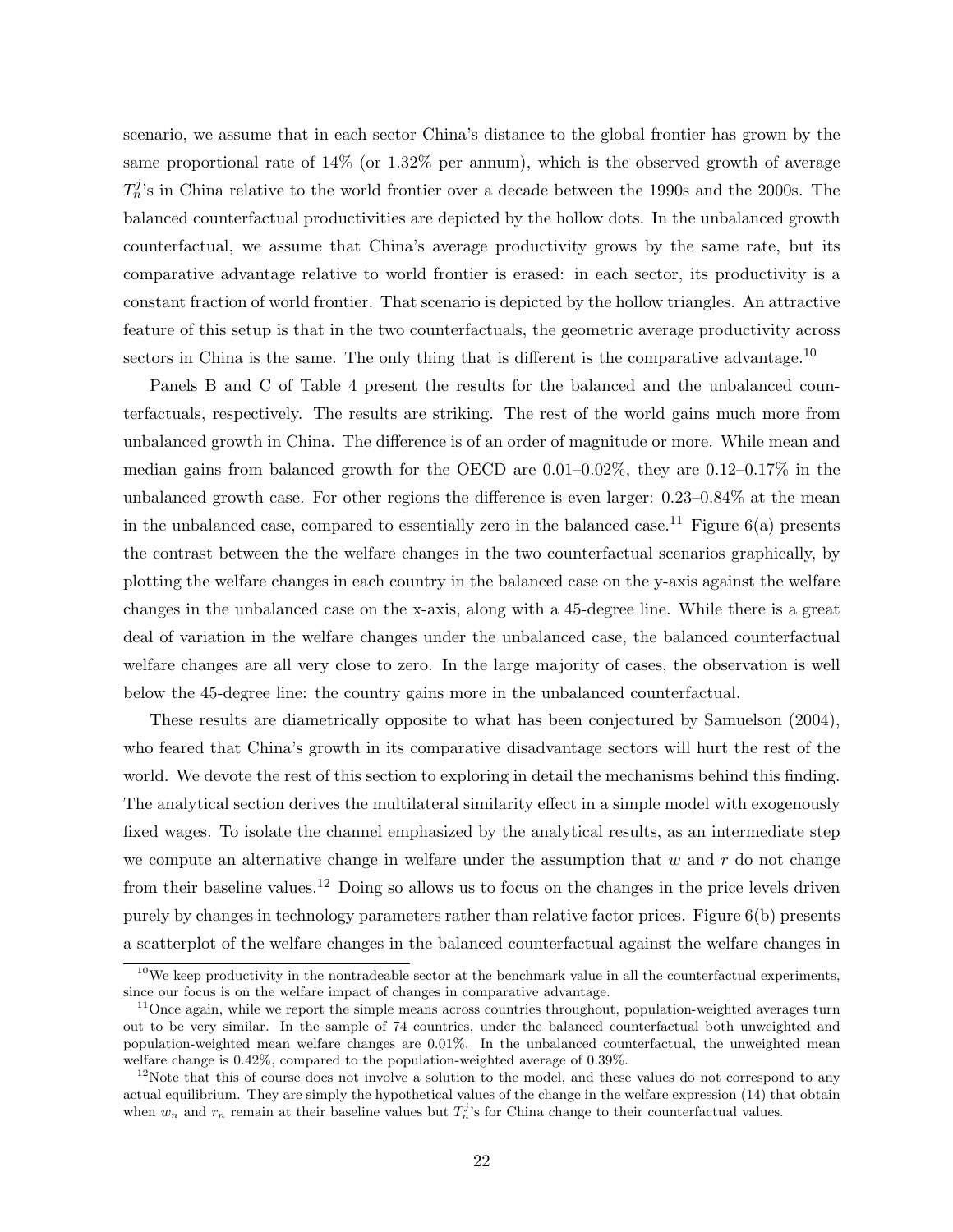scenario, we assume that in each sector China's distance to the global frontier has grown by the same proportional rate of 14% (or 1.32% per annum), which is the observed growth of average $T_n^j$'s in China relative to the world frontier over a decade between the 1990s and the 2000s. The balanced counterfactual productivities are depicted by the hollow dots. In the unbalanced growth counterfactual, we assume that China's average productivity grows by the same rate, but its comparative advantage relative to world frontier is erased: in each sector, its productivity is a constant fraction of world frontier. That scenario is depicted by the hollow triangles. An attractive feature of this setup is that in the two counterfactuals, the geometric average productivity across sectors in China is the same. The only thing that is different is the comparative advantage.[10]

Panels B and C of Table 4 present the results for the balanced and the unbalanced counterfactuals, respectively. The results are striking. The rest of the world gains much more from unbalanced growth in China. The difference is of an order of magnitude or more. While mean and median gains from balanced growth for the OECD are 0.01–0.02%, they are 0.12–0.17% in the unbalanced growth case. For other regions the difference is even larger: 0.23–0.84% at the mean in the unbalanced case, compared to essentially zero in the balanced case.[11] Figure 6(a) presents the contrast between the the welfare changes in the two counterfactual scenarios graphically, by plotting the welfare changes in each country in the balanced case on the y-axis against the welfare changes in the unbalanced case on the x-axis, along with a 45-degree line. While there is a great deal of variation in the welfare changes under the unbalanced case, the balanced counterfactual welfare changes are all very close to zero. In the large majority of cases, the observation is well below the 45-degree line: the country gains more in the unbalanced counterfactual.

These results are diametrically opposite to what has been conjectured by Samuelson (2004), who feared that China's growth in its comparative disadvantage sectors will hurt the rest of the world. We devote the rest of this section to exploring in detail the mechanisms behind this finding. The analytical section derives the multilateral similarity effect in a simple model with exogenously fixed wages. To isolate the channel emphasized by the analytical results, as an intermediate step we compute an alternative change in welfare under the assumption that $w$ and $r$ do not change from their baseline values.[12] Doing so allows us to focus on the changes in the price levels driven purely by changes in technology parameters rather than relative factor prices. Figure 6(b) presents a scatterplot of the welfare changes in the balanced counterfactual against the welfare changes in

[10] We keep productivity in the nontradeable sector at the benchmark value in all the counterfactual experiments, since our focus is on the welfare impact of changes in comparative advantage.

[11] Once again, while we report the simple means across countries throughout, population-weighted averages turn out to be very similar. In the sample of 74 countries, under the balanced counterfactual both unweighted and population-weighted mean welfare changes are 0.01%. In the unbalanced counterfactual, the unweighted mean welfare change is 0.42%, compared to the population-weighted average of 0.39%.

[12] Note that this of course does not involve a solution to the model, and these values do not correspond to any actual equilibrium. They are simply the hypothetical values of the change in the welfare expression (14) that obtain when $w_n$ and $r_n$ remain at their baseline values but $T_n^j$'s for China change to their counterfactual values.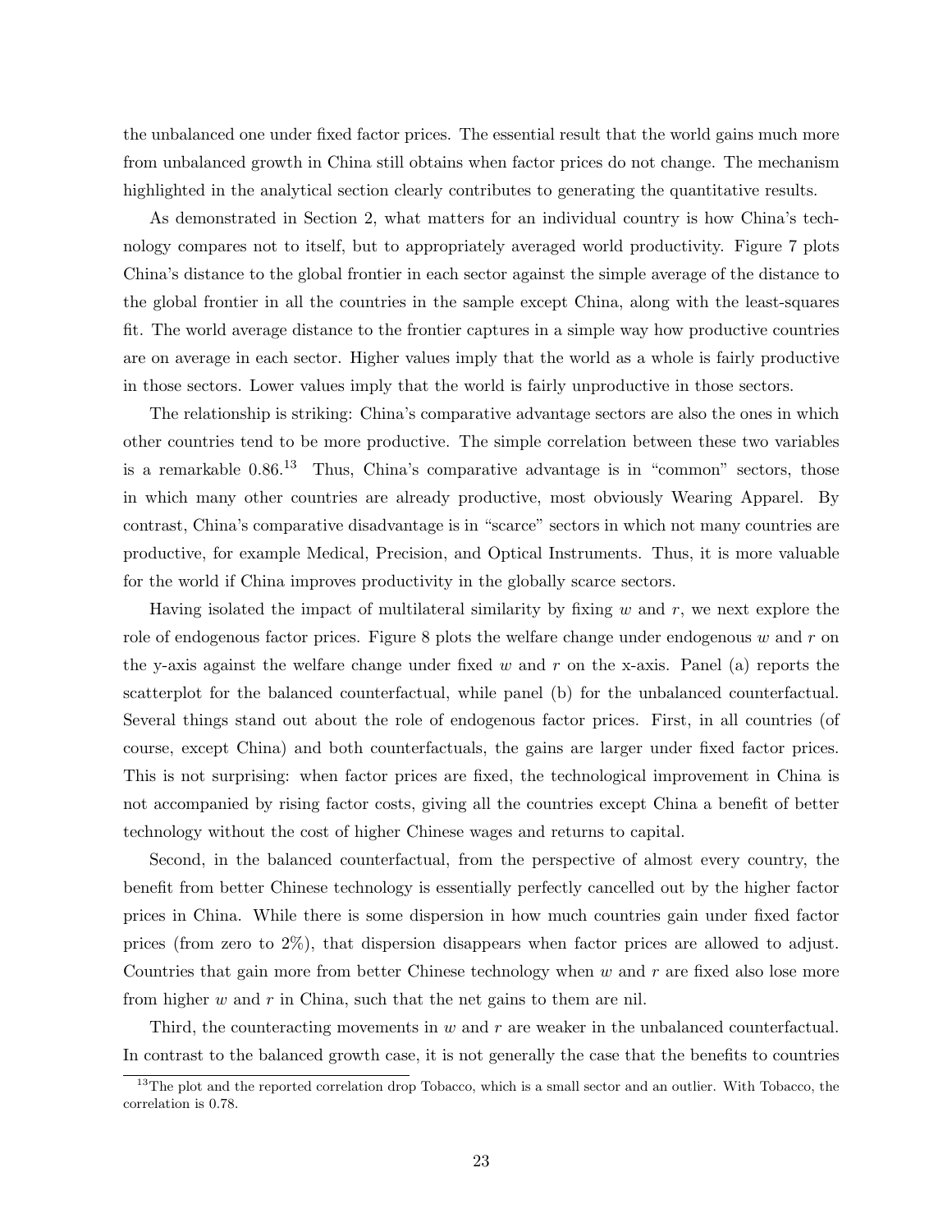the unbalanced one under fixed factor prices. The essential result that the world gains much more from unbalanced growth in China still obtains when factor prices do not change. The mechanism highlighted in the analytical section clearly contributes to generating the quantitative results.

As demonstrated in Section 2, what matters for an individual country is how China's technology compares not to itself, but to appropriately averaged world productivity. Figure 7 plots China's distance to the global frontier in each sector against the simple average of the distance to the global frontier in all the countries in the sample except China, along with the least-squares fit. The world average distance to the frontier captures in a simple way how productive countries are on average in each sector. Higher values imply that the world as a whole is fairly productive in those sectors. Lower values imply that the world is fairly unproductive in those sectors.

The relationship is striking: China's comparative advantage sectors are also the ones in which other countries tend to be more productive. The simple correlation between these two variables is a remarkable 0.86.[13] Thus, China's comparative advantage is in "common" sectors, those in which many other countries are already productive, most obviously Wearing Apparel. By contrast, China's comparative disadvantage is in "scarce" sectors in which not many countries are productive, for example Medical, Precision, and Optical Instruments. Thus, it is more valuable for the world if China improves productivity in the globally scarce sectors.

Having isolated the impact of multilateral similarity by fixing $w$ and $r$, we next explore the role of endogenous factor prices. Figure 8 plots the welfare change under endogenous $w$ and $r$ on the y-axis against the welfare change under fixed $w$ and $r$ on the x-axis. Panel (a) reports the scatterplot for the balanced counterfactual, while panel (b) for the unbalanced counterfactual. Several things stand out about the role of endogenous factor prices. First, in all countries (of course, except China) and both counterfactuals, the gains are larger under fixed factor prices. This is not surprising: when factor prices are fixed, the technological improvement in China is not accompanied by rising factor costs, giving all the countries except China a benefit of better technology without the cost of higher Chinese wages and returns to capital.

Second, in the balanced counterfactual, from the perspective of almost every country, the benefit from better Chinese technology is essentially perfectly cancelled out by the higher factor prices in China. While there is some dispersion in how much countries gain under fixed factor prices (from zero to 2%), that dispersion disappears when factor prices are allowed to adjust. Countries that gain more from better Chinese technology when $w$ and $r$ are fixed also lose more from higher $w$ and $r$ in China, such that the net gains to them are nil.

Third, the counteracting movements in $w$ and $r$ are weaker in the unbalanced counterfactual. In contrast to the balanced growth case, it is not generally the case that the benefits to countries

[13] The plot and the reported correlation drop Tobacco, which is a small sector and an outlier. With Tobacco, the correlation is 0.78.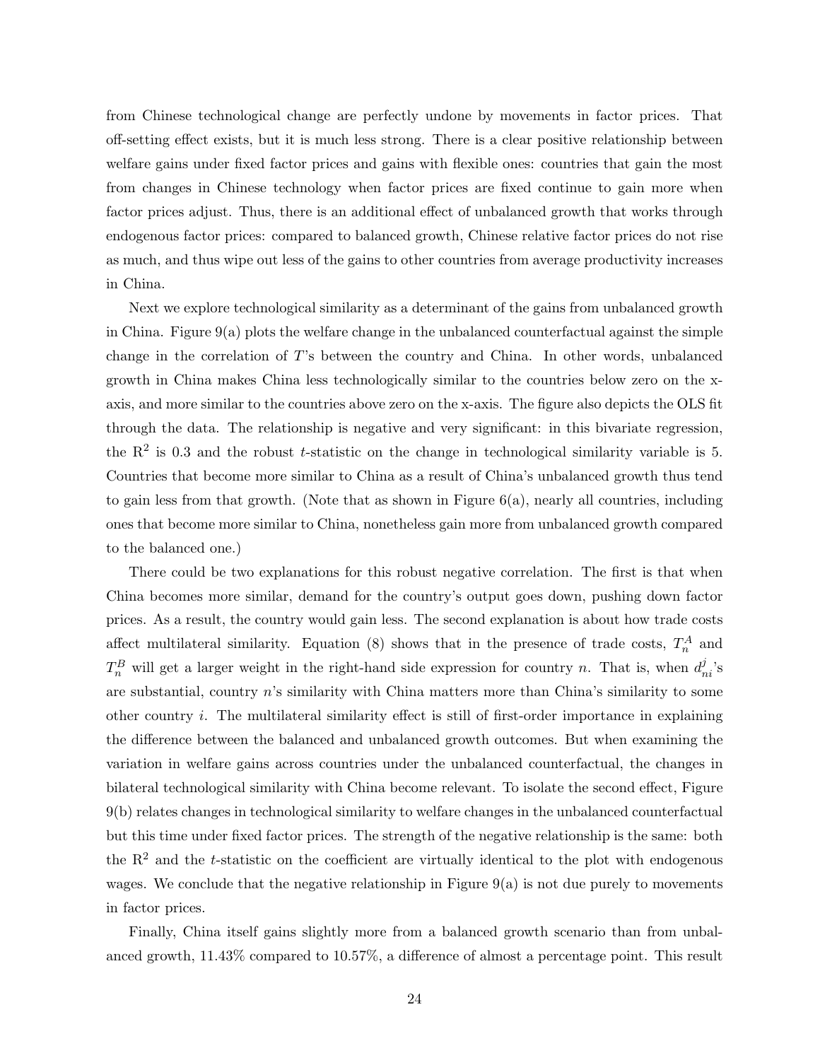from Chinese technological change are perfectly undone by movements in factor prices. That off-setting effect exists, but it is much less strong. There is a clear positive relationship between welfare gains under fixed factor prices and gains with flexible ones: countries that gain the most from changes in Chinese technology when factor prices are fixed continue to gain more when factor prices adjust. Thus, there is an additional effect of unbalanced growth that works through endogenous factor prices: compared to balanced growth, Chinese relative factor prices do not rise as much, and thus wipe out less of the gains to other countries from average productivity increases in China.

Next we explore technological similarity as a determinant of the gains from unbalanced growth in China. Figure 9(a) plots the welfare change in the unbalanced counterfactual against the simple change in the correlation of $T$'s between the country and China. In other words, unbalanced growth in China makes China less technologically similar to the countries below zero on the x-axis, and more similar to the countries above zero on the x-axis. The figure also depicts the OLS fit through the data. The relationship is negative and very significant: in this bivariate regression, the $R^2$ is 0.3 and the robust $t$-statistic on the change in technological similarity variable is 5. Countries that become more similar to China as a result of China's unbalanced growth thus tend to gain less from that growth. (Note that as shown in Figure 6(a), nearly all countries, including ones that become more similar to China, nonetheless gain more from unbalanced growth compared to the balanced one.)

There could be two explanations for this robust negative correlation. The first is that when China becomes more similar, demand for the country's output goes down, pushing down factor prices. As a result, the country would gain less. The second explanation is about how trade costs affect multilateral similarity. Equation (8) shows that in the presence of trade costs, $T_n^A$ and $T_n^B$ will get a larger weight in the right-hand side expression for country $n$. That is, when $d_{ni}^j$'s are substantial, country $n$'s similarity with China matters more than China's similarity to some other country $i$. The multilateral similarity effect is still of first-order importance in explaining the difference between the balanced and unbalanced growth outcomes. But when examining the variation in welfare gains across countries under the unbalanced counterfactual, the changes in bilateral technological similarity with China become relevant. To isolate the second effect, Figure 9(b) relates changes in technological similarity to welfare changes in the unbalanced counterfactual but this time under fixed factor prices. The strength of the negative relationship is the same: both the $R^2$ and the $t$-statistic on the coefficient are virtually identical to the plot with endogenous wages. We conclude that the negative relationship in Figure 9(a) is not due purely to movements in factor prices.

Finally, China itself gains slightly more from a balanced growth scenario than from unbalanced growth, 11.43% compared to 10.57%, a difference of almost a percentage point. This result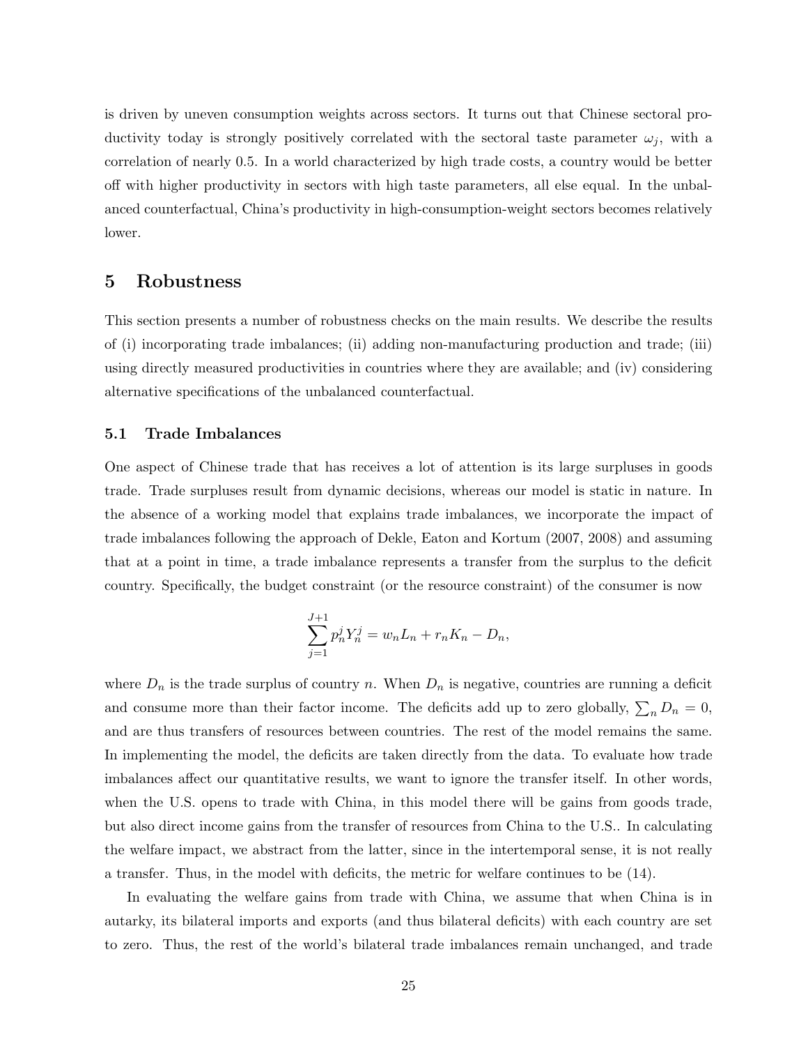is driven by uneven consumption weights across sectors. It turns out that Chinese sectoral productivity today is strongly positively correlated with the sectoral taste parameter $\omega_j$, with a correlation of nearly 0.5. In a world characterized by high trade costs, a country would be better off with higher productivity in sectors with high taste parameters, all else equal. In the unbalanced counterfactual, China's productivity in high-consumption-weight sectors becomes relatively lower.

# 5 Robustness

This section presents a number of robustness checks on the main results. We describe the results of (i) incorporating trade imbalances; (ii) adding non-manufacturing production and trade; (iii) using directly measured productivities in countries where they are available; and (iv) considering alternative specifications of the unbalanced counterfactual.

## 5.1 Trade Imbalances

One aspect of Chinese trade that has receives a lot of attention is its large surpluses in goods trade. Trade surpluses result from dynamic decisions, whereas our model is static in nature. In the absence of a working model that explains trade imbalances, we incorporate the impact of trade imbalances following the approach of Dekle, Eaton and Kortum (2007, 2008) and assuming that at a point in time, a trade imbalance represents a transfer from the surplus to the deficit country. Specifically, the budget constraint (or the resource constraint) of the consumer is now

$$\sum_{j=1}^{J+1} p_n^j Y_n^j = w_n L_n + r_n K_n - D_n,$$

where $D_n$ is the trade surplus of country $n$. When $D_n$ is negative, countries are running a deficit and consume more than their factor income. The deficits add up to zero globally, $\sum_n D_n = 0$, and are thus transfers of resources between countries. The rest of the model remains the same. In implementing the model, the deficits are taken directly from the data. To evaluate how trade imbalances affect our quantitative results, we want to ignore the transfer itself. In other words, when the U.S. opens to trade with China, in this model there will be gains from goods trade, but also direct income gains from the transfer of resources from China to the U.S.. In calculating the welfare impact, we abstract from the latter, since in the intertemporal sense, it is not really a transfer. Thus, in the model with deficits, the metric for welfare continues to be (14).

In evaluating the welfare gains from trade with China, we assume that when China is in autarky, its bilateral imports and exports (and thus bilateral deficits) with each country are set to zero. Thus, the rest of the world's bilateral trade imbalances remain unchanged, and trade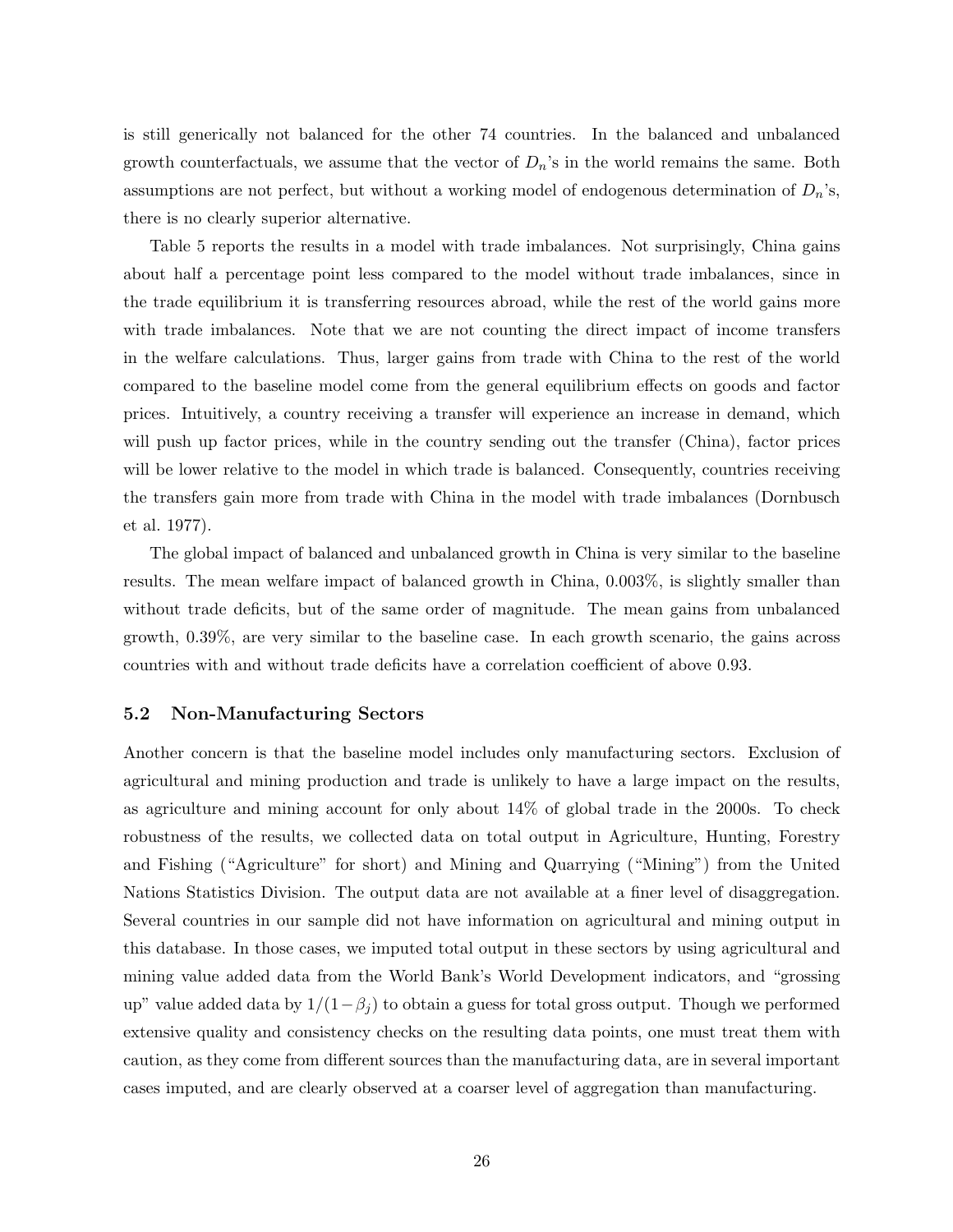is still generically not balanced for the other 74 countries. In the balanced and unbalanced growth counterfactuals, we assume that the vector of $D_n$'s in the world remains the same. Both assumptions are not perfect, but without a working model of endogenous determination of $D_n$'s, there is no clearly superior alternative.

Table 5 reports the results in a model with trade imbalances. Not surprisingly, China gains about half a percentage point less compared to the model without trade imbalances, since in the trade equilibrium it is transferring resources abroad, while the rest of the world gains more with trade imbalances. Note that we are not counting the direct impact of income transfers in the welfare calculations. Thus, larger gains from trade with China to the rest of the world compared to the baseline model come from the general equilibrium effects on goods and factor prices. Intuitively, a country receiving a transfer will experience an increase in demand, which will push up factor prices, while in the country sending out the transfer (China), factor prices will be lower relative to the model in which trade is balanced. Consequently, countries receiving the transfers gain more from trade with China in the model with trade imbalances (Dornbusch et al. 1977).

The global impact of balanced and unbalanced growth in China is very similar to the baseline results. The mean welfare impact of balanced growth in China, 0.003%, is slightly smaller than without trade deficits, but of the same order of magnitude. The mean gains from unbalanced growth, 0.39%, are very similar to the baseline case. In each growth scenario, the gains across countries with and without trade deficits have a correlation coefficient of above 0.93.

### 5.2 Non-Manufacturing Sectors

Another concern is that the baseline model includes only manufacturing sectors. Exclusion of agricultural and mining production and trade is unlikely to have a large impact on the results, as agriculture and mining account for only about 14% of global trade in the 2000s. To check robustness of the results, we collected data on total output in Agriculture, Hunting, Forestry and Fishing ("Agriculture" for short) and Mining and Quarrying ("Mining") from the United Nations Statistics Division. The output data are not available at a finer level of disaggregation. Several countries in our sample did not have information on agricultural and mining output in this database. In those cases, we imputed total output in these sectors by using agricultural and mining value added data from the World Bank's World Development indicators, and "grossing up" value added data by $1/(1-\beta_j)$ to obtain a guess for total gross output. Though we performed extensive quality and consistency checks on the resulting data points, one must treat them with caution, as they come from different sources than the manufacturing data, are in several important cases imputed, and are clearly observed at a coarser level of aggregation than manufacturing.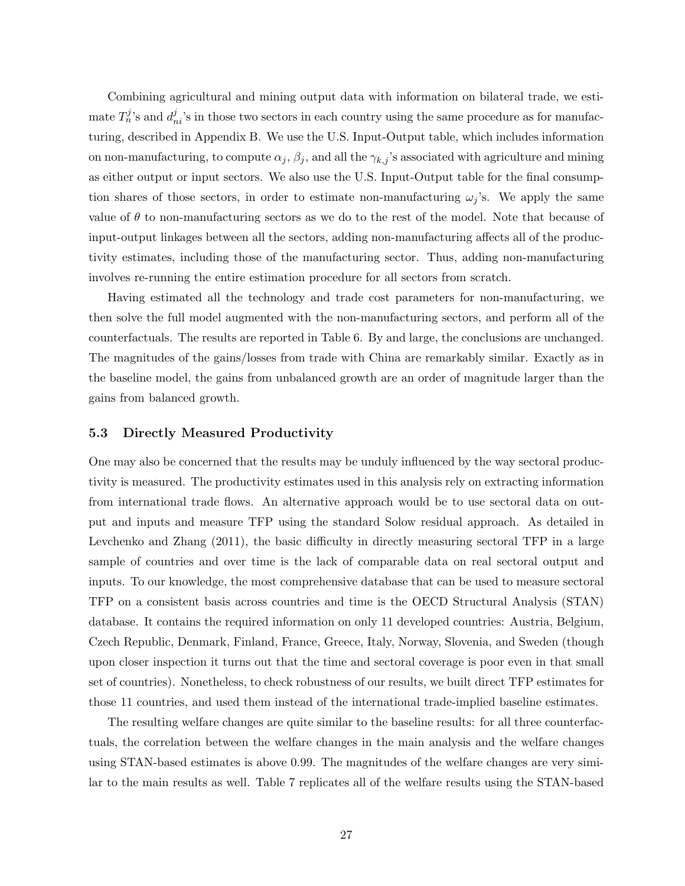Combining agricultural and mining output data with information on bilateral trade, we estimate $T_n^j$'s and $d_{ni}^j$'s in those two sectors in each country using the same procedure as for manufacturing, described in Appendix B. We use the U.S. Input-Output table, which includes information on non-manufacturing, to compute $\alpha_j$, $\beta_j$, and all the $\gamma_{k,j}$'s associated with agriculture and mining as either output or input sectors. We also use the U.S. Input-Output table for the final consumption shares of those sectors, in order to estimate non-manufacturing $\omega_j$'s. We apply the same value of $\theta$ to non-manufacturing sectors as we do to the rest of the model. Note that because of input-output linkages between all the sectors, adding non-manufacturing affects all of the productivity estimates, including those of the manufacturing sector. Thus, adding non-manufacturing involves re-running the entire estimation procedure for all sectors from scratch.

Having estimated all the technology and trade cost parameters for non-manufacturing, we then solve the full model augmented with the non-manufacturing sectors, and perform all of the counterfactuals. The results are reported in Table 6. By and large, the conclusions are unchanged. The magnitudes of the gains/losses from trade with China are remarkably similar. Exactly as in the baseline model, the gains from unbalanced growth are an order of magnitude larger than the gains from balanced growth.

### 5.3 Directly Measured Productivity

One may also be concerned that the results may be unduly influenced by the way sectoral productivity is measured. The productivity estimates used in this analysis rely on extracting information from international trade flows. An alternative approach would be to use sectoral data on output and inputs and measure TFP using the standard Solow residual approach. As detailed in Levchenko and Zhang (2011), the basic difficulty in directly measuring sectoral TFP in a large sample of countries and over time is the lack of comparable data on real sectoral output and inputs. To our knowledge, the most comprehensive database that can be used to measure sectoral TFP on a consistent basis across countries and time is the OECD Structural Analysis (STAN) database. It contains the required information on only 11 developed countries: Austria, Belgium, Czech Republic, Denmark, Finland, France, Greece, Italy, Norway, Slovenia, and Sweden (though upon closer inspection it turns out that the time and sectoral coverage is poor even in that small set of countries). Nonetheless, to check robustness of our results, we built direct TFP estimates for those 11 countries, and used them instead of the international trade-implied baseline estimates.

The resulting welfare changes are quite similar to the baseline results: for all three counterfactuals, the correlation between the welfare changes in the main analysis and the welfare changes using STAN-based estimates is above 0.99. The magnitudes of the welfare changes are very similar to the main results as well. Table 7 replicates all of the welfare results using the STAN-based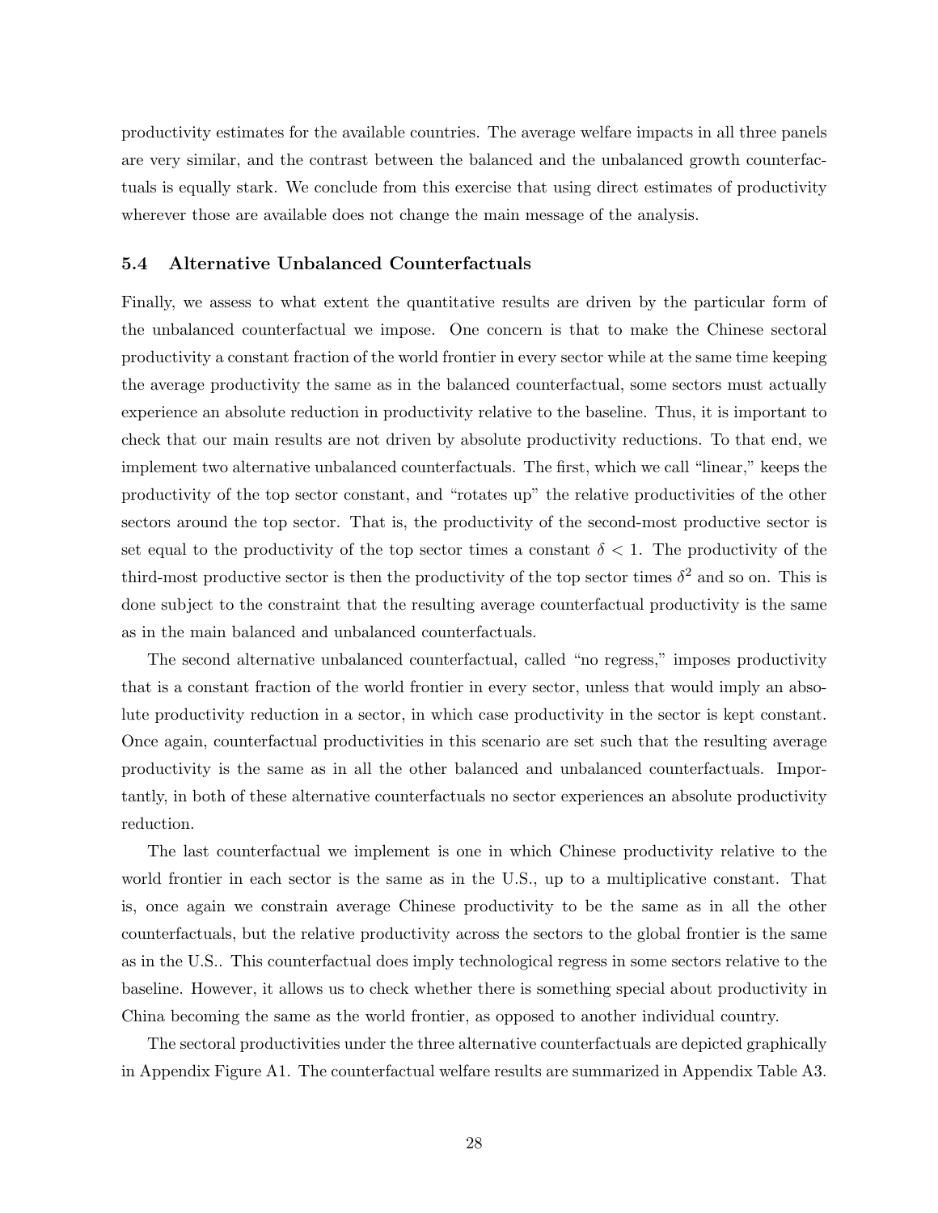productivity estimates for the available countries. The average welfare impacts in all three panels are very similar, and the contrast between the balanced and the unbalanced growth counterfactuals is equally stark. We conclude from this exercise that using direct estimates of productivity wherever those are available does not change the main message of the analysis.

### 5.4 Alternative Unbalanced Counterfactuals

Finally, we assess to what extent the quantitative results are driven by the particular form of the unbalanced counterfactual we impose. One concern is that to make the Chinese sectoral productivity a constant fraction of the world frontier in every sector while at the same time keeping the average productivity the same as in the balanced counterfactual, some sectors must actually experience an absolute reduction in productivity relative to the baseline. Thus, it is important to check that our main results are not driven by absolute productivity reductions. To that end, we implement two alternative unbalanced counterfactuals. The first, which we call "linear," keeps the productivity of the top sector constant, and "rotates up" the relative productivities of the other sectors around the top sector. That is, the productivity of the second-most productive sector is set equal to the productivity of the top sector times a constant $\delta < 1$. The productivity of the third-most productive sector is then the productivity of the top sector times $\delta^2$ and so on. This is done subject to the constraint that the resulting average counterfactual productivity is the same as in the main balanced and unbalanced counterfactuals.

The second alternative unbalanced counterfactual, called "no regress," imposes productivity that is a constant fraction of the world frontier in every sector, unless that would imply an absolute productivity reduction in a sector, in which case productivity in the sector is kept constant. Once again, counterfactual productivities in this scenario are set such that the resulting average productivity is the same as in all the other balanced and unbalanced counterfactuals. Importantly, in both of these alternative counterfactuals no sector experiences an absolute productivity reduction.

The last counterfactual we implement is one in which Chinese productivity relative to the world frontier in each sector is the same as in the U.S., up to a multiplicative constant. That is, once again we constrain average Chinese productivity to be the same as in all the other counterfactuals, but the relative productivity across the sectors to the global frontier is the same as in the U.S.. This counterfactual does imply technological regress in some sectors relative to the baseline. However, it allows us to check whether there is something special about productivity in China becoming the same as the world frontier, as opposed to another individual country.

The sectoral productivities under the three alternative counterfactuals are depicted graphically in Appendix Figure A1. The counterfactual welfare results are summarized in Appendix Table A3.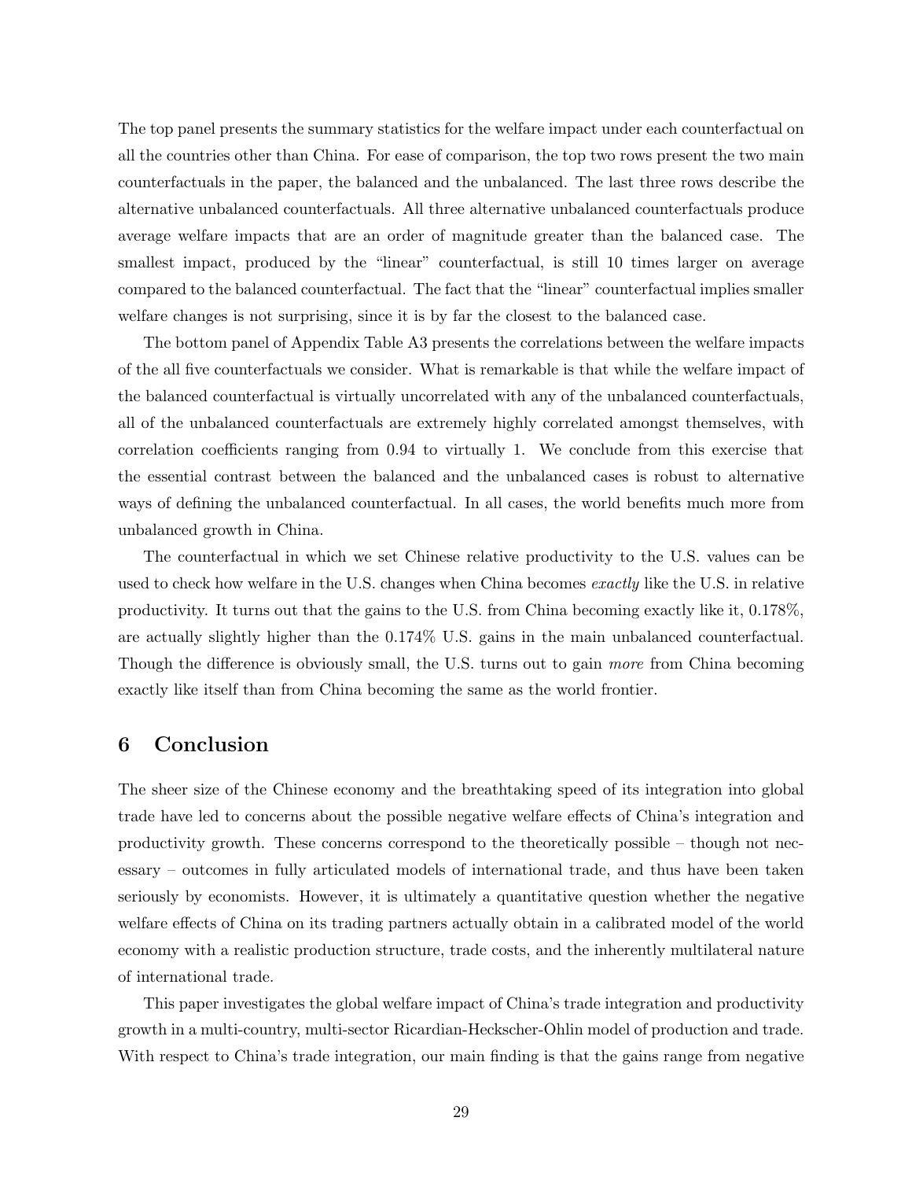The top panel presents the summary statistics for the welfare impact under each counterfactual on all the countries other than China. For ease of comparison, the top two rows present the two main counterfactuals in the paper, the balanced and the unbalanced. The last three rows describe the alternative unbalanced counterfactuals. All three alternative unbalanced counterfactuals produce average welfare impacts that are an order of magnitude greater than the balanced case. The smallest impact, produced by the "linear" counterfactual, is still 10 times larger on average compared to the balanced counterfactual. The fact that the "linear" counterfactual implies smaller welfare changes is not surprising, since it is by far the closest to the balanced case.

The bottom panel of Appendix Table A3 presents the correlations between the welfare impacts of the all five counterfactuals we consider. What is remarkable is that while the welfare impact of the balanced counterfactual is virtually uncorrelated with any of the unbalanced counterfactuals, all of the unbalanced counterfactuals are extremely highly correlated amongst themselves, with correlation coefficients ranging from 0.94 to virtually 1. We conclude from this exercise that the essential contrast between the balanced and the unbalanced cases is robust to alternative ways of defining the unbalanced counterfactual. In all cases, the world benefits much more from unbalanced growth in China.

The counterfactual in which we set Chinese relative productivity to the U.S. values can be used to check how welfare in the U.S. changes when China becomes *exactly* like the U.S. in relative productivity. It turns out that the gains to the U.S. from China becoming exactly like it, 0.178%, are actually slightly higher than the 0.174% U.S. gains in the main unbalanced counterfactual. Though the difference is obviously small, the U.S. turns out to gain *more* from China becoming exactly like itself than from China becoming the same as the world frontier.

## 6 Conclusion

The sheer size of the Chinese economy and the breathtaking speed of its integration into global trade have led to concerns about the possible negative welfare effects of China's integration and productivity growth. These concerns correspond to the theoretically possible – though not necessary – outcomes in fully articulated models of international trade, and thus have been taken seriously by economists. However, it is ultimately a quantitative question whether the negative welfare effects of China on its trading partners actually obtain in a calibrated model of the world economy with a realistic production structure, trade costs, and the inherently multilateral nature of international trade.

This paper investigates the global welfare impact of China's trade integration and productivity growth in a multi-country, multi-sector Ricardian-Heckscher-Ohlin model of production and trade. With respect to China's trade integration, our main finding is that the gains range from negative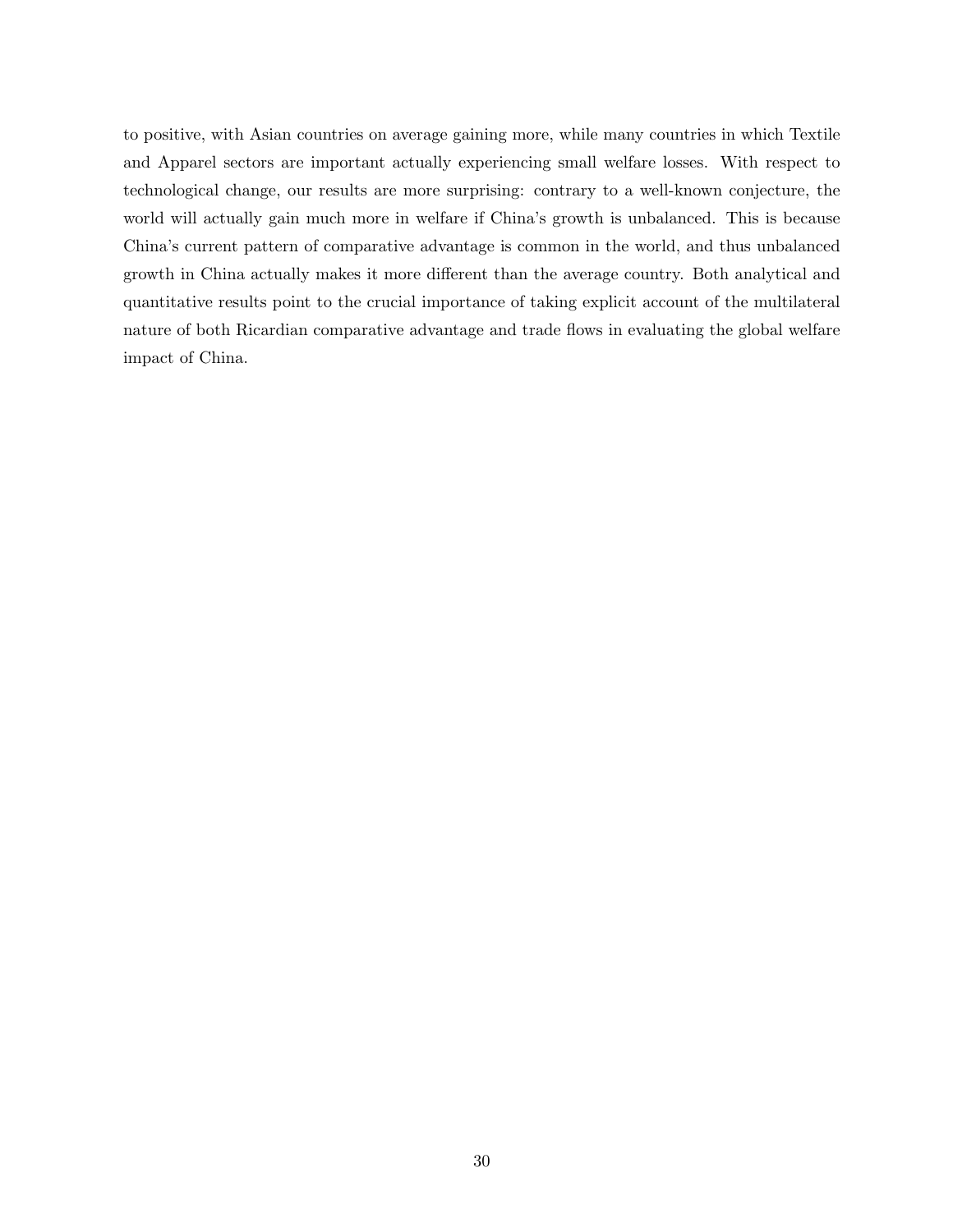to positive, with Asian countries on average gaining more, while many countries in which Textile and Apparel sectors are important actually experiencing small welfare losses. With respect to technological change, our results are more surprising: contrary to a well-known conjecture, the world will actually gain much more in welfare if China's growth is unbalanced. This is because China's current pattern of comparative advantage is common in the world, and thus unbalanced growth in China actually makes it more different than the average country. Both analytical and quantitative results point to the crucial importance of taking explicit account of the multilateral nature of both Ricardian comparative advantage and trade flows in evaluating the global welfare impact of China.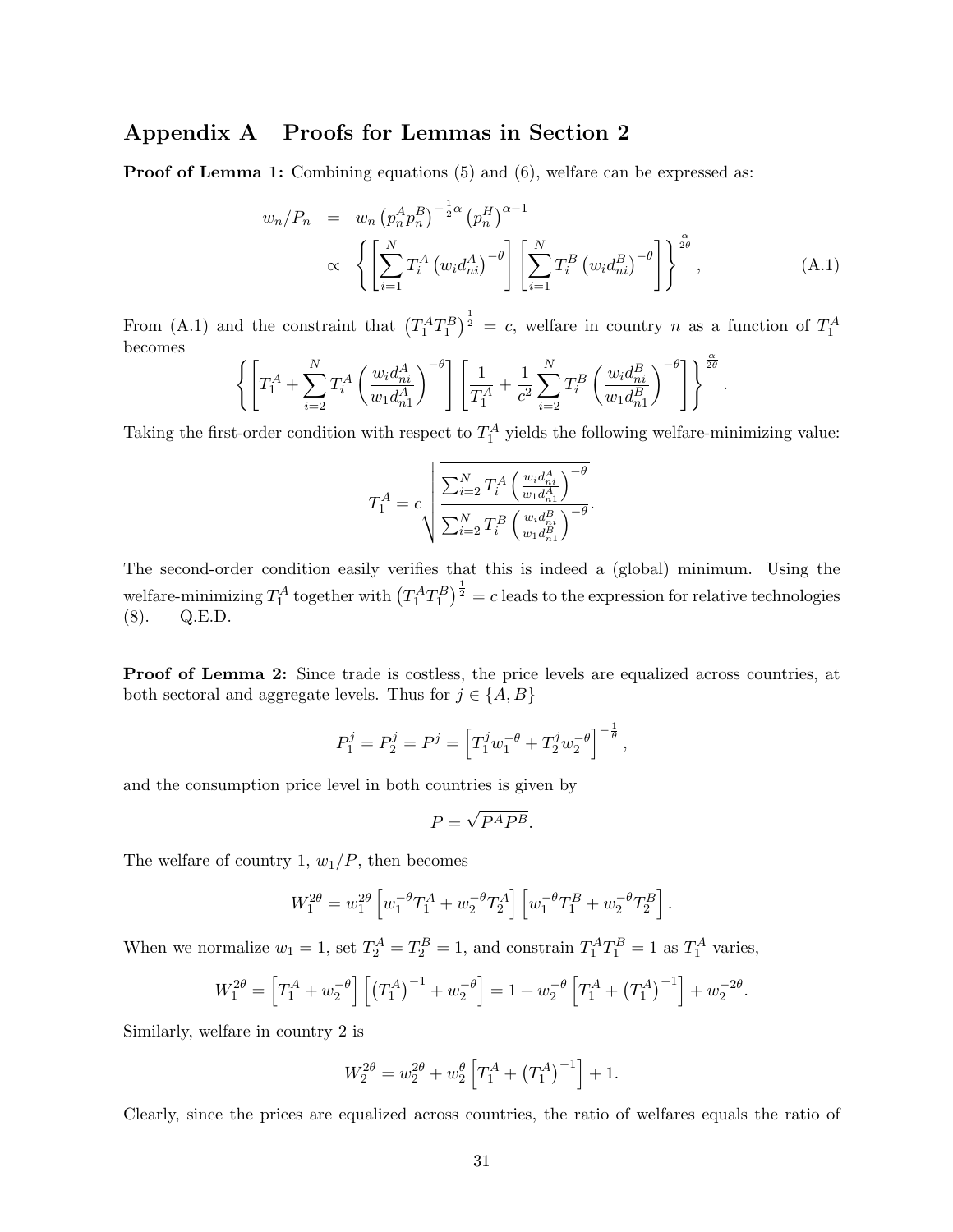# Appendix A Proofs for Lemmas in Section 2

**Proof of Lemma 1:** Combining equations (5) and (6), welfare can be expressed as:

$$
\begin{aligned}
w_n/P_n &= w_n \left(p_n^A p_n^B\right)^{-\frac{1}{2}\alpha} \left(p_n^H\right)^{\alpha-1} \\
&\propto \left\{ \left[ \sum_{i=1}^{N} T_i^A \left(w_i d_{ni}^A\right)^{-\theta} \right] \left[ \sum_{i=1}^{N} T_i^B \left(w_i d_{ni}^B\right)^{-\theta} \right] \right\}^{\frac{\alpha}{2\theta}}, \qquad \text{(A.1)}
\end{aligned}
$$

From (A.1) and the constraint that $\left(T_1^A T_1^B\right)^{\frac{1}{2}} = c$, welfare in country $n$ as a function of $T_1^A$ becomes

$$
\left\{ \left[ T_1^A + \sum_{i=2}^{N} T_i^A \left( \frac{w_i d_{ni}^A}{w_1 d_{n1}^A} \right)^{-\theta} \right] \left[ \frac{1}{T_1^A} + \frac{1}{c^2} \sum_{i=2}^{N} T_i^B \left( \frac{w_i d_{ni}^B}{w_1 d_{n1}^B} \right)^{-\theta} \right] \right\}^{\frac{\alpha}{2\theta}}.
$$

Taking the first-order condition with respect to $T_1^A$ yields the following welfare-minimizing value:

$$
T_1^A = c \sqrt{ \frac{ \sum_{i=2}^{N} T_i^A \left( \frac{w_i d_{ni}^A}{w_1 d_{n1}^A} \right)^{-\theta} }{ \sum_{i=2}^{N} T_i^B \left( \frac{w_i d_{ni}^B}{w_1 d_{n1}^B} \right)^{-\theta} } }.
$$

The second-order condition easily verifies that this is indeed a (global) minimum. Using the welfare-minimizing $T_1^A$ together with $\left(T_1^A T_1^B\right)^{\frac{1}{2}} = c$ leads to the expression for relative technologies (8). Q.E.D.

**Proof of Lemma 2:** Since trade is costless, the price levels are equalized across countries, at both sectoral and aggregate levels. Thus for $j \in \{A, B\}$

$$
P_1^j = P_2^j = P^j = \left[ T_1^j w_1^{-\theta} + T_2^j w_2^{-\theta} \right]^{-\frac{1}{\theta}},
$$

and the consumption price level in both countries is given by

$$
P = \sqrt{P^A P^B}.
$$

The welfare of country 1, $w_1/P$, then becomes

$$
W_1^{2\theta} = w_1^{2\theta} \left[ w_1^{-\theta} T_1^A + w_2^{-\theta} T_2^A \right] \left[ w_1^{-\theta} T_1^B + w_2^{-\theta} T_2^B \right].
$$

When we normalize $w_1 = 1$, set $T_2^A = T_2^B = 1$, and constrain $T_1^A T_1^B = 1$ as $T_1^A$ varies,

$$
W_1^{2\theta} = \left[ T_1^A + w_2^{-\theta} \right] \left[ \left(T_1^A\right)^{-1} + w_2^{-\theta} \right] = 1 + w_2^{-\theta} \left[ T_1^A + \left(T_1^A\right)^{-1} \right] + w_2^{-2\theta}.
$$

Similarly, welfare in country 2 is

$$
W_2^{2\theta} = w_2^{2\theta} + w_2^{\theta} \left[ T_1^A + \left(T_1^A\right)^{-1} \right] + 1.
$$

Clearly, since the prices are equalized across countries, the ratio of welfares equals the ratio of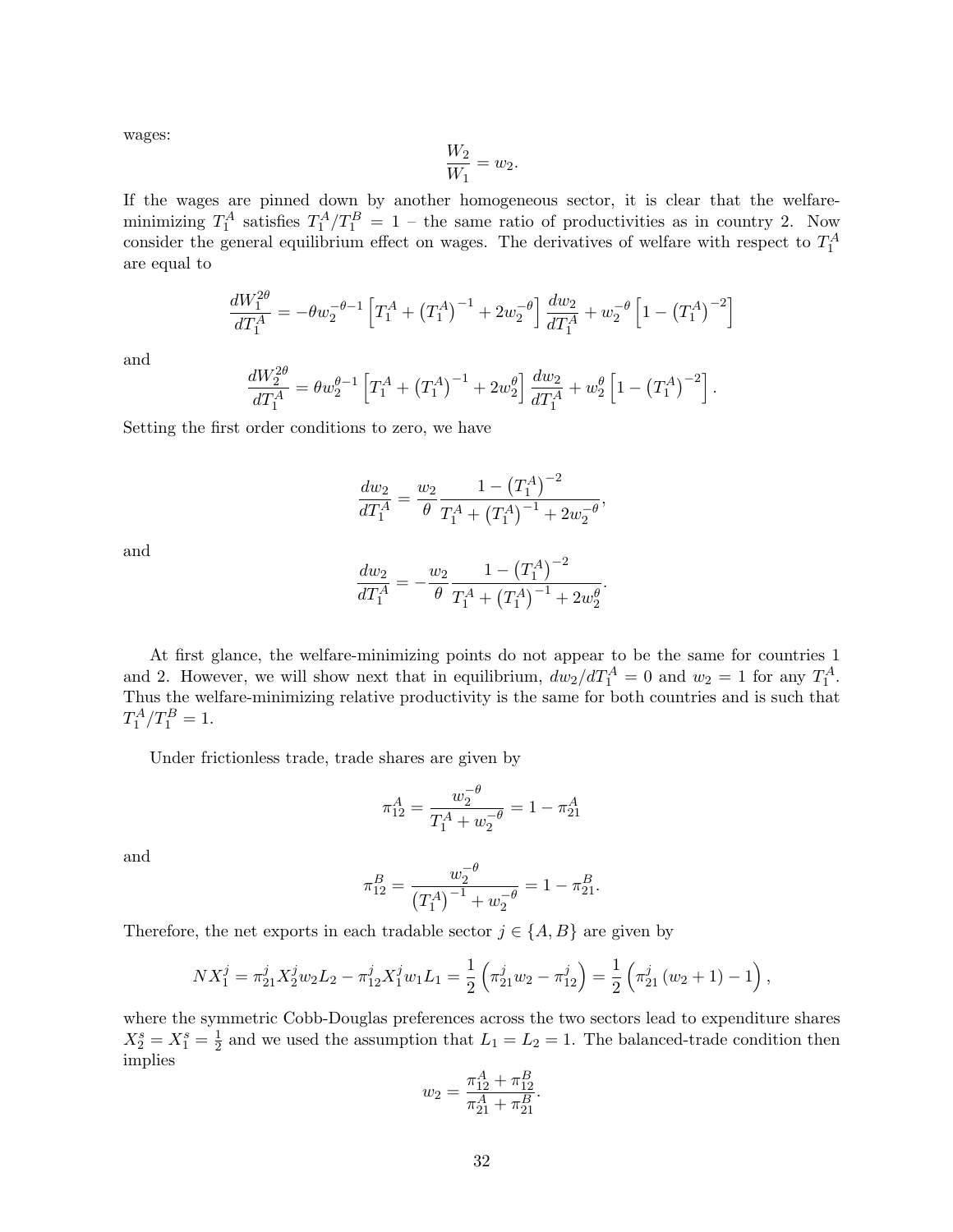wages:

$$\frac{W_2}{W_1} = w_2.$$

If the wages are pinned down by another homogeneous sector, it is clear that the welfare-minimizing $T_1^A$ satisfies $T_1^A/T_1^B = 1$ – the same ratio of productivities as in country 2. Now consider the general equilibrium effect on wages. The derivatives of welfare with respect to $T_1^A$ are equal to

$$\frac{dW_1^{2\theta}}{dT_1^A} = -\theta w_2^{-\theta-1}\left[T_1^A + \left(T_1^A\right)^{-1} + 2w_2^{-\theta}\right]\frac{dw_2}{dT_1^A} + w_2^{-\theta}\left[1 - \left(T_1^A\right)^{-2}\right]$$

and

$$\frac{dW_2^{2\theta}}{dT_1^A} = \theta w_2^{\theta-1}\left[T_1^A + \left(T_1^A\right)^{-1} + 2w_2^{\theta}\right]\frac{dw_2}{dT_1^A} + w_2^{\theta}\left[1 - \left(T_1^A\right)^{-2}\right].$$

Setting the first order conditions to zero, we have

$$\frac{dw_2}{dT_1^A} = \frac{w_2}{\theta}\frac{1 - \left(T_1^A\right)^{-2}}{T_1^A + \left(T_1^A\right)^{-1} + 2w_2^{-\theta}},$$

and

$$\frac{dw_2}{dT_1^A} = -\frac{w_2}{\theta}\frac{1 - \left(T_1^A\right)^{-2}}{T_1^A + \left(T_1^A\right)^{-1} + 2w_2^{\theta}}.$$

At first glance, the welfare-minimizing points do not appear to be the same for countries 1 and 2. However, we will show next that in equilibrium, $dw_2/dT_1^A = 0$ and $w_2 = 1$ for any $T_1^A$. Thus the welfare-minimizing relative productivity is the same for both countries and is such that $T_1^A/T_1^B = 1$.

Under frictionless trade, trade shares are given by

$$\pi_{12}^A = \frac{w_2^{-\theta}}{T_1^A + w_2^{-\theta}} = 1 - \pi_{21}^A$$

and

$$\pi_{12}^B = \frac{w_2^{-\theta}}{\left(T_1^A\right)^{-1} + w_2^{-\theta}} = 1 - \pi_{21}^B.$$

Therefore, the net exports in each tradable sector $j \in \{A, B\}$ are given by

$$NX_1^j = \pi_{21}^j X_2^j w_2 L_2 - \pi_{12}^j X_1^j w_1 L_1 = \frac{1}{2}\left(\pi_{21}^j w_2 - \pi_{12}^j\right) = \frac{1}{2}\left(\pi_{21}^j\left(w_2 + 1\right) - 1\right),$$

where the symmetric Cobb-Douglas preferences across the two sectors lead to expenditure shares $X_2^s = X_1^s = \frac{1}{2}$ and we used the assumption that $L_1 = L_2 = 1$. The balanced-trade condition then implies

$$w_2 = \frac{\pi_{12}^A + \pi_{12}^B}{\pi_{21}^A + \pi_{21}^B}.$$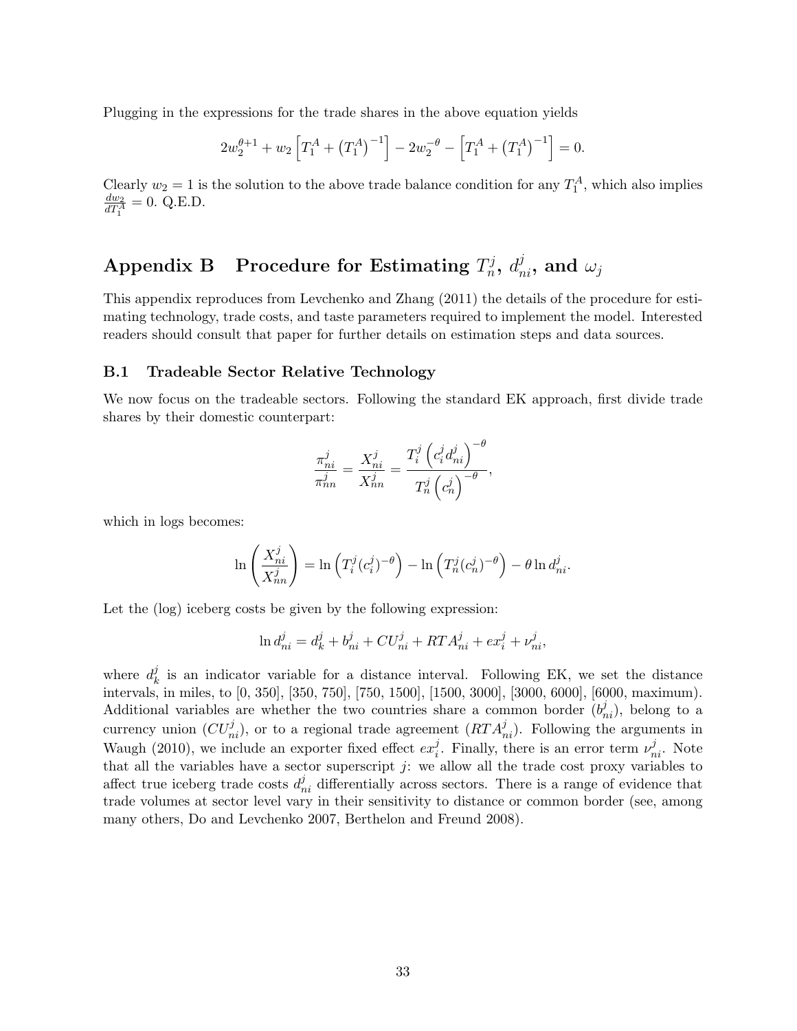Plugging in the expressions for the trade shares in the above equation yields

$$2w_2^{\theta+1} + w_2 \left[T_1^A + \left(T_1^A\right)^{-1}\right] - 2w_2^{-\theta} - \left[T_1^A + \left(T_1^A\right)^{-1}\right] = 0.$$

Clearly $w_2 = 1$ is the solution to the above trade balance condition for any $T_1^A$, which also implies $\frac{dw_2}{dT_1^A} = 0$. Q.E.D.

# Appendix B Procedure for Estimating $T_n^j$, $d_{ni}^j$, and $\omega_j$

This appendix reproduces from Levchenko and Zhang (2011) the details of the procedure for estimating technology, trade costs, and taste parameters required to implement the model. Interested readers should consult that paper for further details on estimation steps and data sources.

## B.1 Tradeable Sector Relative Technology

We now focus on the tradeable sectors. Following the standard EK approach, first divide trade shares by their domestic counterpart:

$$\frac{\pi_{ni}^j}{\pi_{nn}^j} = \frac{X_{ni}^j}{X_{nn}^j} = \frac{T_i^j \left(c_i^j d_{ni}^j\right)^{-\theta}}{T_n^j \left(c_n^j\right)^{-\theta}},$$

which in logs becomes:

$$\ln\left(\frac{X_{ni}^j}{X_{nn}^j}\right) = \ln\left(T_i^j (c_i^j)^{-\theta}\right) - \ln\left(T_n^j (c_n^j)^{-\theta}\right) - \theta \ln d_{ni}^j.$$

Let the (log) iceberg costs be given by the following expression:

$$\ln d_{ni}^j = d_k^j + b_{ni}^j + CU_{ni}^j + RTA_{ni}^j + ex_i^j + \nu_{ni}^j,$$

where $d_k^j$ is an indicator variable for a distance interval. Following EK, we set the distance intervals, in miles, to [0, 350], [350, 750], [750, 1500], [1500, 3000], [3000, 6000], [6000, maximum). Additional variables are whether the two countries share a common border ($b_{ni}^j$), belong to a currency union ($CU_{ni}^j$), or to a regional trade agreement ($RTA_{ni}^j$). Following the arguments in Waugh (2010), we include an exporter fixed effect $ex_i^j$. Finally, there is an error term $\nu_{ni}^j$. Note that all the variables have a sector superscript $j$: we allow all the trade cost proxy variables to affect true iceberg trade costs $d_{ni}^j$ differentially across sectors. There is a range of evidence that trade volumes at sector level vary in their sensitivity to distance or common border (see, among many others, Do and Levchenko 2007, Berthelon and Freund 2008).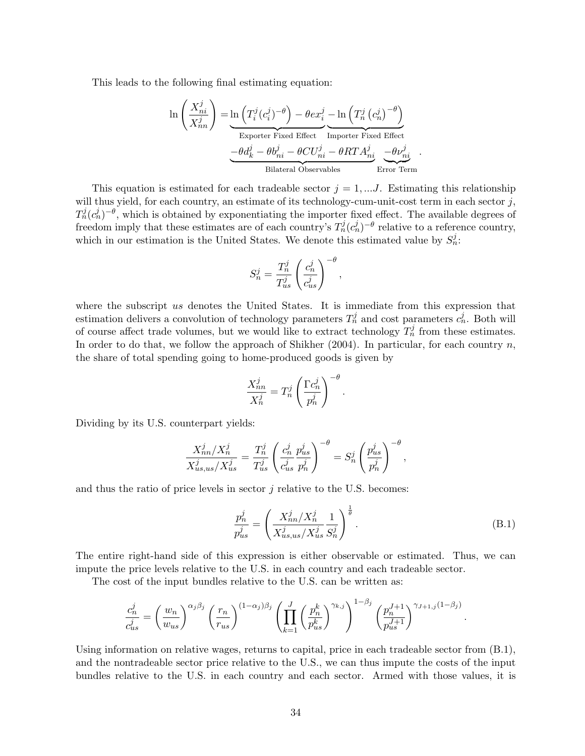This leads to the following final estimating equation:

$$\ln\left(\frac{X_{ni}^j}{X_{nn}^j}\right) = \underbrace{\ln\left(T_i^j(c_i^j)^{-\theta}\right) - \theta ex_i^j}_{\text{Exporter Fixed Effect}} \underbrace{- \ln\left(T_n^j\left(c_n^j\right)^{-\theta}\right)}_{\text{Importer Fixed Effect}}$$
$$\underbrace{-\theta d_k^j - \theta b_{ni}^j - \theta CU_{ni}^j - \theta RTA_{ni}^j}_{\text{Bilateral Observables}} \underbrace{-\theta \nu_{ni}^j}_{\text{Error Term}}.$$

This equation is estimated for each tradeable sector $j = 1, ...J$. Estimating this relationship will thus yield, for each country, an estimate of its technology-cum-unit-cost term in each sector $j$, $T_n^j(c_n^j)^{-\theta}$, which is obtained by exponentiating the importer fixed effect. The available degrees of freedom imply that these estimates are of each country's $T_n^j(c_n^j)^{-\theta}$ relative to a reference country, which in our estimation is the United States. We denote this estimated value by $S_n^j$:

$$S_n^j = \frac{T_n^j}{T_{us}^j}\left(\frac{c_n^j}{c_{us}^j}\right)^{-\theta},$$

where the subscript $us$ denotes the United States. It is immediate from this expression that estimation delivers a convolution of technology parameters $T_n^j$ and cost parameters $c_n^j$. Both will of course affect trade volumes, but we would like to extract technology $T_n^j$ from these estimates. In order to do that, we follow the approach of Shikher (2004). In particular, for each country $n$, the share of total spending going to home-produced goods is given by

$$\frac{X_{nn}^j}{X_n^j} = T_n^j\left(\frac{\Gamma c_n^j}{p_n^j}\right)^{-\theta}.$$

Dividing by its U.S. counterpart yields:

$$\frac{X_{nn}^j/X_n^j}{X_{us,us}^j/X_{us}^j} = \frac{T_n^j}{T_{us}^j}\left(\frac{c_n^j}{c_{us}^j}\frac{p_{us}^j}{p_n^j}\right)^{-\theta} = S_n^j\left(\frac{p_{us}^j}{p_n^j}\right)^{-\theta},$$

and thus the ratio of price levels in sector $j$ relative to the U.S. becomes:

$$\frac{p_n^j}{p_{us}^j} = \left(\frac{X_{nn}^j/X_n^j}{X_{us,us}^j/X_{us}^j}\frac{1}{S_n^j}\right)^{\frac{1}{\theta}}. \tag{B.1}$$

The entire right-hand side of this expression is either observable or estimated. Thus, we can impute the price levels relative to the U.S. in each country and each tradeable sector.

The cost of the input bundles relative to the U.S. can be written as:

$$\frac{c_n^j}{c_{us}^j} = \left(\frac{w_n}{w_{us}}\right)^{\alpha_j\beta_j}\left(\frac{r_n}{r_{us}}\right)^{(1-\alpha_j)\beta_j}\left(\prod_{k=1}^{J}\left(\frac{p_n^k}{p_{us}^k}\right)^{\gamma_{k,j}}\right)^{1-\beta_j}\left(\frac{p_n^{J+1}}{p_{us}^{J+1}}\right)^{\gamma_{J+1,j}(1-\beta_j)}.$$

Using information on relative wages, returns to capital, price in each tradeable sector from (B.1), and the nontradeable sector price relative to the U.S., we can thus impute the costs of the input bundles relative to the U.S. in each country and each sector. Armed with those values, it is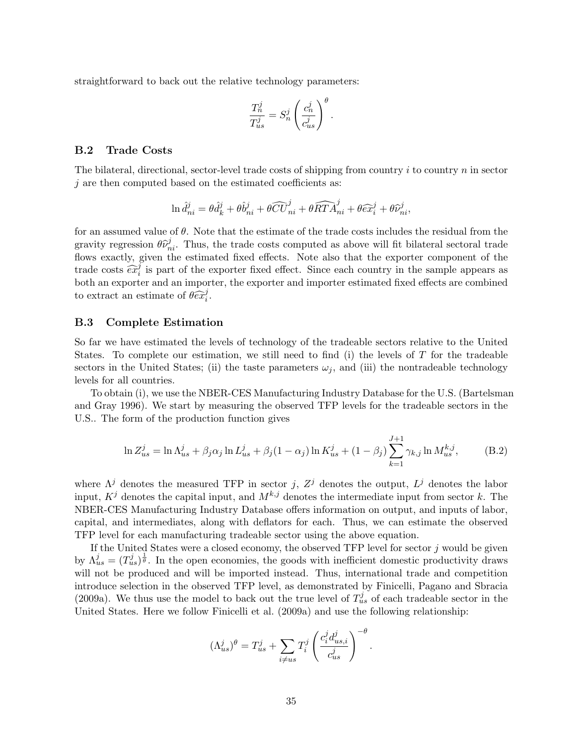straightforward to back out the relative technology parameters:

$$\frac{T_n^j}{T_{us}^j} = S_n^j \left( \frac{c_n^j}{c_{us}^j} \right)^{\theta}.$$

### B.2 Trade Costs

The bilateral, directional, sector-level trade costs of shipping from country $i$ to country $n$ in sector $j$ are then computed based on the estimated coefficients as:

$$\ln \hat{d}_{ni}^j = \theta \hat{d}_k^j + \theta \hat{b}_{ni}^j + \theta \widehat{CU}_{ni}^j + \theta \widehat{RTA}_{ni}^j + \theta \widehat{ex}_i^j + \theta \widehat{\nu}_{ni}^j,$$

for an assumed value of $\theta$. Note that the estimate of the trade costs includes the residual from the gravity regression $\theta \widehat{\nu}_{ni}^j$. Thus, the trade costs computed as above will fit bilateral sectoral trade flows exactly, given the estimated fixed effects. Note also that the exporter component of the trade costs $\widehat{ex}_i^j$ is part of the exporter fixed effect. Since each country in the sample appears as both an exporter and an importer, the exporter and importer estimated fixed effects are combined to extract an estimate of $\theta \widehat{ex}_i^j$.

### B.3 Complete Estimation

So far we have estimated the levels of technology of the tradeable sectors relative to the United States. To complete our estimation, we still need to find (i) the levels of $T$ for the tradeable sectors in the United States; (ii) the taste parameters $\omega_j$, and (iii) the nontradeable technology levels for all countries.

To obtain (i), we use the NBER-CES Manufacturing Industry Database for the U.S. (Bartelsman and Gray 1996). We start by measuring the observed TFP levels for the tradeable sectors in the U.S.. The form of the production function gives

$$\ln Z_{us}^j = \ln \Lambda_{us}^j + \beta_j \alpha_j \ln L_{us}^j + \beta_j (1 - \alpha_j) \ln K_{us}^j + (1 - \beta_j) \sum_{k=1}^{J+1} \gamma_{k,j} \ln M_{us}^{k,j}, \tag{B.2}$$

where $\Lambda^j$ denotes the measured TFP in sector $j$, $Z^j$ denotes the output, $L^j$ denotes the labor input, $K^j$ denotes the capital input, and $M^{k,j}$ denotes the intermediate input from sector $k$. The NBER-CES Manufacturing Industry Database offers information on output, and inputs of labor, capital, and intermediates, along with deflators for each. Thus, we can estimate the observed TFP level for each manufacturing tradeable sector using the above equation.

If the United States were a closed economy, the observed TFP level for sector $j$ would be given by $\Lambda_{us}^j = (T_{us}^j)^{\frac{1}{\theta}}$. In the open economies, the goods with inefficient domestic productivity draws will not be produced and will be imported instead. Thus, international trade and competition introduce selection in the observed TFP level, as demonstrated by Finicelli, Pagano and Sbracia (2009a). We thus use the model to back out the true level of $T_{us}^j$ of each tradeable sector in the United States. Here we follow Finicelli et al. (2009a) and use the following relationship:

$$(\Lambda_{us}^j)^{\theta} = T_{us}^j + \sum_{i \neq us} T_i^j \left( \frac{c_i^j d_{us,i}^j}{c_{us}^j} \right)^{-\theta}.$$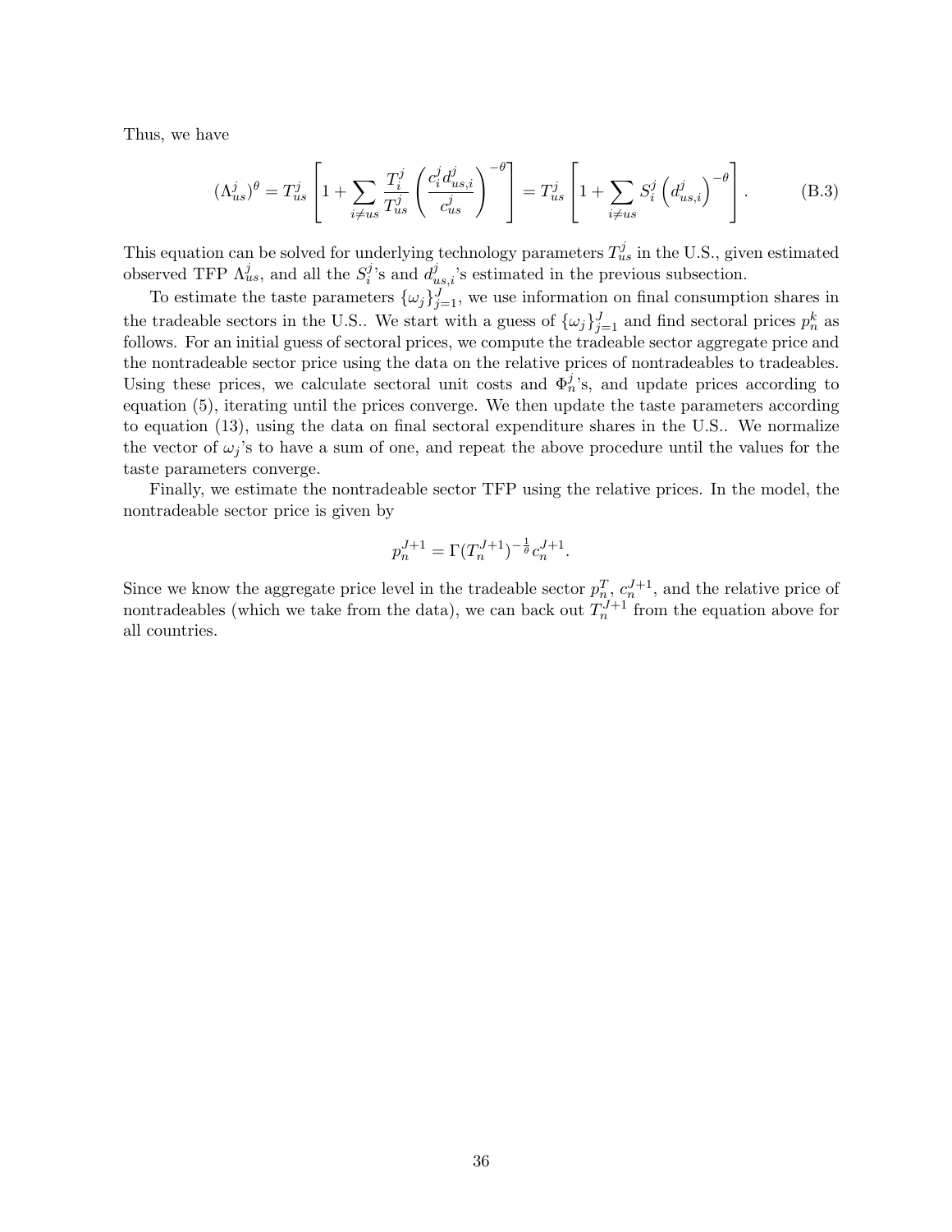Thus, we have

$$(\Lambda_{us}^j)^\theta = T_{us}^j \left[1 + \sum_{i \neq us} \frac{T_i^j}{T_{us}^j} \left(\frac{c_i^j d_{us,i}^j}{c_{us}^j}\right)^{-\theta}\right] = T_{us}^j \left[1 + \sum_{i \neq us} S_i^j \left(d_{us,i}^j\right)^{-\theta}\right]. \tag{B.3}$$

This equation can be solved for underlying technology parameters $T_{us}^j$ in the U.S., given estimated observed TFP $\Lambda_{us}^j$, and all the $S_i^j$'s and $d_{us,i}^j$'s estimated in the previous subsection.

To estimate the taste parameters $\{\omega_j\}_{j=1}^J$, we use information on final consumption shares in the tradeable sectors in the U.S.. We start with a guess of $\{\omega_j\}_{j=1}^J$ and find sectoral prices $p_n^k$ as follows. For an initial guess of sectoral prices, we compute the tradeable sector aggregate price and the nontradeable sector price using the data on the relative prices of nontradeables to tradeables. Using these prices, we calculate sectoral unit costs and $\Phi_n^j$'s, and update prices according to equation (5), iterating until the prices converge. We then update the taste parameters according to equation (13), using the data on final sectoral expenditure shares in the U.S.. We normalize the vector of $\omega_j$'s to have a sum of one, and repeat the above procedure until the values for the taste parameters converge.

Finally, we estimate the nontradeable sector TFP using the relative prices. In the model, the nontradeable sector price is given by

$$p_n^{J+1} = \Gamma (T_n^{J+1})^{-\frac{1}{\theta}} c_n^{J+1}.$$

Since we know the aggregate price level in the tradeable sector $p_n^T$, $c_n^{J+1}$, and the relative price of nontradeables (which we take from the data), we can back out $T_n^{J+1}$ from the equation above for all countries.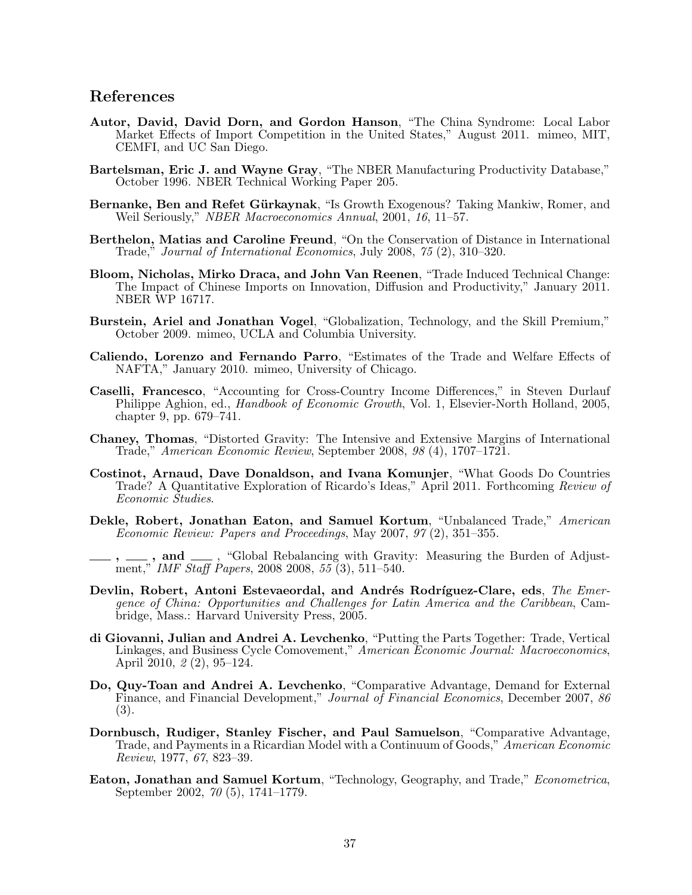## References

**Autor, David, David Dorn, and Gordon Hanson**, "The China Syndrome: Local Labor Market Effects of Import Competition in the United States," August 2011. mimeo, MIT, CEMFI, and UC San Diego.

**Bartelsman, Eric J. and Wayne Gray**, "The NBER Manufacturing Productivity Database," October 1996. NBER Technical Working Paper 205.

**Bernanke, Ben and Refet Gürkaynak**, "Is Growth Exogenous? Taking Mankiw, Romer, and Weil Seriously," *NBER Macroeconomics Annual*, 2001, *16*, 11–57.

**Berthelon, Matias and Caroline Freund**, "On the Conservation of Distance in International Trade," *Journal of International Economics*, July 2008, *75* (2), 310–320.

**Bloom, Nicholas, Mirko Draca, and John Van Reenen**, "Trade Induced Technical Change: The Impact of Chinese Imports on Innovation, Diffusion and Productivity," January 2011. NBER WP 16717.

**Burstein, Ariel and Jonathan Vogel**, "Globalization, Technology, and the Skill Premium," October 2009. mimeo, UCLA and Columbia University.

**Caliendo, Lorenzo and Fernando Parro**, "Estimates of the Trade and Welfare Effects of NAFTA," January 2010. mimeo, University of Chicago.

**Caselli, Francesco**, "Accounting for Cross-Country Income Differences," in Steven Durlauf Philippe Aghion, ed., *Handbook of Economic Growth*, Vol. 1, Elsevier-North Holland, 2005, chapter 9, pp. 679–741.

**Chaney, Thomas**, "Distorted Gravity: The Intensive and Extensive Margins of International Trade," *American Economic Review*, September 2008, *98* (4), 1707–1721.

**Costinot, Arnaud, Dave Donaldson, and Ivana Komunjer**, "What Goods Do Countries Trade? A Quantitative Exploration of Ricardo's Ideas," April 2011. Forthcoming *Review of Economic Studies*.

**Dekle, Robert, Jonathan Eaton, and Samuel Kortum**, "Unbalanced Trade," *American Economic Review: Papers and Proceedings*, May 2007, *97* (2), 351–355.

**\_\_\_\_, \_\_\_\_, and \_\_\_\_**, "Global Rebalancing with Gravity: Measuring the Burden of Adjustment," *IMF Staff Papers*, 2008 2008, *55* (3), 511–540.

**Devlin, Robert, Antoni Estevaeordal, and Andrés Rodríguez-Clare, eds**, *The Emergence of China: Opportunities and Challenges for Latin America and the Caribbean*, Cambridge, Mass.: Harvard University Press, 2005.

**di Giovanni, Julian and Andrei A. Levchenko**, "Putting the Parts Together: Trade, Vertical Linkages, and Business Cycle Comovement," *American Economic Journal: Macroeconomics*, April 2010, *2* (2), 95–124.

**Do, Quy-Toan and Andrei A. Levchenko**, "Comparative Advantage, Demand for External Finance, and Financial Development," *Journal of Financial Economics*, December 2007, *86* (3).

**Dornbusch, Rudiger, Stanley Fischer, and Paul Samuelson**, "Comparative Advantage, Trade, and Payments in a Ricardian Model with a Continuum of Goods," *American Economic Review*, 1977, *67*, 823–39.

**Eaton, Jonathan and Samuel Kortum**, "Technology, Geography, and Trade," *Econometrica*, September 2002, *70* (5), 1741–1779.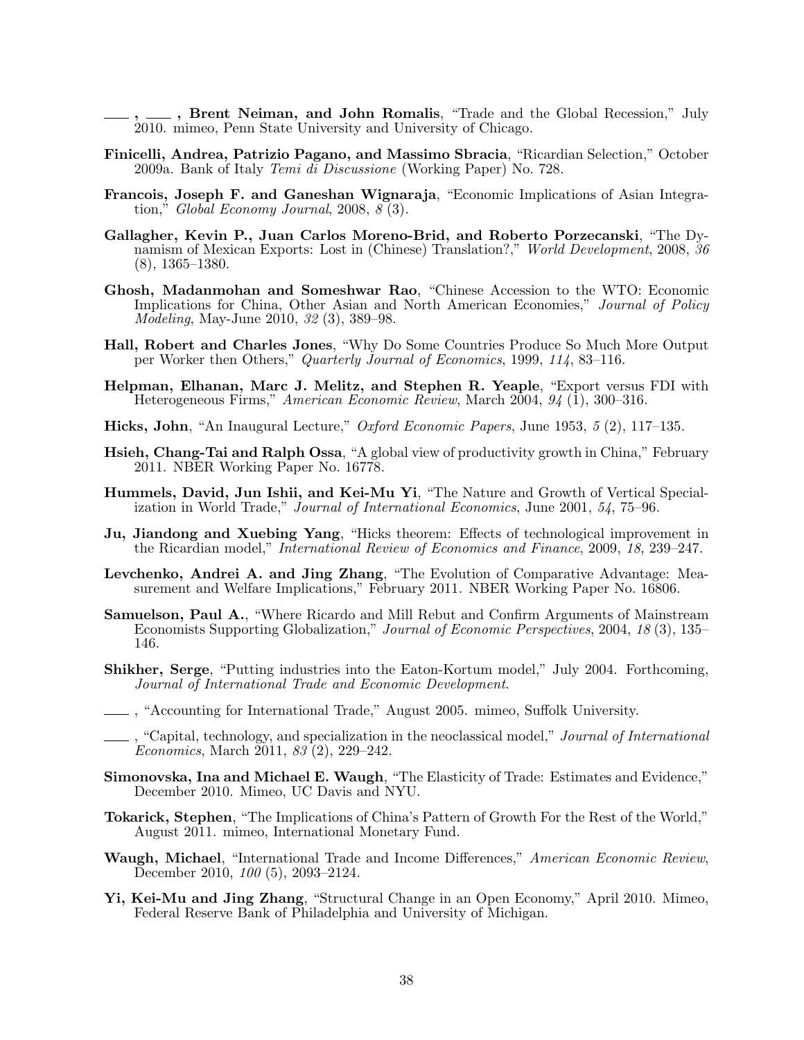——, ——, **Brent Neiman, and John Romalis**, "Trade and the Global Recession," July 2010. mimeo, Penn State University and University of Chicago.

**Finicelli, Andrea, Patrizio Pagano, and Massimo Sbracia**, "Ricardian Selection," October 2009a. Bank of Italy *Temi di Discussione* (Working Paper) No. 728.

**Francois, Joseph F. and Ganeshan Wignaraja**, "Economic Implications of Asian Integration," *Global Economy Journal*, 2008, *8* (3).

**Gallagher, Kevin P., Juan Carlos Moreno-Brid, and Roberto Porzecanski**, "The Dynamism of Mexican Exports: Lost in (Chinese) Translation?," *World Development*, 2008, *36* (8), 1365–1380.

**Ghosh, Madanmohan and Someshwar Rao**, "Chinese Accession to the WTO: Economic Implications for China, Other Asian and North American Economies," *Journal of Policy Modeling*, May-June 2010, *32* (3), 389–98.

**Hall, Robert and Charles Jones**, "Why Do Some Countries Produce So Much More Output per Worker then Others," *Quarterly Journal of Economics*, 1999, *114*, 83–116.

**Helpman, Elhanan, Marc J. Melitz, and Stephen R. Yeaple**, "Export versus FDI with Heterogeneous Firms," *American Economic Review*, March 2004, *94* (1), 300–316.

**Hicks, John**, "An Inaugural Lecture," *Oxford Economic Papers*, June 1953, *5* (2), 117–135.

**Hsieh, Chang-Tai and Ralph Ossa**, "A global view of productivity growth in China," February 2011. NBER Working Paper No. 16778.

**Hummels, David, Jun Ishii, and Kei-Mu Yi**, "The Nature and Growth of Vertical Specialization in World Trade," *Journal of International Economics*, June 2001, *54*, 75–96.

**Ju, Jiandong and Xuebing Yang**, "Hicks theorem: Effects of technological improvement in the Ricardian model," *International Review of Economics and Finance*, 2009, *18*, 239–247.

**Levchenko, Andrei A. and Jing Zhang**, "The Evolution of Comparative Advantage: Measurement and Welfare Implications," February 2011. NBER Working Paper No. 16806.

**Samuelson, Paul A.**, "Where Ricardo and Mill Rebut and Confirm Arguments of Mainstream Economists Supporting Globalization," *Journal of Economic Perspectives*, 2004, *18* (3), 135–146.

**Shikher, Serge**, "Putting industries into the Eaton-Kortum model," July 2004. Forthcoming, *Journal of International Trade and Economic Development*.

——, "Accounting for International Trade," August 2005. mimeo, Suffolk University.

——, "Capital, technology, and specialization in the neoclassical model," *Journal of International Economics*, March 2011, *83* (2), 229–242.

**Simonovska, Ina and Michael E. Waugh**, "The Elasticity of Trade: Estimates and Evidence," December 2010. Mimeo, UC Davis and NYU.

**Tokarick, Stephen**, "The Implications of China's Pattern of Growth For the Rest of the World," August 2011. mimeo, International Monetary Fund.

**Waugh, Michael**, "International Trade and Income Differences," *American Economic Review*, December 2010, *100* (5), 2093–2124.

**Yi, Kei-Mu and Jing Zhang**, "Structural Change in an Open Economy," April 2010. Mimeo, Federal Reserve Bank of Philadelphia and University of Michigan.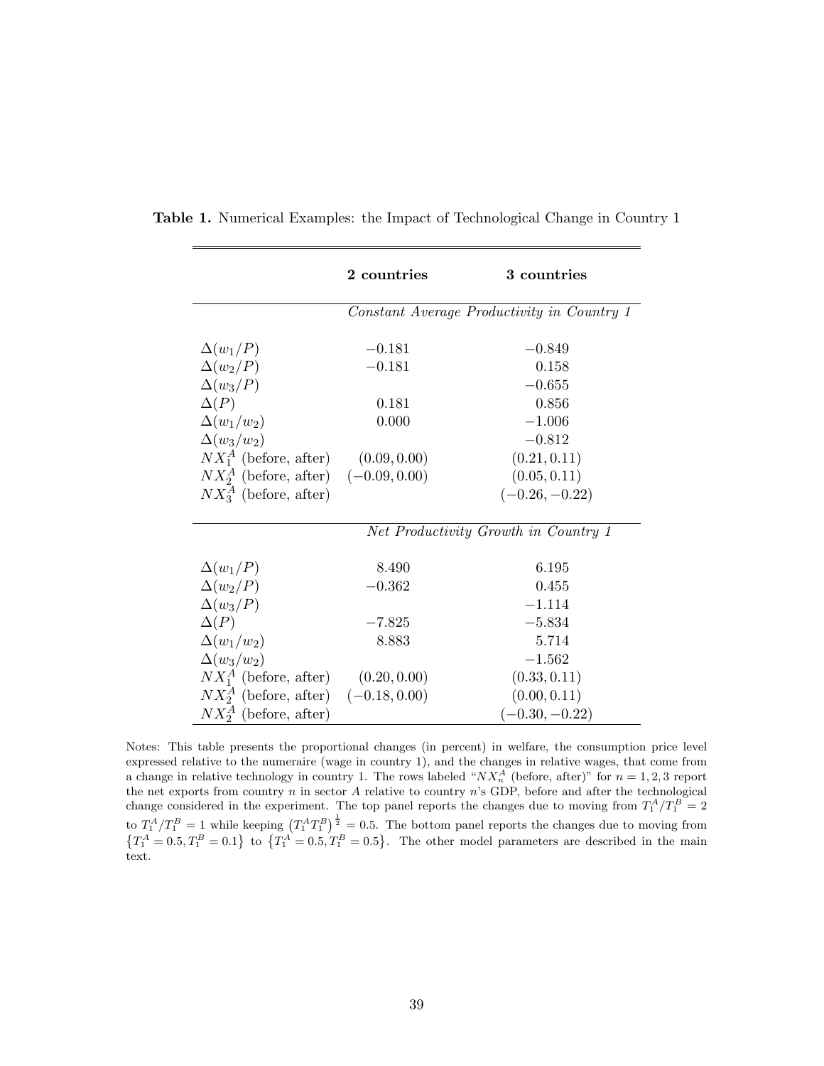**Table 1.** Numerical Examples: the Impact of Technological Change in Country 1

| | **2 countries** | **3 countries** |
|---|---|---|
| | *Constant Average Productivity in Country 1* | |
| $\Delta(w_1/P)$ | $-0.181$ | $-0.849$ |
| $\Delta(w_2/P)$ | $-0.181$ | $0.158$ |
| $\Delta(w_3/P)$ | | $-0.655$ |
| $\Delta(P)$ | $0.181$ | $0.856$ |
| $\Delta(w_1/w_2)$ | $0.000$ | $-1.006$ |
| $\Delta(w_3/w_2)$ | | $-0.812$ |
| $NX_1^A$ (before, after) | $(0.09, 0.00)$ | $(0.21, 0.11)$ |
| $NX_2^A$ (before, after) | $(-0.09, 0.00)$ | $(0.05, 0.11)$ |
| $NX_3^A$ (before, after) | | $(-0.26, -0.22)$ |
| | *Net Productivity Growth in Country 1* | |
| $\Delta(w_1/P)$ | $8.490$ | $6.195$ |
| $\Delta(w_2/P)$ | $-0.362$ | $0.455$ |
| $\Delta(w_3/P)$ | | $-1.114$ |
| $\Delta(P)$ | $-7.825$ | $-5.834$ |
| $\Delta(w_1/w_2)$ | $8.883$ | $5.714$ |
| $\Delta(w_3/w_2)$ | | $-1.562$ |
| $NX_1^A$ (before, after) | $(0.20, 0.00)$ | $(0.33, 0.11)$ |
| $NX_2^A$ (before, after) | $(-0.18, 0.00)$ | $(0.00, 0.11)$ |
| $NX_2^A$ (before, after) | | $(-0.30, -0.22)$ |

Notes: This table presents the proportional changes (in percent) in welfare, the consumption price level expressed relative to the numeraire (wage in country 1), and the changes in relative wages, that come from a change in relative technology in country 1. The rows labeled "$NX_n^A$ (before, after)" for $n = 1, 2, 3$ report the net exports from country $n$ in sector $A$ relative to country $n$'s GDP, before and after the technological change considered in the experiment. The top panel reports the changes due to moving from $T_1^A/T_1^B = 2$ to $T_1^A/T_1^B = 1$ while keeping $\left(T_1^A T_1^B\right)^{\frac{1}{2}} = 0.5$. The bottom panel reports the changes due to moving from $\left\{T_1^A = 0.5, T_1^B = 0.1\right\}$ to $\left\{T_1^A = 0.5, T_1^B = 0.5\right\}$. The other model parameters are described in the main text.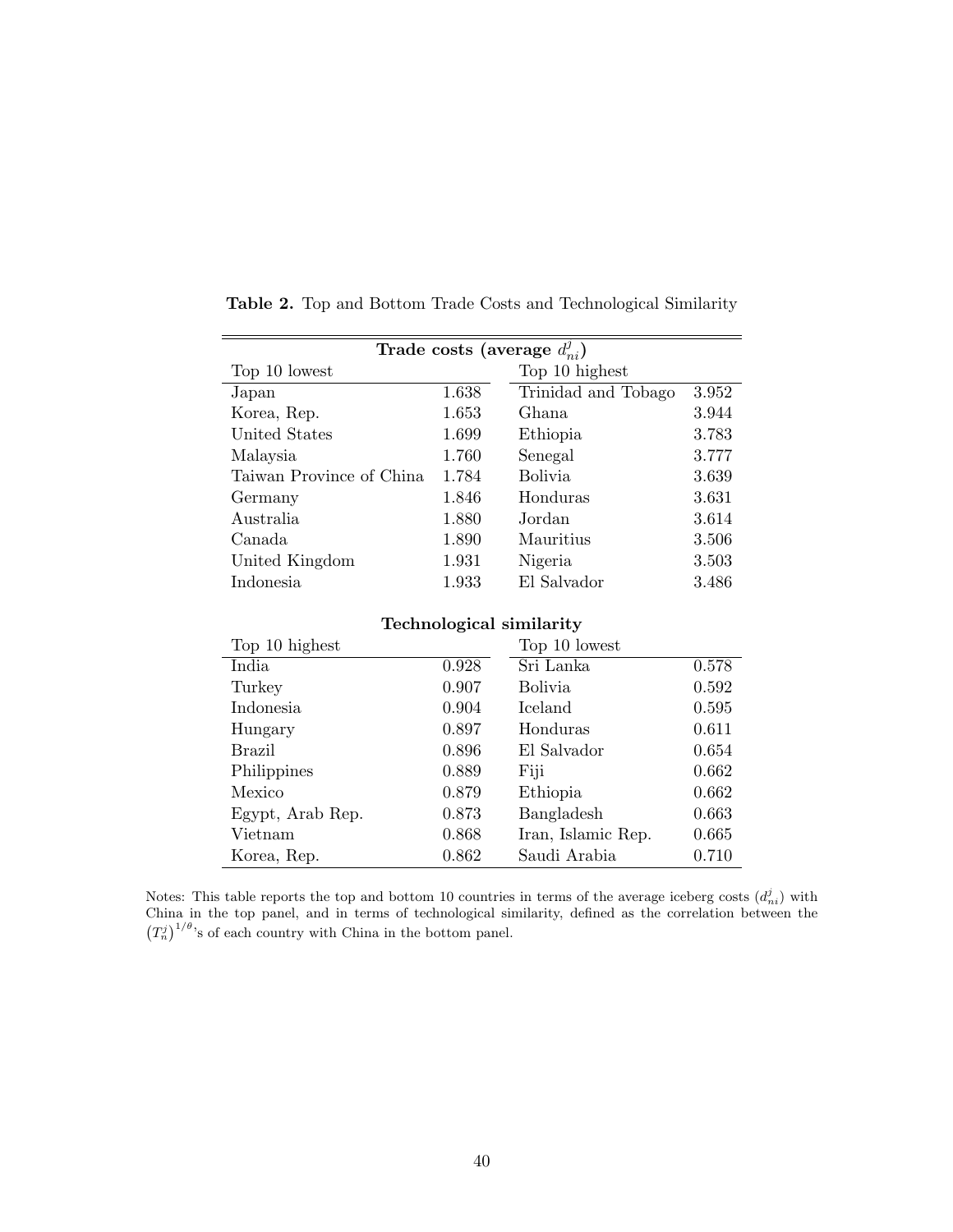**Table 2.** Top and Bottom Trade Costs and Technological Similarity

| Trade costs (average $d_{ni}^{j}$) | | | |
|---|---|---|---|
| Top 10 lowest | | Top 10 highest | |
| Japan | 1.638 | Trinidad and Tobago | 3.952 |
| Korea, Rep. | 1.653 | Ghana | 3.944 |
| United States | 1.699 | Ethiopia | 3.783 |
| Malaysia | 1.760 | Senegal | 3.777 |
| Taiwan Province of China | 1.784 | Bolivia | 3.639 |
| Germany | 1.846 | Honduras | 3.631 |
| Australia | 1.880 | Jordan | 3.614 |
| Canada | 1.890 | Mauritius | 3.506 |
| United Kingdom | 1.931 | Nigeria | 3.503 |
| Indonesia | 1.933 | El Salvador | 3.486 |

| Technological similarity | | | |
|---|---|---|---|
| Top 10 highest | | Top 10 lowest | |
| India | 0.928 | Sri Lanka | 0.578 |
| Turkey | 0.907 | Bolivia | 0.592 |
| Indonesia | 0.904 | Iceland | 0.595 |
| Hungary | 0.897 | Honduras | 0.611 |
| Brazil | 0.896 | El Salvador | 0.654 |
| Philippines | 0.889 | Fiji | 0.662 |
| Mexico | 0.879 | Ethiopia | 0.662 |
| Egypt, Arab Rep. | 0.873 | Bangladesh | 0.663 |
| Vietnam | 0.868 | Iran, Islamic Rep. | 0.665 |
| Korea, Rep. | 0.862 | Saudi Arabia | 0.710 |

Notes: This table reports the top and bottom 10 countries in terms of the average iceberg costs ($d_{ni}^{j}$) with China in the top panel, and in terms of technological similarity, defined as the correlation between the $\left(T_n^j\right)^{1/\theta}$'s of each country with China in the bottom panel.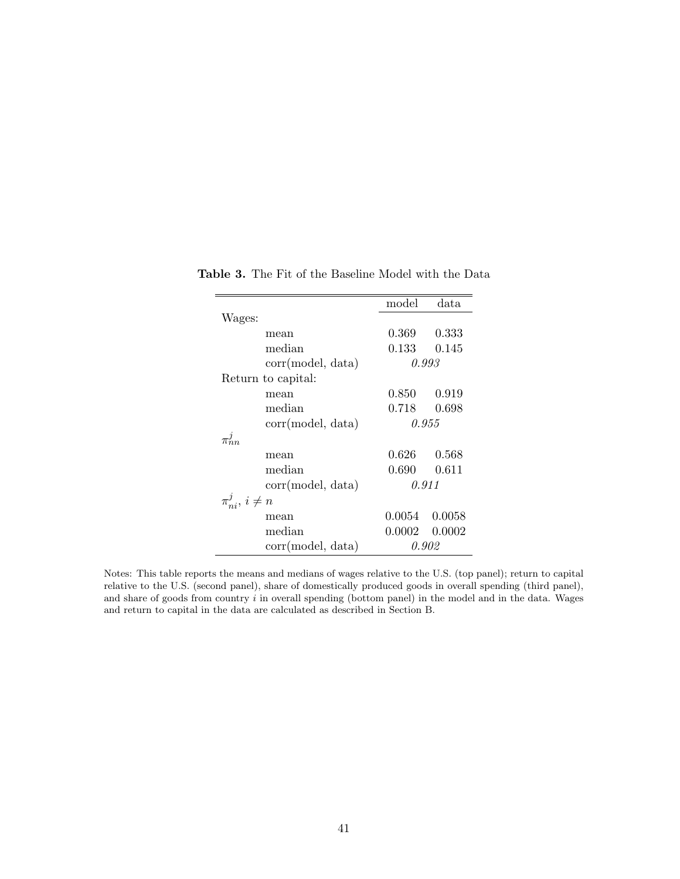**Table 3.** The Fit of the Baseline Model with the Data

| | | model | data |
|---|---|---|---|
| Wages: | | | |
| | mean | 0.369 | 0.333 |
| | median | 0.133 | 0.145 |
| | corr(model, data) | *0.993* | |
| Return to capital: | | | |
| | mean | 0.850 | 0.919 |
| | median | 0.718 | 0.698 |
| | corr(model, data) | *0.955* | |
| $\pi_{nn}^{j}$ | | | |
| | mean | 0.626 | 0.568 |
| | median | 0.690 | 0.611 |
| | corr(model, data) | *0.911* | |
| $\pi_{ni}^{j}$, $i \neq n$ | | | |
| | mean | 0.0054 | 0.0058 |
| | median | 0.0002 | 0.0002 |
| | corr(model, data) | *0.902* | |

Notes: This table reports the means and medians of wages relative to the U.S. (top panel); return to capital relative to the U.S. (second panel), share of domestically produced goods in overall spending (third panel), and share of goods from country $i$ in overall spending (bottom panel) in the model and in the data. Wages and return to capital in the data are calculated as described in Section B.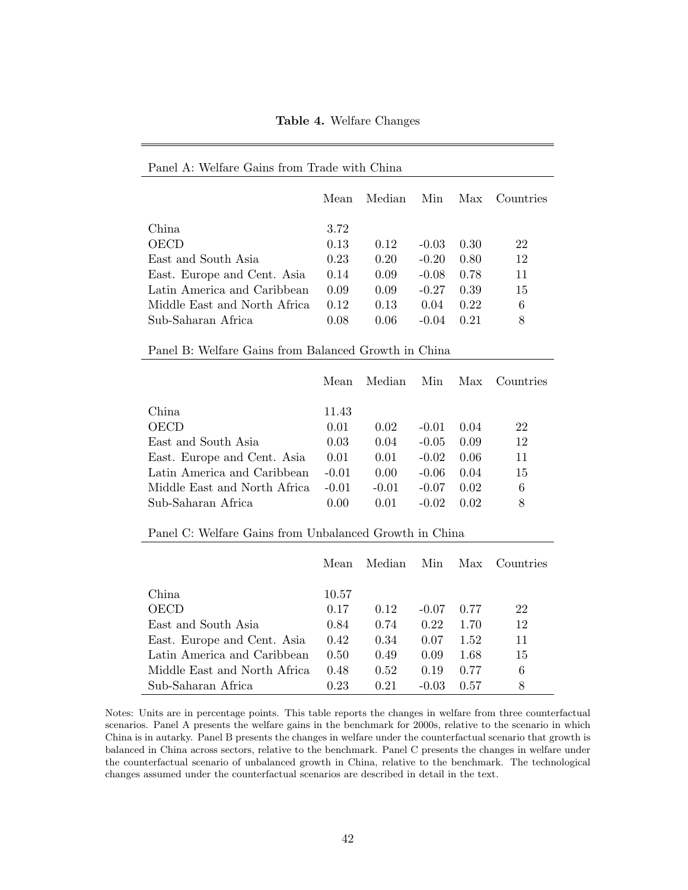**Table 4.** Welfare Changes

Panel A: Welfare Gains from Trade with China

| | Mean | Median | Min | Max | Countries |
|---|---|---|---|---|---|
| China | 3.72 | | | | |
| OECD | 0.13 | 0.12 | -0.03 | 0.30 | 22 |
| East and South Asia | 0.23 | 0.20 | -0.20 | 0.80 | 12 |
| East. Europe and Cent. Asia | 0.14 | 0.09 | -0.08 | 0.78 | 11 |
| Latin America and Caribbean | 0.09 | 0.09 | -0.27 | 0.39 | 15 |
| Middle East and North Africa | 0.12 | 0.13 | 0.04 | 0.22 | 6 |
| Sub-Saharan Africa | 0.08 | 0.06 | -0.04 | 0.21 | 8 |

Panel B: Welfare Gains from Balanced Growth in China

| | Mean | Median | Min | Max | Countries |
|---|---|---|---|---|---|
| China | 11.43 | | | | |
| OECD | 0.01 | 0.02 | -0.01 | 0.04 | 22 |
| East and South Asia | 0.03 | 0.04 | -0.05 | 0.09 | 12 |
| East. Europe and Cent. Asia | 0.01 | 0.01 | -0.02 | 0.06 | 11 |
| Latin America and Caribbean | -0.01 | 0.00 | -0.06 | 0.04 | 15 |
| Middle East and North Africa | -0.01 | -0.01 | -0.07 | 0.02 | 6 |
| Sub-Saharan Africa | 0.00 | 0.01 | -0.02 | 0.02 | 8 |

Panel C: Welfare Gains from Unbalanced Growth in China

| | Mean | Median | Min | Max | Countries |
|---|---|---|---|---|---|
| China | 10.57 | | | | |
| OECD | 0.17 | 0.12 | -0.07 | 0.77 | 22 |
| East and South Asia | 0.84 | 0.74 | 0.22 | 1.70 | 12 |
| East. Europe and Cent. Asia | 0.42 | 0.34 | 0.07 | 1.52 | 11 |
| Latin America and Caribbean | 0.50 | 0.49 | 0.09 | 1.68 | 15 |
| Middle East and North Africa | 0.48 | 0.52 | 0.19 | 0.77 | 6 |
| Sub-Saharan Africa | 0.23 | 0.21 | -0.03 | 0.57 | 8 |

Notes: Units are in percentage points. This table reports the changes in welfare from three counterfactual scenarios. Panel A presents the welfare gains in the benchmark for 2000s, relative to the scenario in which China is in autarky. Panel B presents the changes in welfare under the counterfactual scenario that growth is balanced in China across sectors, relative to the benchmark. Panel C presents the changes in welfare under the counterfactual scenario of unbalanced growth in China, relative to the benchmark. The technological changes assumed under the counterfactual scenarios are described in detail in the text.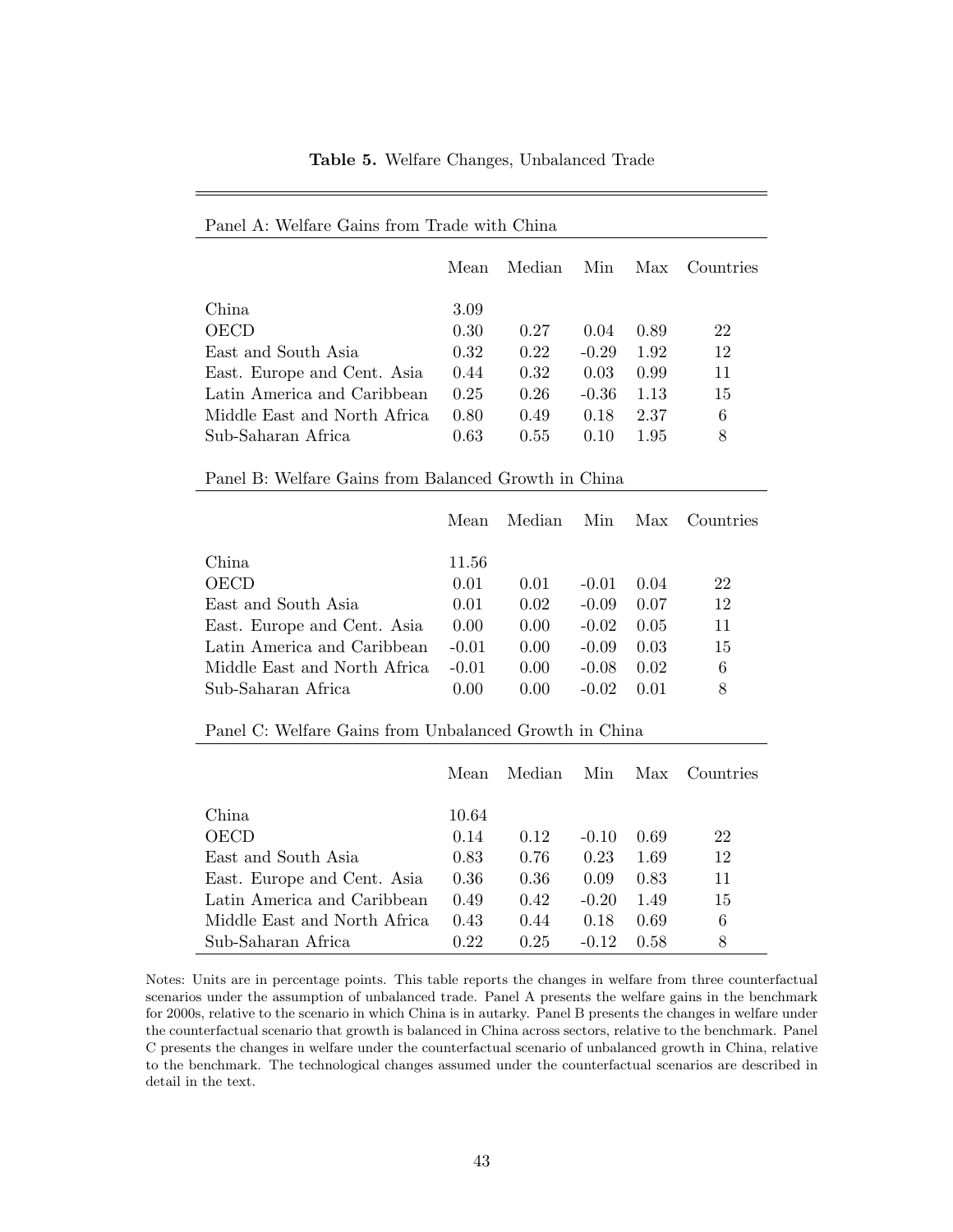**Table 5.** Welfare Changes, Unbalanced Trade

Panel A: Welfare Gains from Trade with China

| | Mean | Median | Min | Max | Countries |
|---|---|---|---|---|---|
| China | 3.09 | | | | |
| OECD | 0.30 | 0.27 | 0.04 | 0.89 | 22 |
| East and South Asia | 0.32 | 0.22 | -0.29 | 1.92 | 12 |
| East. Europe and Cent. Asia | 0.44 | 0.32 | 0.03 | 0.99 | 11 |
| Latin America and Caribbean | 0.25 | 0.26 | -0.36 | 1.13 | 15 |
| Middle East and North Africa | 0.80 | 0.49 | 0.18 | 2.37 | 6 |
| Sub-Saharan Africa | 0.63 | 0.55 | 0.10 | 1.95 | 8 |

Panel B: Welfare Gains from Balanced Growth in China

| | Mean | Median | Min | Max | Countries |
|---|---|---|---|---|---|
| China | 11.56 | | | | |
| OECD | 0.01 | 0.01 | -0.01 | 0.04 | 22 |
| East and South Asia | 0.01 | 0.02 | -0.09 | 0.07 | 12 |
| East. Europe and Cent. Asia | 0.00 | 0.00 | -0.02 | 0.05 | 11 |
| Latin America and Caribbean | -0.01 | 0.00 | -0.09 | 0.03 | 15 |
| Middle East and North Africa | -0.01 | 0.00 | -0.08 | 0.02 | 6 |
| Sub-Saharan Africa | 0.00 | 0.00 | -0.02 | 0.01 | 8 |

Panel C: Welfare Gains from Unbalanced Growth in China

| | Mean | Median | Min | Max | Countries |
|---|---|---|---|---|---|
| China | 10.64 | | | | |
| OECD | 0.14 | 0.12 | -0.10 | 0.69 | 22 |
| East and South Asia | 0.83 | 0.76 | 0.23 | 1.69 | 12 |
| East. Europe and Cent. Asia | 0.36 | 0.36 | 0.09 | 0.83 | 11 |
| Latin America and Caribbean | 0.49 | 0.42 | -0.20 | 1.49 | 15 |
| Middle East and North Africa | 0.43 | 0.44 | 0.18 | 0.69 | 6 |
| Sub-Saharan Africa | 0.22 | 0.25 | -0.12 | 0.58 | 8 |

Notes: Units are in percentage points. This table reports the changes in welfare from three counterfactual scenarios under the assumption of unbalanced trade. Panel A presents the welfare gains in the benchmark for 2000s, relative to the scenario in which China is in autarky. Panel B presents the changes in welfare under the counterfactual scenario that growth is balanced in China across sectors, relative to the benchmark. Panel C presents the changes in welfare under the counterfactual scenario of unbalanced growth in China, relative to the benchmark. The technological changes assumed under the counterfactual scenarios are described in detail in the text.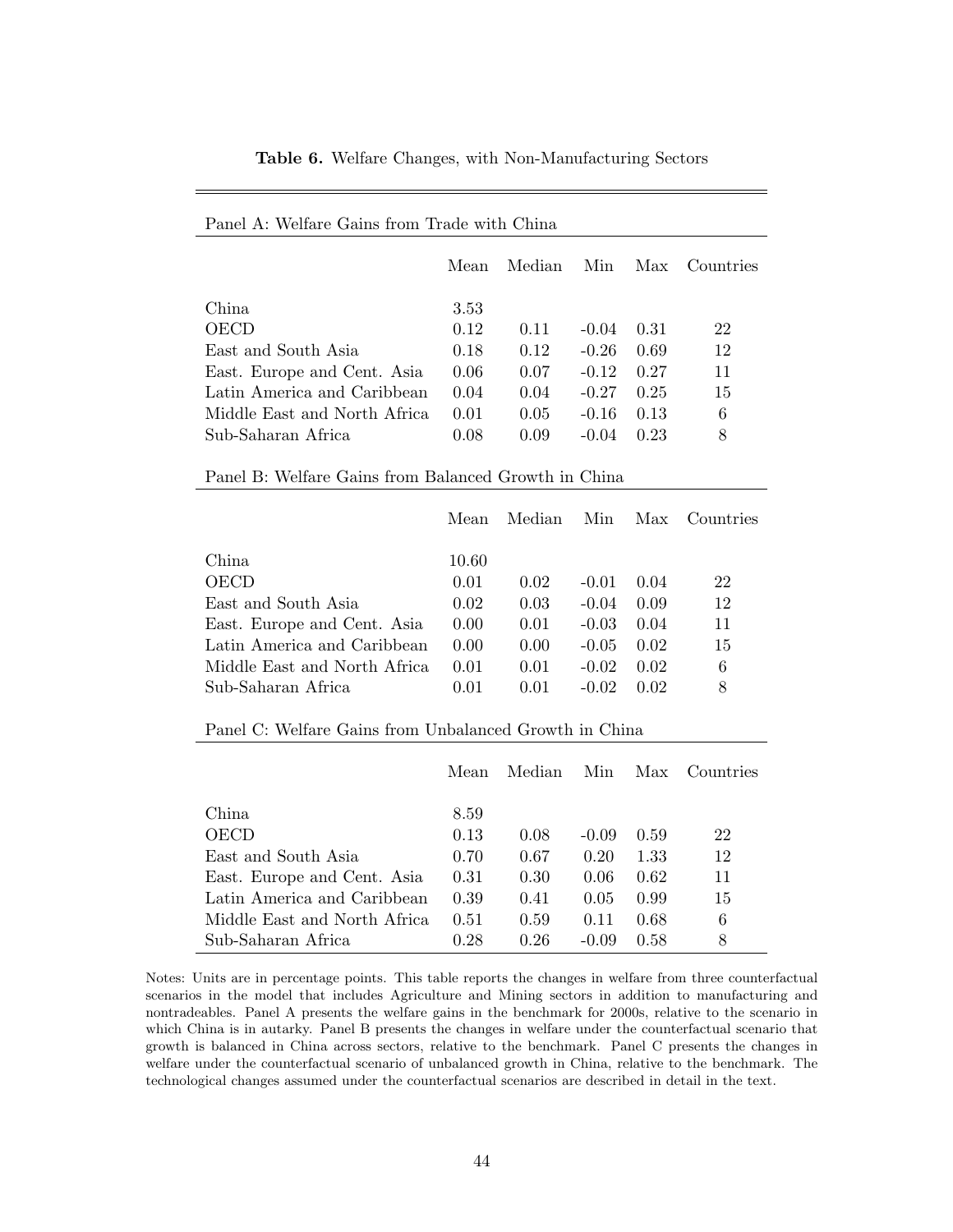**Table 6.** Welfare Changes, with Non-Manufacturing Sectors

Panel A: Welfare Gains from Trade with China

| | Mean | Median | Min | Max | Countries |
|---|---|---|---|---|---|
| China | 3.53 | | | | |
| OECD | 0.12 | 0.11 | -0.04 | 0.31 | 22 |
| East and South Asia | 0.18 | 0.12 | -0.26 | 0.69 | 12 |
| East. Europe and Cent. Asia | 0.06 | 0.07 | -0.12 | 0.27 | 11 |
| Latin America and Caribbean | 0.04 | 0.04 | -0.27 | 0.25 | 15 |
| Middle East and North Africa | 0.01 | 0.05 | -0.16 | 0.13 | 6 |
| Sub-Saharan Africa | 0.08 | 0.09 | -0.04 | 0.23 | 8 |

Panel B: Welfare Gains from Balanced Growth in China

| | Mean | Median | Min | Max | Countries |
|---|---|---|---|---|---|
| China | 10.60 | | | | |
| OECD | 0.01 | 0.02 | -0.01 | 0.04 | 22 |
| East and South Asia | 0.02 | 0.03 | -0.04 | 0.09 | 12 |
| East. Europe and Cent. Asia | 0.00 | 0.01 | -0.03 | 0.04 | 11 |
| Latin America and Caribbean | 0.00 | 0.00 | -0.05 | 0.02 | 15 |
| Middle East and North Africa | 0.01 | 0.01 | -0.02 | 0.02 | 6 |
| Sub-Saharan Africa | 0.01 | 0.01 | -0.02 | 0.02 | 8 |

Panel C: Welfare Gains from Unbalanced Growth in China

| | Mean | Median | Min | Max | Countries |
|---|---|---|---|---|---|
| China | 8.59 | | | | |
| OECD | 0.13 | 0.08 | -0.09 | 0.59 | 22 |
| East and South Asia | 0.70 | 0.67 | 0.20 | 1.33 | 12 |
| East. Europe and Cent. Asia | 0.31 | 0.30 | 0.06 | 0.62 | 11 |
| Latin America and Caribbean | 0.39 | 0.41 | 0.05 | 0.99 | 15 |
| Middle East and North Africa | 0.51 | 0.59 | 0.11 | 0.68 | 6 |
| Sub-Saharan Africa | 0.28 | 0.26 | -0.09 | 0.58 | 8 |

Notes: Units are in percentage points. This table reports the changes in welfare from three counterfactual scenarios in the model that includes Agriculture and Mining sectors in addition to manufacturing and nontradeables. Panel A presents the welfare gains in the benchmark for 2000s, relative to the scenario in which China is in autarky. Panel B presents the changes in welfare under the counterfactual scenario that growth is balanced in China across sectors, relative to the benchmark. Panel C presents the changes in welfare under the counterfactual scenario of unbalanced growth in China, relative to the benchmark. The technological changes assumed under the counterfactual scenarios are described in detail in the text.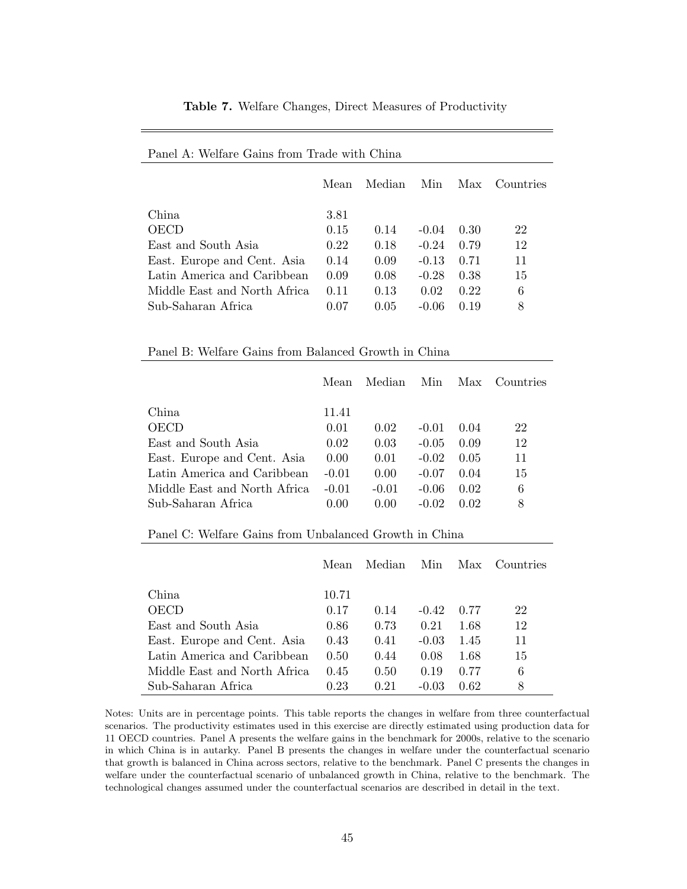**Table 7.** Welfare Changes, Direct Measures of Productivity

Panel A: Welfare Gains from Trade with China

| | Mean | Median | Min | Max | Countries |
|---|---|---|---|---|---|
| China | 3.81 | | | | |
| OECD | 0.15 | 0.14 | -0.04 | 0.30 | 22 |
| East and South Asia | 0.22 | 0.18 | -0.24 | 0.79 | 12 |
| East. Europe and Cent. Asia | 0.14 | 0.09 | -0.13 | 0.71 | 11 |
| Latin America and Caribbean | 0.09 | 0.08 | -0.28 | 0.38 | 15 |
| Middle East and North Africa | 0.11 | 0.13 | 0.02 | 0.22 | 6 |
| Sub-Saharan Africa | 0.07 | 0.05 | -0.06 | 0.19 | 8 |

Panel B: Welfare Gains from Balanced Growth in China

| | Mean | Median | Min | Max | Countries |
|---|---|---|---|---|---|
| China | 11.41 | | | | |
| OECD | 0.01 | 0.02 | -0.01 | 0.04 | 22 |
| East and South Asia | 0.02 | 0.03 | -0.05 | 0.09 | 12 |
| East. Europe and Cent. Asia | 0.00 | 0.01 | -0.02 | 0.05 | 11 |
| Latin America and Caribbean | -0.01 | 0.00 | -0.07 | 0.04 | 15 |
| Middle East and North Africa | -0.01 | -0.01 | -0.06 | 0.02 | 6 |
| Sub-Saharan Africa | 0.00 | 0.00 | -0.02 | 0.02 | 8 |

Panel C: Welfare Gains from Unbalanced Growth in China

| | Mean | Median | Min | Max | Countries |
|---|---|---|---|---|---|
| China | 10.71 | | | | |
| OECD | 0.17 | 0.14 | -0.42 | 0.77 | 22 |
| East and South Asia | 0.86 | 0.73 | 0.21 | 1.68 | 12 |
| East. Europe and Cent. Asia | 0.43 | 0.41 | -0.03 | 1.45 | 11 |
| Latin America and Caribbean | 0.50 | 0.44 | 0.08 | 1.68 | 15 |
| Middle East and North Africa | 0.45 | 0.50 | 0.19 | 0.77 | 6 |
| Sub-Saharan Africa | 0.23 | 0.21 | -0.03 | 0.62 | 8 |

Notes: Units are in percentage points. This table reports the changes in welfare from three counterfactual scenarios. The productivity estimates used in this exercise are directly estimated using production data for 11 OECD countries. Panel A presents the welfare gains in the benchmark for 2000s, relative to the scenario in which China is in autarky. Panel B presents the changes in welfare under the counterfactual scenario that growth is balanced in China across sectors, relative to the benchmark. Panel C presents the changes in welfare under the counterfactual scenario of unbalanced growth in China, relative to the benchmark. The technological changes assumed under the counterfactual scenarios are described in detail in the text.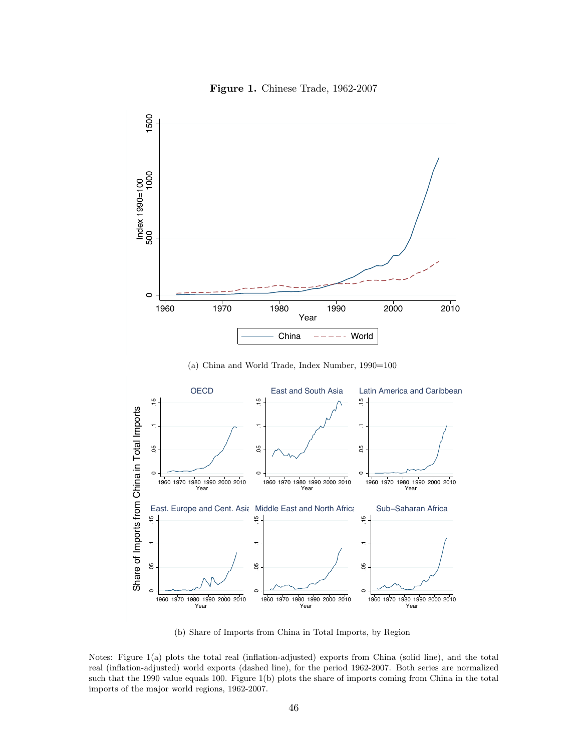**Figure 1.** Chinese Trade, 1962-2007

(a) China and World Trade, Index Number, 1990=100

(b) Share of Imports from China in Total Imports, by Region

Notes: Figure 1(a) plots the total real (inflation-adjusted) exports from China (solid line), and the total real (inflation-adjusted) world exports (dashed line), for the period 1962-2007. Both series are normalized such that the 1990 value equals 100. Figure 1(b) plots the share of imports coming from China in the total imports of the major world regions, 1962-2007.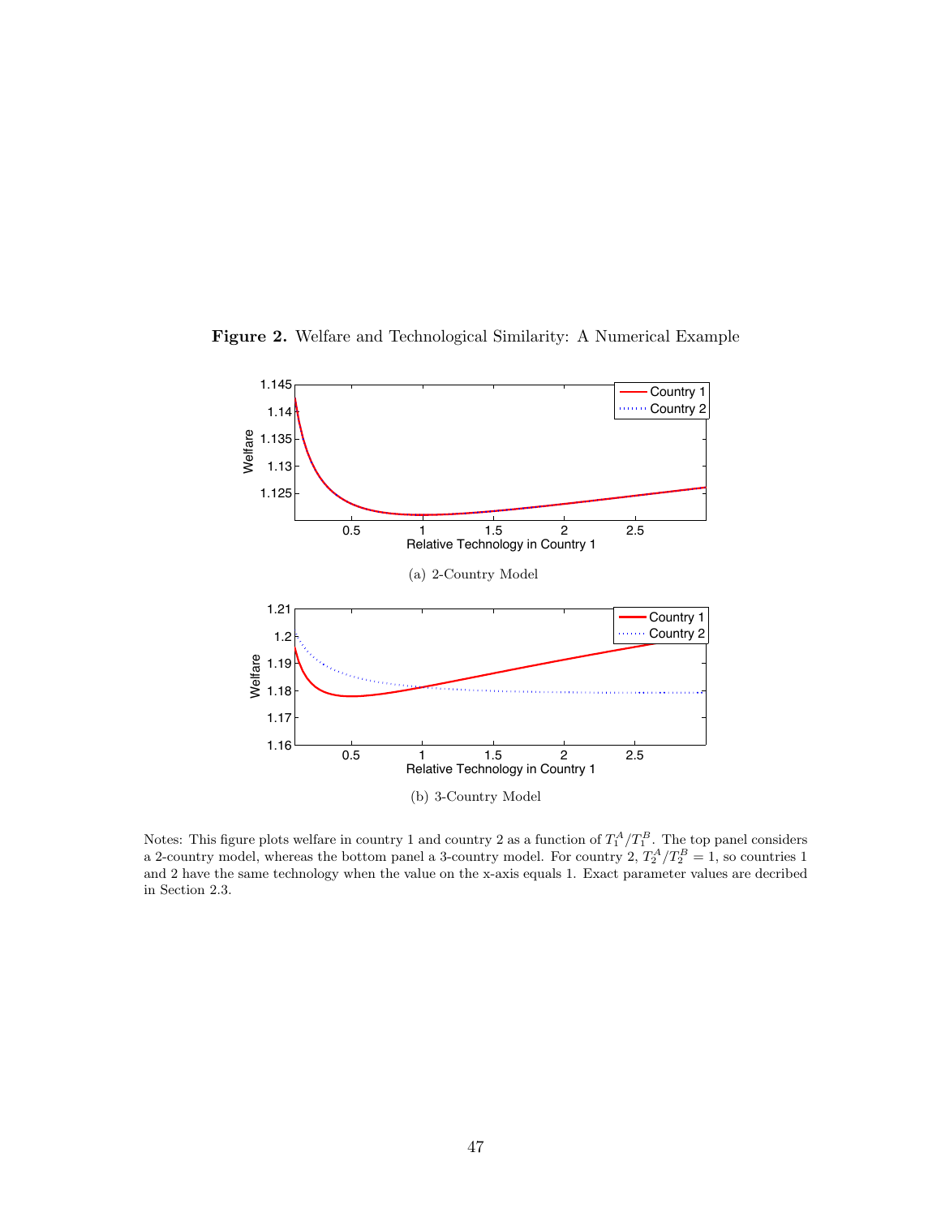**Figure 2.** Welfare and Technological Similarity: A Numerical Example

(a) 2-Country Model

(b) 3-Country Model

Notes: This figure plots welfare in country 1 and country 2 as a function of $T_1^A/T_1^B$. The top panel considers a 2-country model, whereas the bottom panel a 3-country model. For country 2, $T_2^A/T_2^B = 1$, so countries 1 and 2 have the same technology when the value on the x-axis equals 1. Exact parameter values are decribed in Section 2.3.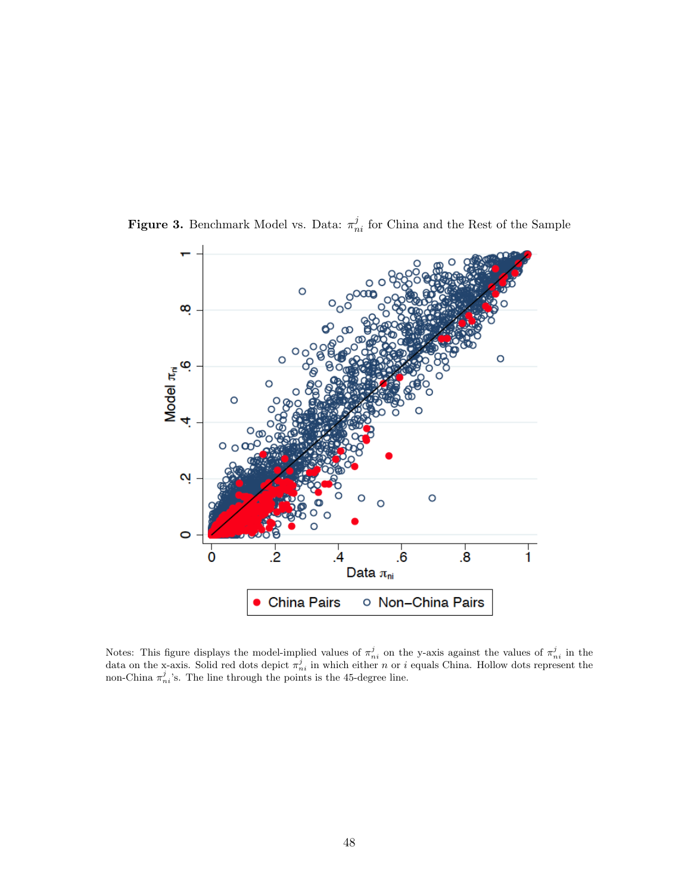**Figure 3.** Benchmark Model vs. Data: $\pi^j_{ni}$ for China and the Rest of the Sample

Notes: This figure displays the model-implied values of $\pi^j_{ni}$ on the y-axis against the values of $\pi^j_{ni}$ in the data on the x-axis. Solid red dots depict $\pi^j_{ni}$ in which either $n$ or $i$ equals China. Hollow dots represent the non-China $\pi^j_{ni}$'s. The line through the points is the 45-degree line.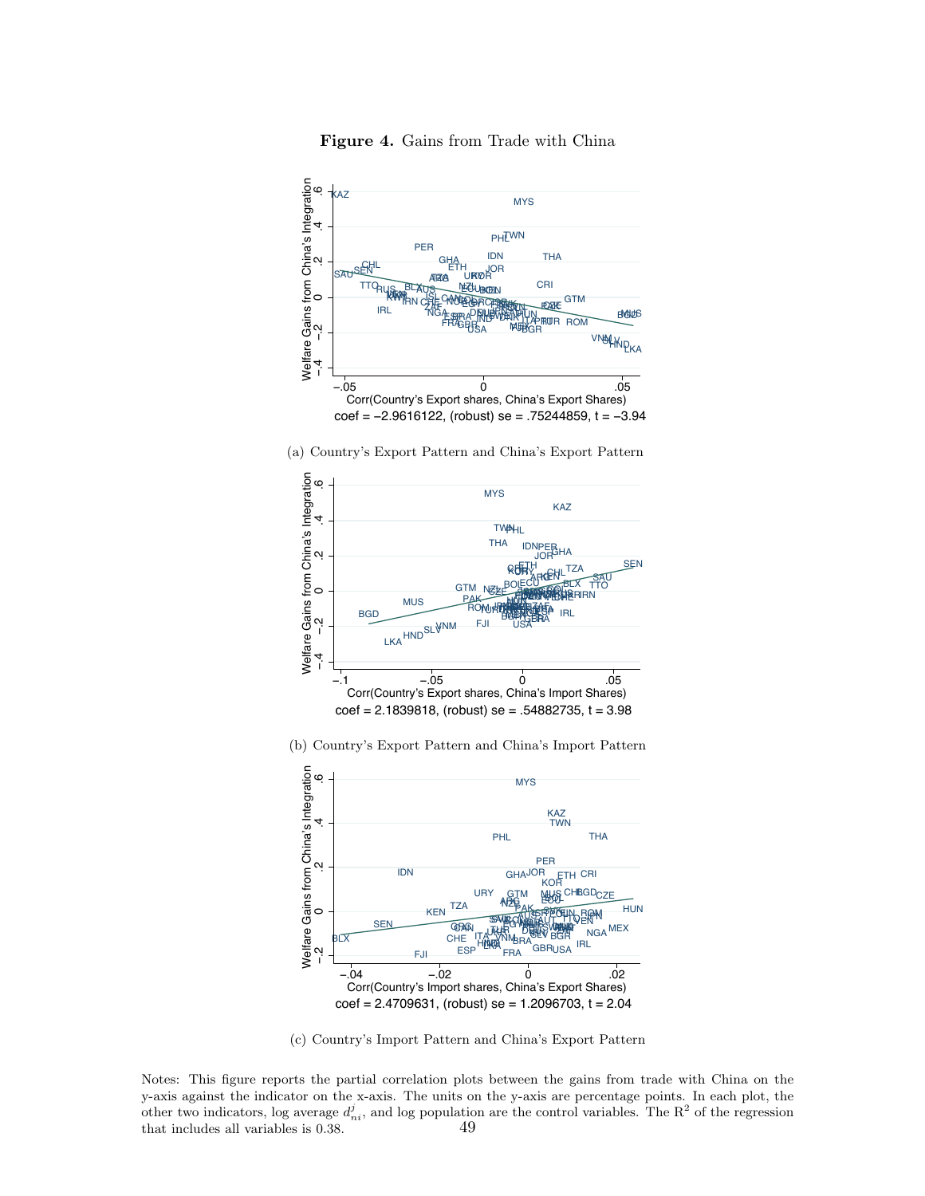**Figure 4.** Gains from Trade with China

coef = −2.9616122, (robust) se = .75244859, t = −3.94

(a) Country's Export Pattern and China's Export Pattern

coef = 2.1839818, (robust) se = .54882735, t = 3.98

(b) Country's Export Pattern and China's Import Pattern

coef = 2.4709631, (robust) se = 1.2096703, t = 2.04

(c) Country's Import Pattern and China's Export Pattern

Notes: This figure reports the partial correlation plots between the gains from trade with China on the y-axis against the indicator on the x-axis. The units on the y-axis are percentage points. In each plot, the other two indicators, log average $d^j_{ni}$, and log population are the control variables. The $R^2$ of the regression that includes all variables is 0.38.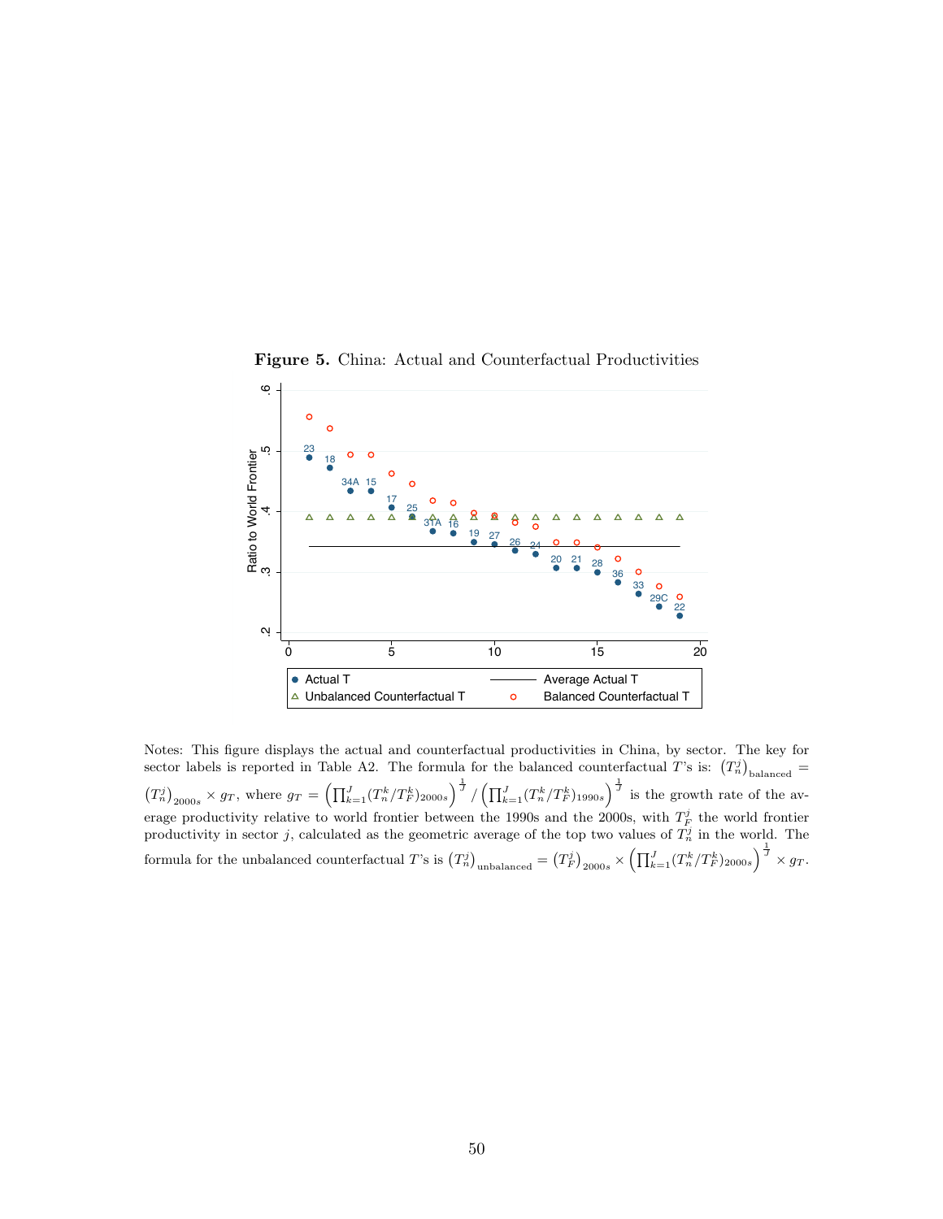**Figure 5.** China: Actual and Counterfactual Productivities

Notes: This figure displays the actual and counterfactual productivities in China, by sector. The key for sector labels is reported in Table A2. The formula for the balanced counterfactual $T$'s is: $\left(T_n^j\right)_{\text{balanced}} = \left(T_n^j\right)_{2000s} \times g_T$, where $g_T = \left(\prod_{k=1}^{J}(T_n^k/T_F^k)_{2000s}\right)^{\frac{1}{J}} / \left(\prod_{k=1}^{J}(T_n^k/T_F^k)_{1990s}\right)^{\frac{1}{J}}$ is the growth rate of the average productivity relative to world frontier between the 1990s and the 2000s, with $T_F^j$ the world frontier productivity in sector $j$, calculated as the geometric average of the top two values of $T_n^j$ in the world. The formula for the unbalanced counterfactual $T$'s is $\left(T_n^j\right)_{\text{unbalanced}} = \left(T_F^j\right)_{2000s} \times \left(\prod_{k=1}^{J}(T_n^k/T_F^k)_{2000s}\right)^{\frac{1}{J}} \times g_T$.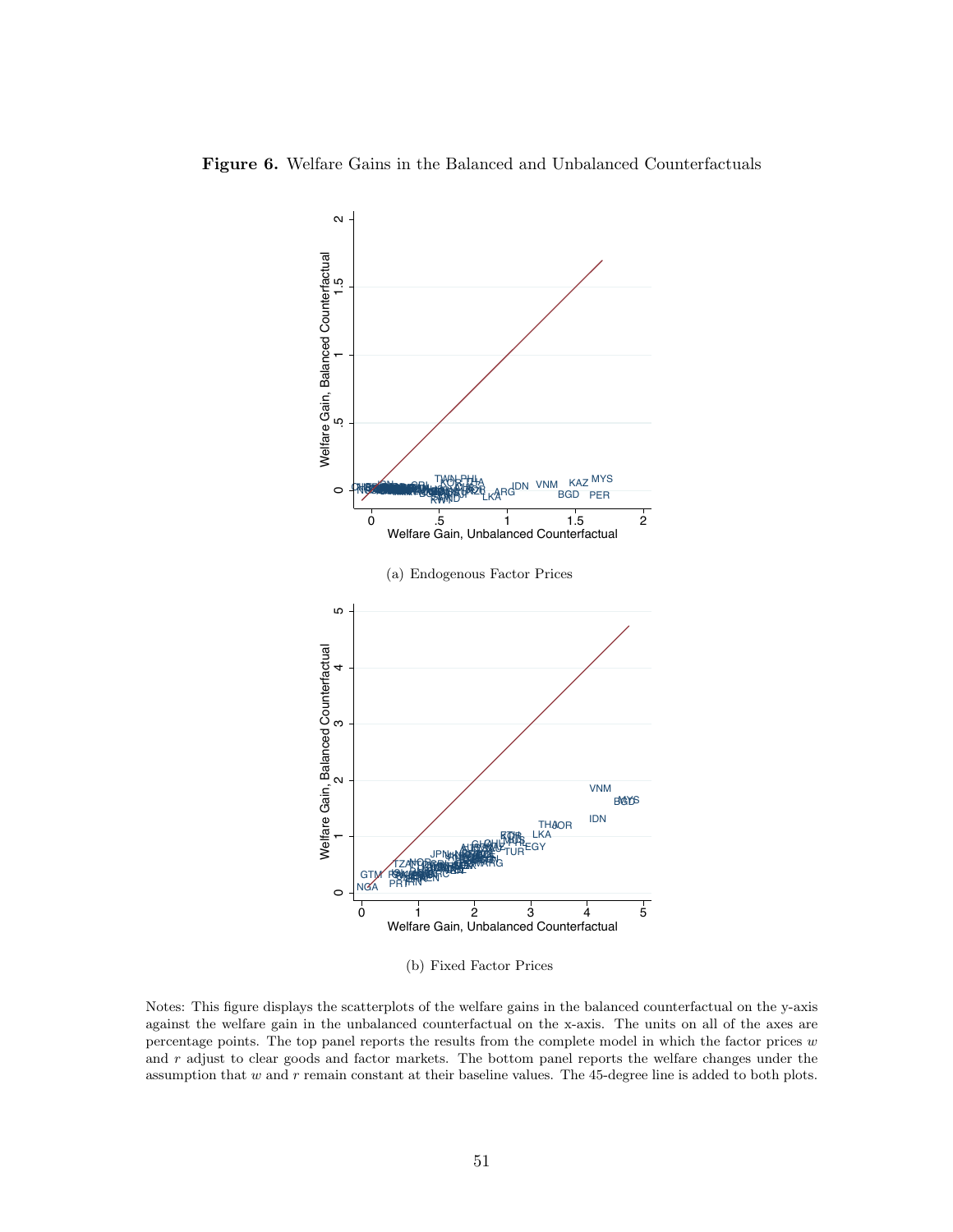**Figure 6.** Welfare Gains in the Balanced and Unbalanced Counterfactuals

(a) Endogenous Factor Prices

(b) Fixed Factor Prices

Notes: This figure displays the scatterplots of the welfare gains in the balanced counterfactual on the y-axis against the welfare gain in the unbalanced counterfactual on the x-axis. The units on all of the axes are percentage points. The top panel reports the results from the complete model in which the factor prices $w$ and $r$ adjust to clear goods and factor markets. The bottom panel reports the welfare changes under the assumption that $w$ and $r$ remain constant at their baseline values. The 45-degree line is added to both plots.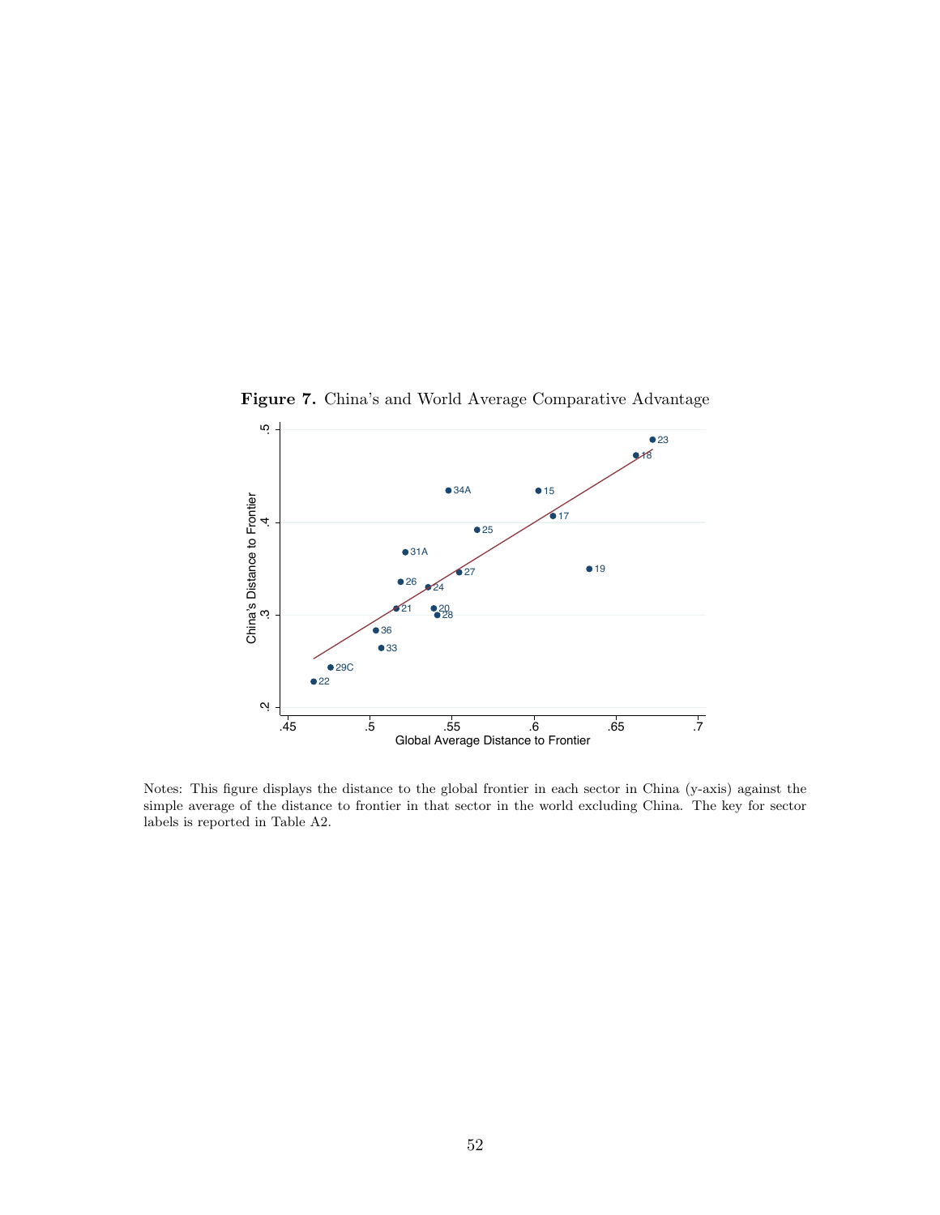**Figure 7.** China's and World Average Comparative Advantage

Notes: This figure displays the distance to the global frontier in each sector in China (y-axis) against the simple average of the distance to frontier in that sector in the world excluding China. The key for sector labels is reported in Table A2.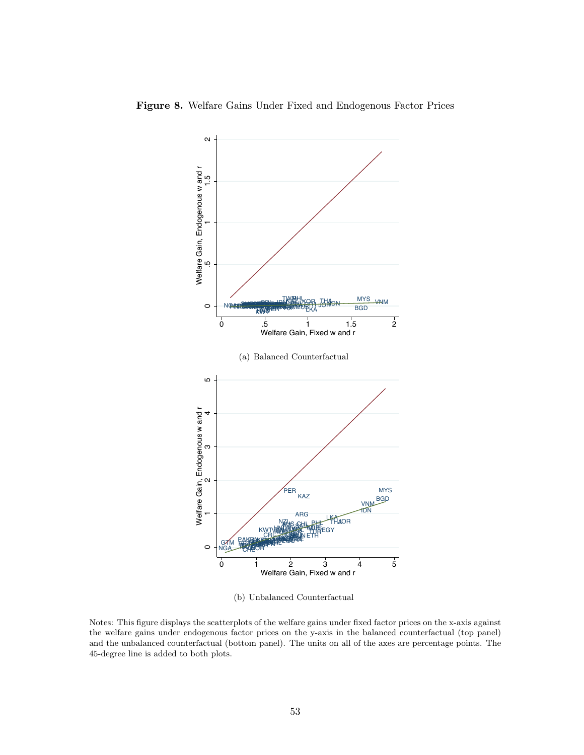**Figure 8.** Welfare Gains Under Fixed and Endogenous Factor Prices

(a) Balanced Counterfactual

(b) Unbalanced Counterfactual

Notes: This figure displays the scatterplots of the welfare gains under fixed factor prices on the x-axis against the welfare gains under endogenous factor prices on the y-axis in the balanced counterfactual (top panel) and the unbalanced counterfactual (bottom panel). The units on all of the axes are percentage points. The 45-degree line is added to both plots.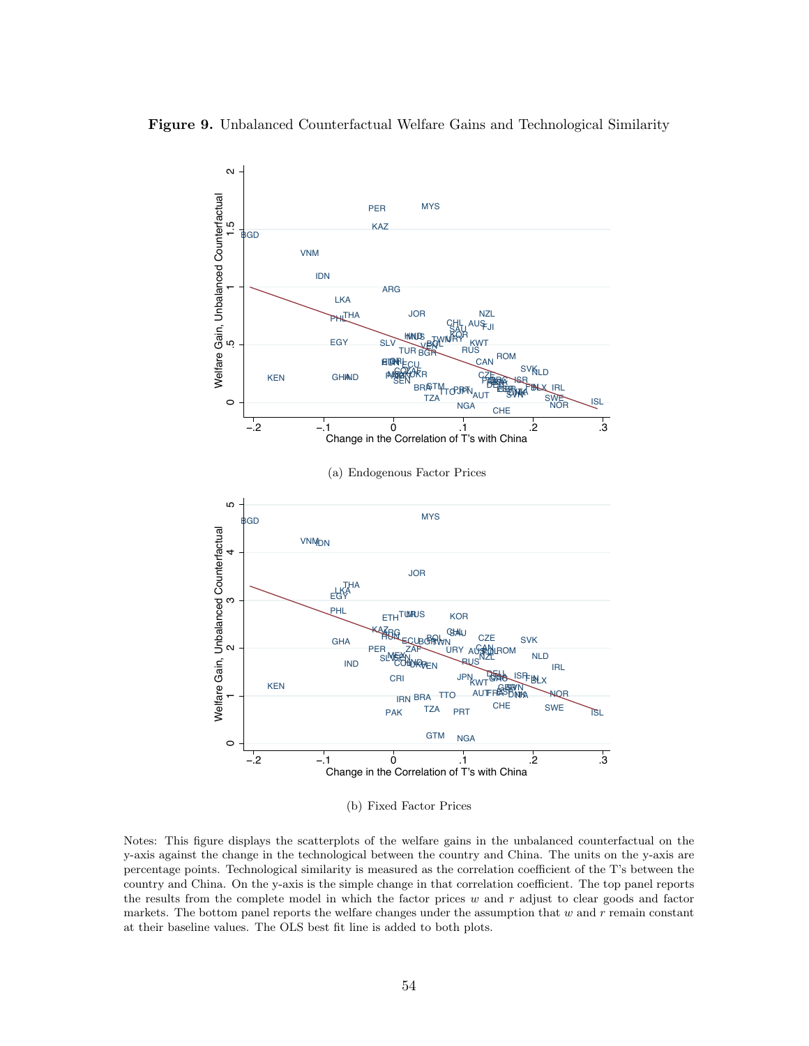**Figure 9.** Unbalanced Counterfactual Welfare Gains and Technological Similarity

(a) Endogenous Factor Prices

(b) Fixed Factor Prices

Notes: This figure displays the scatterplots of the welfare gains in the unbalanced counterfactual on the y-axis against the change in the technological between the country and China. The units on the y-axis are percentage points. Technological similarity is measured as the correlation coefficient of the T's between the country and China. On the y-axis is the simple change in that correlation coefficient. The top panel reports the results from the complete model in which the factor prices $w$ and $r$ adjust to clear goods and factor markets. The bottom panel reports the welfare changes under the assumption that $w$ and $r$ remain constant at their baseline values. The OLS best fit line is added to both plots.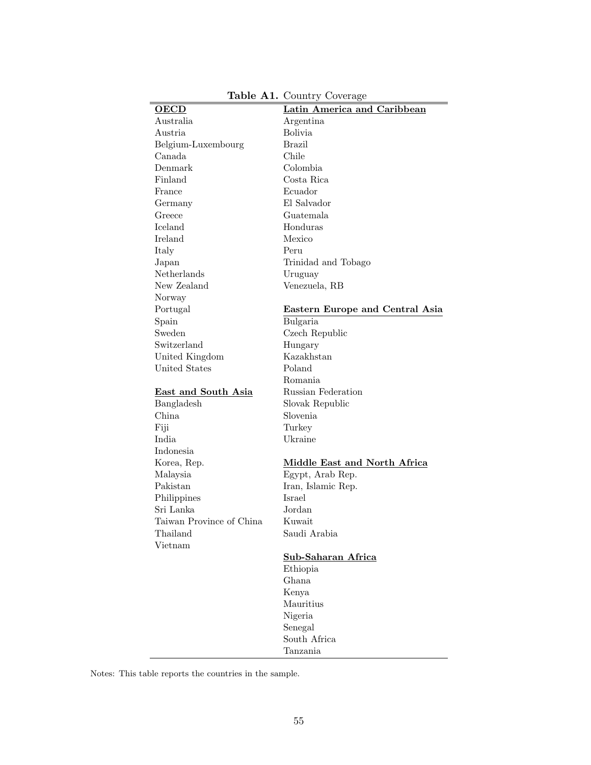**Table A1.** Country Coverage

| OECD | Latin America and Caribbean |
|---|---|
| Australia | Argentina |
| Austria | Bolivia |
| Belgium-Luxembourg | Brazil |
| Canada | Chile |
| Denmark | Colombia |
| Finland | Costa Rica |
| France | Ecuador |
| Germany | El Salvador |
| Greece | Guatemala |
| Iceland | Honduras |
| Ireland | Mexico |
| Italy | Peru |
| Japan | Trinidad and Tobago |
| Netherlands | Uruguay |
| New Zealand | Venezuela, RB |
| Norway | |
| Portugal | **Eastern Europe and Central Asia** |
| Spain | Bulgaria |
| Sweden | Czech Republic |
| Switzerland | Hungary |
| United Kingdom | Kazakhstan |
| United States | Poland |
| | Romania |
| **East and South Asia** | Russian Federation |
| Bangladesh | Slovak Republic |
| China | Slovenia |
| Fiji | Turkey |
| India | Ukraine |
| Indonesia | |
| Korea, Rep. | **Middle East and North Africa** |
| Malaysia | Egypt, Arab Rep. |
| Pakistan | Iran, Islamic Rep. |
| Philippines | Israel |
| Sri Lanka | Jordan |
| Taiwan Province of China | Kuwait |
| Thailand | Saudi Arabia |
| Vietnam | |
| | **Sub-Saharan Africa** |
| | Ethiopia |
| | Ghana |
| | Kenya |
| | Mauritius |
| | Nigeria |
| | Senegal |
| | South Africa |
| | Tanzania |

Notes: This table reports the countries in the sample.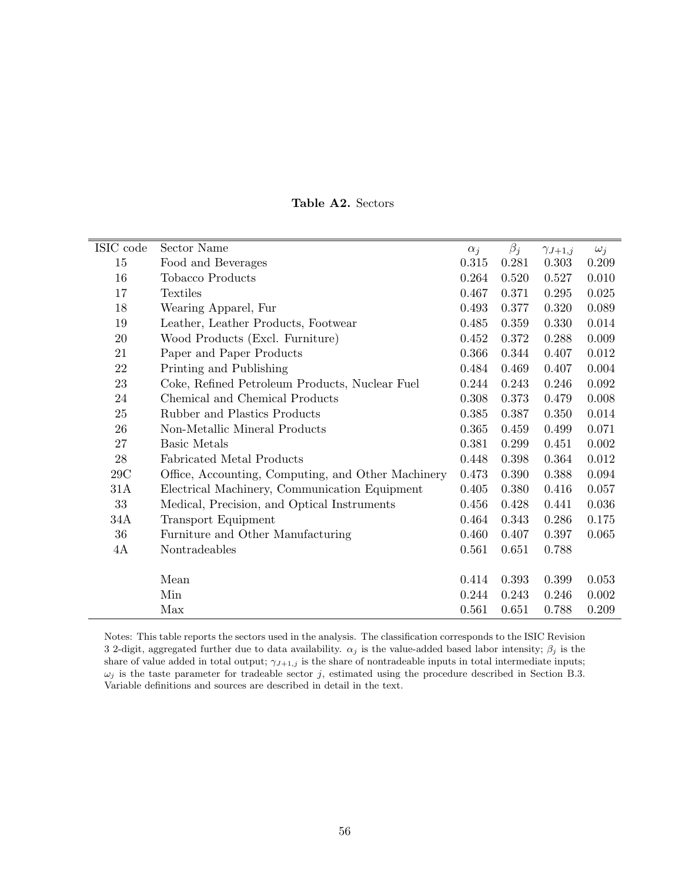**Table A2.** Sectors

| ISIC code | Sector Name | $\alpha_j$ | $\beta_j$ | $\gamma_{J+1,j}$ | $\omega_j$ |
|---|---|---|---|---|---|
| 15 | Food and Beverages | 0.315 | 0.281 | 0.303 | 0.209 |
| 16 | Tobacco Products | 0.264 | 0.520 | 0.527 | 0.010 |
| 17 | Textiles | 0.467 | 0.371 | 0.295 | 0.025 |
| 18 | Wearing Apparel, Fur | 0.493 | 0.377 | 0.320 | 0.089 |
| 19 | Leather, Leather Products, Footwear | 0.485 | 0.359 | 0.330 | 0.014 |
| 20 | Wood Products (Excl. Furniture) | 0.452 | 0.372 | 0.288 | 0.009 |
| 21 | Paper and Paper Products | 0.366 | 0.344 | 0.407 | 0.012 |
| 22 | Printing and Publishing | 0.484 | 0.469 | 0.407 | 0.004 |
| 23 | Coke, Refined Petroleum Products, Nuclear Fuel | 0.244 | 0.243 | 0.246 | 0.092 |
| 24 | Chemical and Chemical Products | 0.308 | 0.373 | 0.479 | 0.008 |
| 25 | Rubber and Plastics Products | 0.385 | 0.387 | 0.350 | 0.014 |
| 26 | Non-Metallic Mineral Products | 0.365 | 0.459 | 0.499 | 0.071 |
| 27 | Basic Metals | 0.381 | 0.299 | 0.451 | 0.002 |
| 28 | Fabricated Metal Products | 0.448 | 0.398 | 0.364 | 0.012 |
| 29C | Office, Accounting, Computing, and Other Machinery | 0.473 | 0.390 | 0.388 | 0.094 |
| 31A | Electrical Machinery, Communication Equipment | 0.405 | 0.380 | 0.416 | 0.057 |
| 33 | Medical, Precision, and Optical Instruments | 0.456 | 0.428 | 0.441 | 0.036 |
| 34A | Transport Equipment | 0.464 | 0.343 | 0.286 | 0.175 |
| 36 | Furniture and Other Manufacturing | 0.460 | 0.407 | 0.397 | 0.065 |
| 4A | Nontradeables | 0.561 | 0.651 | 0.788 | |
| | | | | | |
| | Mean | 0.414 | 0.393 | 0.399 | 0.053 |
| | Min | 0.244 | 0.243 | 0.246 | 0.002 |
| | Max | 0.561 | 0.651 | 0.788 | 0.209 |

Notes: This table reports the sectors used in the analysis. The classification corresponds to the ISIC Revision 3 2-digit, aggregated further due to data availability. $\alpha_j$ is the value-added based labor intensity; $\beta_j$ is the share of value added in total output; $\gamma_{J+1,j}$ is the share of nontradeable inputs in total intermediate inputs; $\omega_j$ is the taste parameter for tradeable sector $j$, estimated using the procedure described in Section B.3. Variable definitions and sources are described in detail in the text.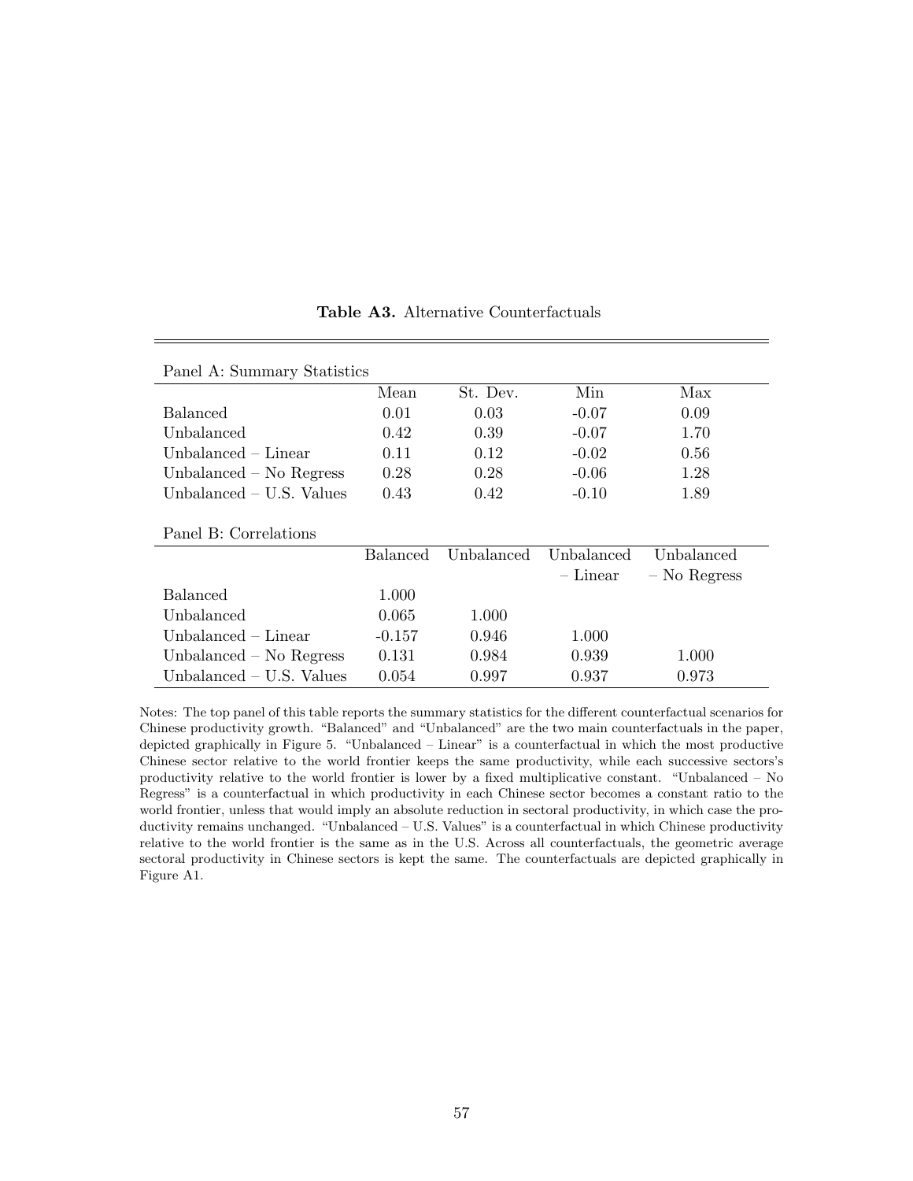**Table A3.** Alternative Counterfactuals

Panel A: Summary Statistics

| | Mean | St. Dev. | Min | Max |
|---|---|---|---|---|
| Balanced | 0.01 | 0.03 | -0.07 | 0.09 |
| Unbalanced | 0.42 | 0.39 | -0.07 | 1.70 |
| Unbalanced – Linear | 0.11 | 0.12 | -0.02 | 0.56 |
| Unbalanced – No Regress | 0.28 | 0.28 | -0.06 | 1.28 |
| Unbalanced – U.S. Values | 0.43 | 0.42 | -0.10 | 1.89 |

Panel B: Correlations

| | Balanced | Unbalanced | Unbalanced – Linear | Unbalanced – No Regress |
|---|---|---|---|---|
| Balanced | 1.000 | | | |
| Unbalanced | 0.065 | 1.000 | | |
| Unbalanced – Linear | -0.157 | 0.946 | 1.000 | |
| Unbalanced – No Regress | 0.131 | 0.984 | 0.939 | 1.000 |
| Unbalanced – U.S. Values | 0.054 | 0.997 | 0.937 | 0.973 |

Notes: The top panel of this table reports the summary statistics for the different counterfactual scenarios for Chinese productivity growth. "Balanced" and "Unbalanced" are the two main counterfactuals in the paper, depicted graphically in Figure 5. "Unbalanced – Linear" is a counterfactual in which the most productive Chinese sector relative to the world frontier keeps the same productivity, while each successive sectors's productivity relative to the world frontier is lower by a fixed multiplicative constant. "Unbalanced – No Regress" is a counterfactual in which productivity in each Chinese sector becomes a constant ratio to the world frontier, unless that would imply an absolute reduction in sectoral productivity, in which case the productivity remains unchanged. "Unbalanced – U.S. Values" is a counterfactual in which Chinese productivity relative to the world frontier is the same as in the U.S. Across all counterfactuals, the geometric average sectoral productivity in Chinese sectors is kept the same. The counterfactuals are depicted graphically in Figure A1.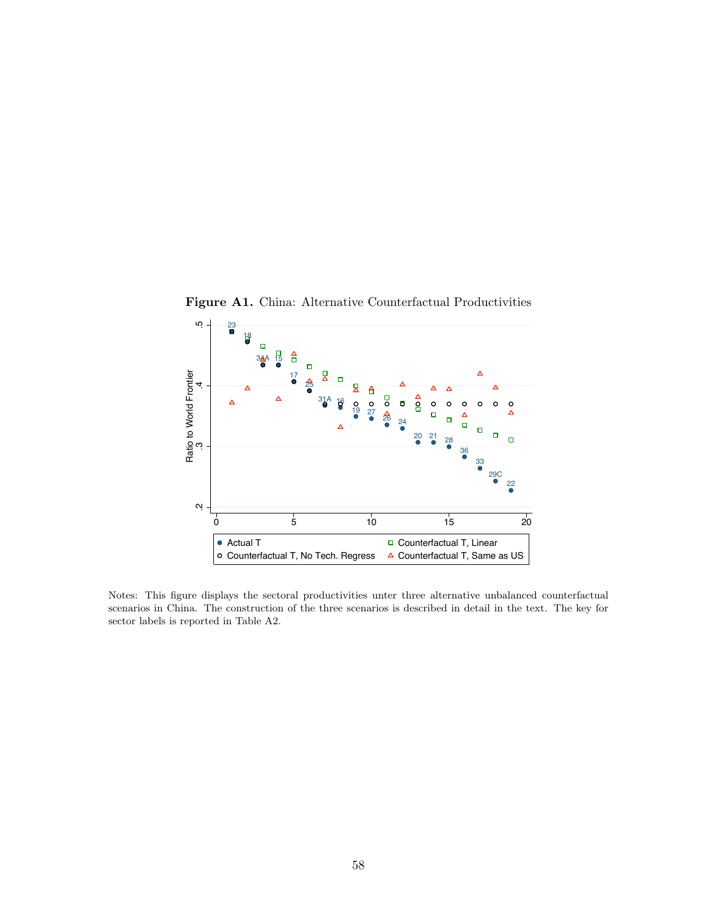**Figure A1.** China: Alternative Counterfactual Productivities

Ratio to World Frontier

.2
.3
.4
.5

0
5
10
15
20

23
18
34A
15
17
25
31A
16
19
27
26
24
20
21
28
36
33
29C
22

Actual T
Counterfactual T, Linear
Counterfactual T, No Tech. Regress
Counterfactual T, Same as US

Notes: This figure displays the sectoral productivities unter three alternative unbalanced counterfactual scenarios in China. The construction of the three scenarios is described in detail in the text. The key for sector labels is reported in Table A2.